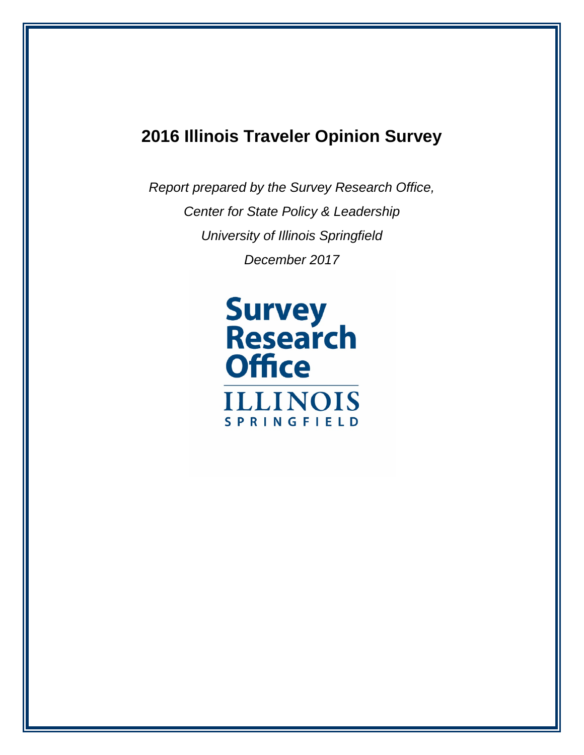# 2016 Illinois Traveler Opinion Survey

*Report prepared by the Survey Research Office,*

*Center for State Policy & Leadership*

*University of Illinois Springfield*

*December 2017*

Survey Research Office

ILLINOIS SPRINGFIELD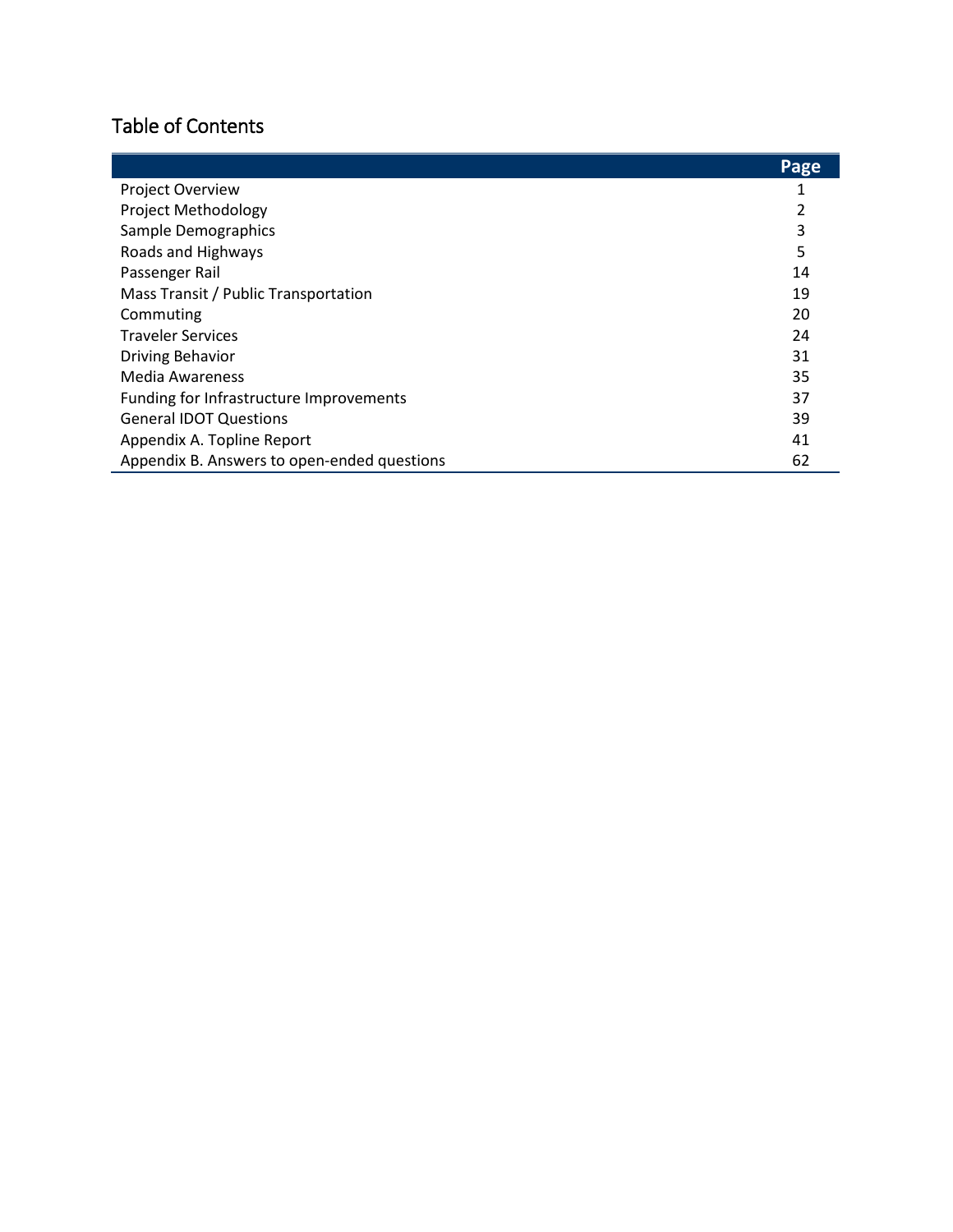## Table of Contents

| | Page |
|---|---|
| Project Overview | 1 |
| Project Methodology | 2 |
| Sample Demographics | 3 |
| Roads and Highways | 5 |
| Passenger Rail | 14 |
| Mass Transit / Public Transportation | 19 |
| Commuting | 20 |
| Traveler Services | 24 |
| Driving Behavior | 31 |
| Media Awareness | 35 |
| Funding for Infrastructure Improvements | 37 |
| General IDOT Questions | 39 |
| Appendix A. Topline Report | 41 |
| Appendix B. Answers to open-ended questions | 62 |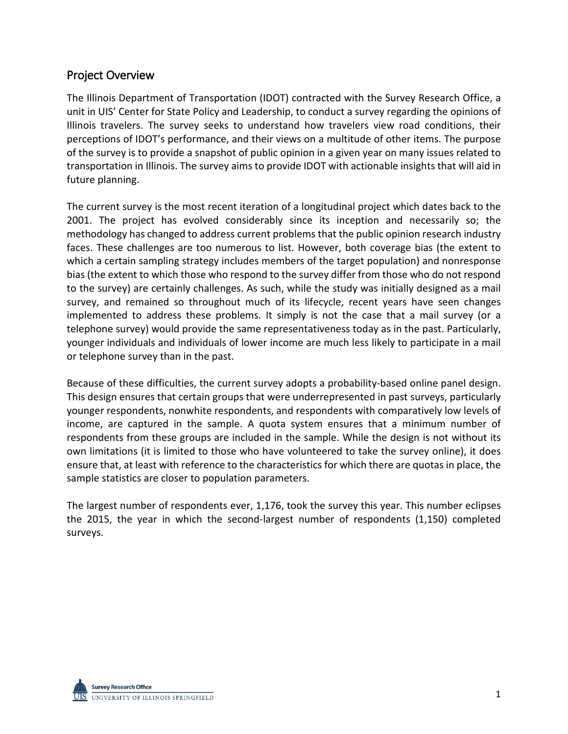## Project Overview

The Illinois Department of Transportation (IDOT) contracted with the Survey Research Office, a unit in UIS' Center for State Policy and Leadership, to conduct a survey regarding the opinions of Illinois travelers. The survey seeks to understand how travelers view road conditions, their perceptions of IDOT's performance, and their views on a multitude of other items. The purpose of the survey is to provide a snapshot of public opinion in a given year on many issues related to transportation in Illinois. The survey aims to provide IDOT with actionable insights that will aid in future planning.

The current survey is the most recent iteration of a longitudinal project which dates back to the 2001. The project has evolved considerably since its inception and necessarily so; the methodology has changed to address current problems that the public opinion research industry faces. These challenges are too numerous to list. However, both coverage bias (the extent to which a certain sampling strategy includes members of the target population) and nonresponse bias (the extent to which those who respond to the survey differ from those who do not respond to the survey) are certainly challenges. As such, while the study was initially designed as a mail survey, and remained so throughout much of its lifecycle, recent years have seen changes implemented to address these problems. It simply is not the case that a mail survey (or a telephone survey) would provide the same representativeness today as in the past. Particularly, younger individuals and individuals of lower income are much less likely to participate in a mail or telephone survey than in the past.

Because of these difficulties, the current survey adopts a probability-based online panel design. This design ensures that certain groups that were underrepresented in past surveys, particularly younger respondents, nonwhite respondents, and respondents with comparatively low levels of income, are captured in the sample. A quota system ensures that a minimum number of respondents from these groups are included in the sample. While the design is not without its own limitations (it is limited to those who have volunteered to take the survey online), it does ensure that, at least with reference to the characteristics for which there are quotas in place, the sample statistics are closer to population parameters.

The largest number of respondents ever, 1,176, took the survey this year. This number eclipses the 2015, the year in which the second-largest number of respondents (1,150) completed surveys.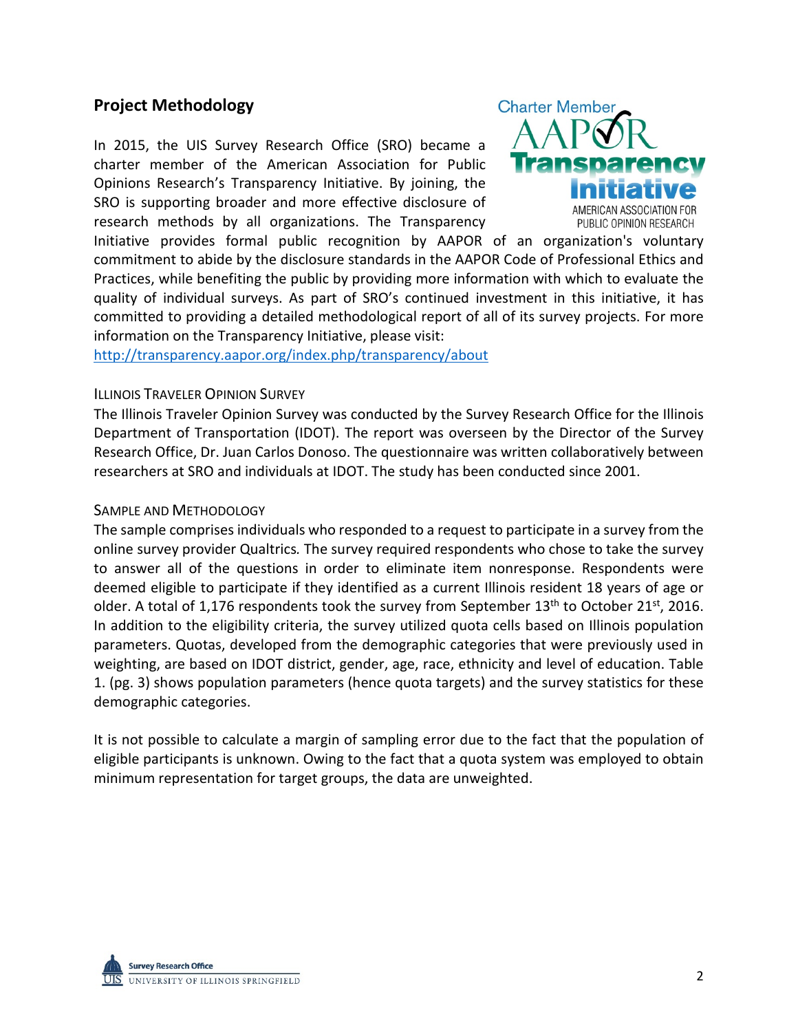## Project Methodology

In 2015, the UIS Survey Research Office (SRO) became a charter member of the American Association for Public Opinions Research's Transparency Initiative. By joining, the SRO is supporting broader and more effective disclosure of research methods by all organizations. The Transparency Initiative provides formal public recognition by AAPOR of an organization's voluntary commitment to abide by the disclosure standards in the AAPOR Code of Professional Ethics and Practices, while benefiting the public by providing more information with which to evaluate the quality of individual surveys. As part of SRO's continued investment in this initiative, it has committed to providing a detailed methodological report of all of its survey projects. For more information on the Transparency Initiative, please visit:
http://transparency.aapor.org/index.php/transparency/about

### Illinois Traveler Opinion Survey

The Illinois Traveler Opinion Survey was conducted by the Survey Research Office for the Illinois Department of Transportation (IDOT). The report was overseen by the Director of the Survey Research Office, Dr. Juan Carlos Donoso. The questionnaire was written collaboratively between researchers at SRO and individuals at IDOT. The study has been conducted since 2001.

### Sample and Methodology

The sample comprises individuals who responded to a request to participate in a survey from the online survey provider Qualtrics. The survey required respondents who chose to take the survey to answer all of the questions in order to eliminate item nonresponse. Respondents were deemed eligible to participate if they identified as a current Illinois resident 18 years of age or older. A total of 1,176 respondents took the survey from September 13th to October 21st, 2016. In addition to the eligibility criteria, the survey utilized quota cells based on Illinois population parameters. Quotas, developed from the demographic categories that were previously used in weighting, are based on IDOT district, gender, age, race, ethnicity and level of education. Table 1. (pg. 3) shows population parameters (hence quota targets) and the survey statistics for these demographic categories.

It is not possible to calculate a margin of sampling error due to the fact that the population of eligible participants is unknown. Owing to the fact that a quota system was employed to obtain minimum representation for target groups, the data are unweighted.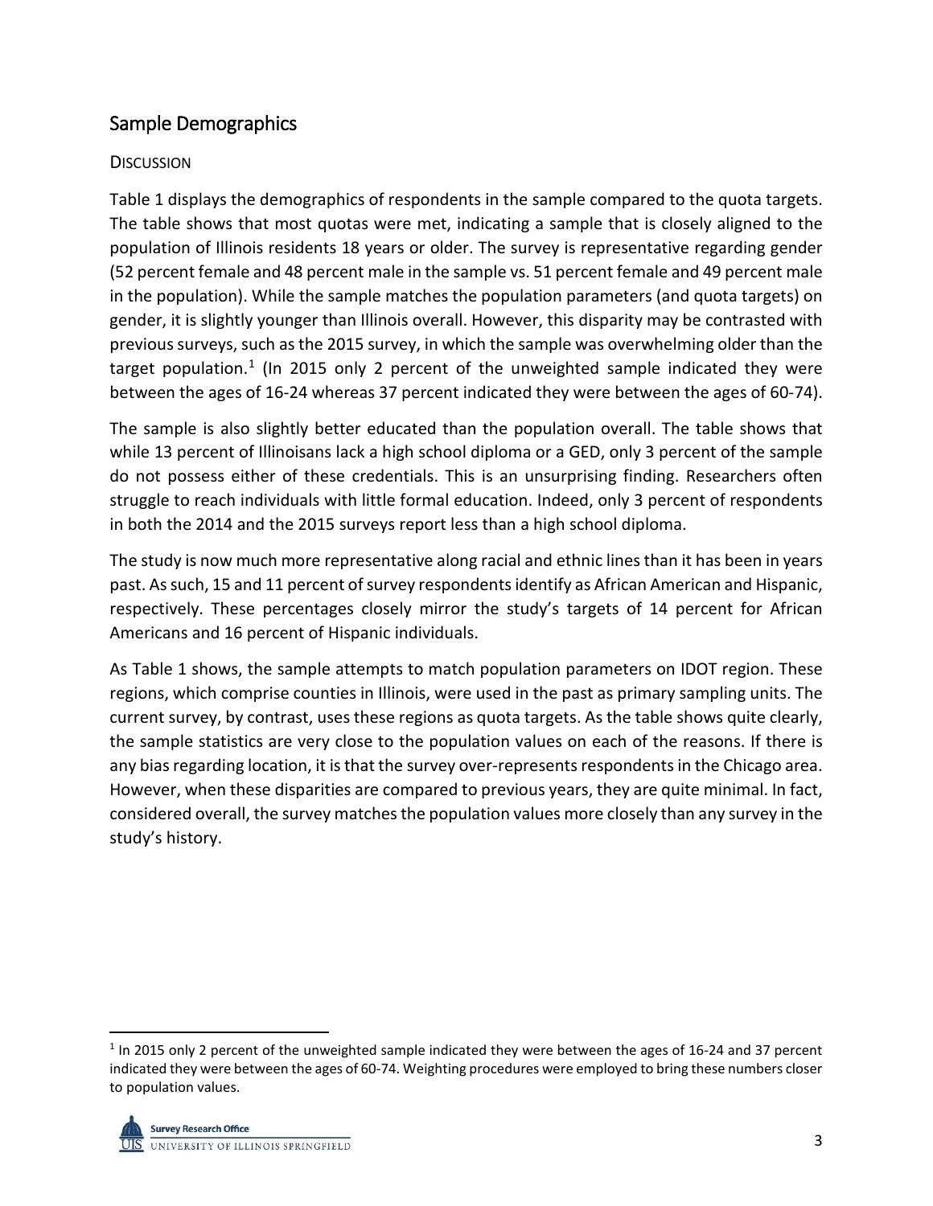## Sample Demographics

### Discussion

Table 1 displays the demographics of respondents in the sample compared to the quota targets. The table shows that most quotas were met, indicating a sample that is closely aligned to the population of Illinois residents 18 years or older. The survey is representative regarding gender (52 percent female and 48 percent male in the sample vs. 51 percent female and 49 percent male in the population). While the sample matches the population parameters (and quota targets) on gender, it is slightly younger than Illinois overall. However, this disparity may be contrasted with previous surveys, such as the 2015 survey, in which the sample was overwhelming older than the target population.[1] (In 2015 only 2 percent of the unweighted sample indicated they were between the ages of 16-24 whereas 37 percent indicated they were between the ages of 60-74).

The sample is also slightly better educated than the population overall. The table shows that while 13 percent of Illinoisans lack a high school diploma or a GED, only 3 percent of the sample do not possess either of these credentials. This is an unsurprising finding. Researchers often struggle to reach individuals with little formal education. Indeed, only 3 percent of respondents in both the 2014 and the 2015 surveys report less than a high school diploma.

The study is now much more representative along racial and ethnic lines than it has been in years past. As such, 15 and 11 percent of survey respondents identify as African American and Hispanic, respectively. These percentages closely mirror the study's targets of 14 percent for African Americans and 16 percent of Hispanic individuals.

As Table 1 shows, the sample attempts to match population parameters on IDOT region. These regions, which comprise counties in Illinois, were used in the past as primary sampling units. The current survey, by contrast, uses these regions as quota targets. As the table shows quite clearly, the sample statistics are very close to the population values on each of the reasons. If there is any bias regarding location, it is that the survey over-represents respondents in the Chicago area. However, when these disparities are compared to previous years, they are quite minimal. In fact, considered overall, the survey matches the population values more closely than any survey in the study's history.

[1] In 2015 only 2 percent of the unweighted sample indicated they were between the ages of 16-24 and 37 percent indicated they were between the ages of 60-74. Weighting procedures were employed to bring these numbers closer to population values.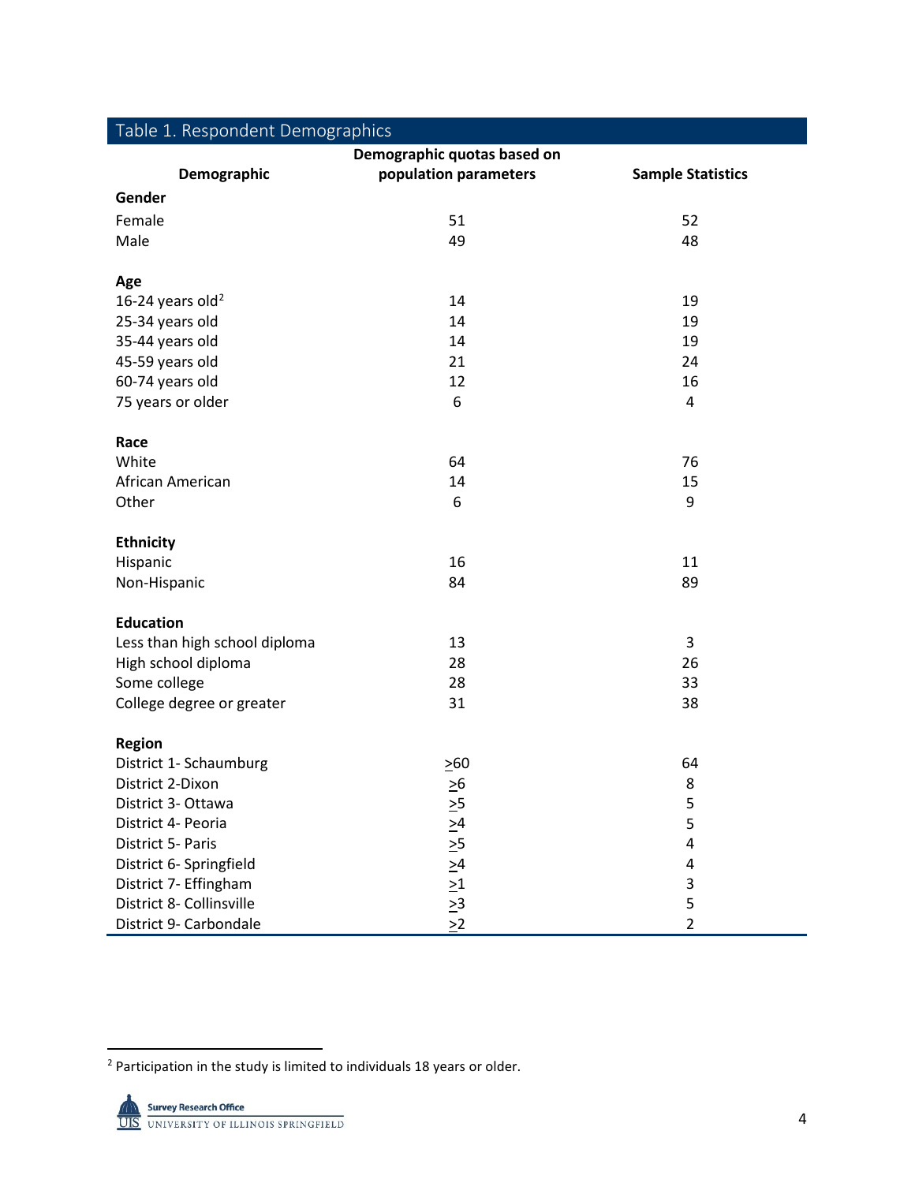Table 1. Respondent Demographics

| Demographic | Demographic quotas based on population parameters | Sample Statistics |
|---|---|---|
| **Gender** | | |
| Female | 51 | 52 |
| Male | 49 | 48 |
| **Age** | | |
| 16-24 years old[2] | 14 | 19 |
| 25-34 years old | 14 | 19 |
| 35-44 years old | 14 | 19 |
| 45-59 years old | 21 | 24 |
| 60-74 years old | 12 | 16 |
| 75 years or older | 6 | 4 |
| **Race** | | |
| White | 64 | 76 |
| African American | 14 | 15 |
| Other | 6 | 9 |
| **Ethnicity** | | |
| Hispanic | 16 | 11 |
| Non-Hispanic | 84 | 89 |
| **Education** | | |
| Less than high school diploma | 13 | 3 |
| High school diploma | 28 | 26 |
| Some college | 28 | 33 |
| College degree or greater | 31 | 38 |
| **Region** | | |
| District 1- Schaumburg | ≥60 | 64 |
| District 2-Dixon | ≥6 | 8 |
| District 3- Ottawa | ≥5 | 5 |
| District 4- Peoria | ≥4 | 5 |
| District 5- Paris | ≥5 | 4 |
| District 6- Springfield | ≥4 | 4 |
| District 7- Effingham | ≥1 | 3 |
| District 8- Collinsville | ≥3 | 5 |
| District 9- Carbondale | ≥2 | 2 |

[2] Participation in the study is limited to individuals 18 years or older.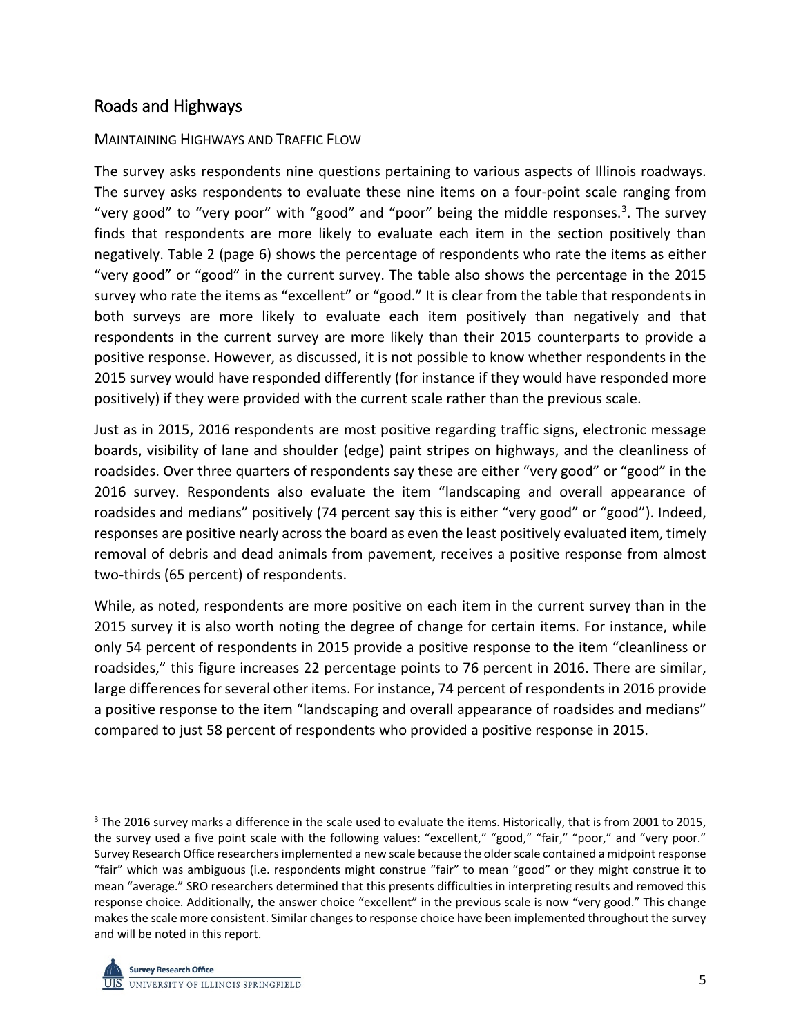## Roads and Highways

### Maintaining Highways and Traffic Flow

The survey asks respondents nine questions pertaining to various aspects of Illinois roadways. The survey asks respondents to evaluate these nine items on a four-point scale ranging from "very good" to "very poor" with "good" and "poor" being the middle responses.[3]. The survey finds that respondents are more likely to evaluate each item in the section positively than negatively. Table 2 (page 6) shows the percentage of respondents who rate the items as either "very good" or "good" in the current survey. The table also shows the percentage in the 2015 survey who rate the items as "excellent" or "good." It is clear from the table that respondents in both surveys are more likely to evaluate each item positively than negatively and that respondents in the current survey are more likely than their 2015 counterparts to provide a positive response. However, as discussed, it is not possible to know whether respondents in the 2015 survey would have responded differently (for instance if they would have responded more positively) if they were provided with the current scale rather than the previous scale.

Just as in 2015, 2016 respondents are most positive regarding traffic signs, electronic message boards, visibility of lane and shoulder (edge) paint stripes on highways, and the cleanliness of roadsides. Over three quarters of respondents say these are either "very good" or "good" in the 2016 survey. Respondents also evaluate the item "landscaping and overall appearance of roadsides and medians" positively (74 percent say this is either "very good" or "good"). Indeed, responses are positive nearly across the board as even the least positively evaluated item, timely removal of debris and dead animals from pavement, receives a positive response from almost two-thirds (65 percent) of respondents.

While, as noted, respondents are more positive on each item in the current survey than in the 2015 survey it is also worth noting the degree of change for certain items. For instance, while only 54 percent of respondents in 2015 provide a positive response to the item "cleanliness or roadsides," this figure increases 22 percentage points to 76 percent in 2016. There are similar, large differences for several other items. For instance, 74 percent of respondents in 2016 provide a positive response to the item "landscaping and overall appearance of roadsides and medians" compared to just 58 percent of respondents who provided a positive response in 2015.

---

[3] The 2016 survey marks a difference in the scale used to evaluate the items. Historically, that is from 2001 to 2015, the survey used a five point scale with the following values: "excellent," "good," "fair," "poor," and "very poor." Survey Research Office researchers implemented a new scale because the older scale contained a midpoint response "fair" which was ambiguous (i.e. respondents might construe "fair" to mean "good" or they might construe it to mean "average." SRO researchers determined that this presents difficulties in interpreting results and removed this response choice. Additionally, the answer choice "excellent" in the previous scale is now "very good." This change makes the scale more consistent. Similar changes to response choice have been implemented throughout the survey and will be noted in this report.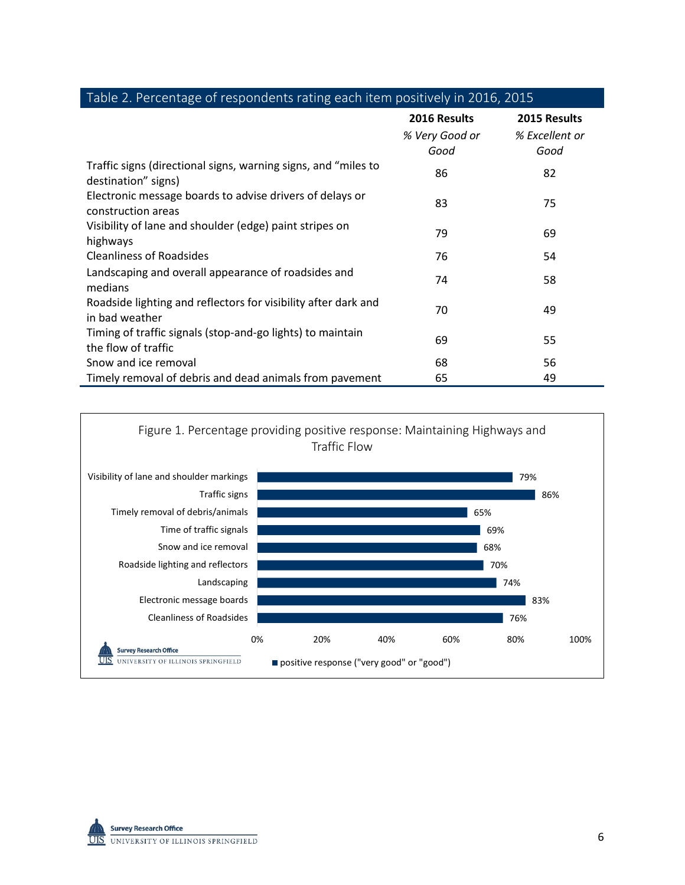Table 2. Percentage of respondents rating each item positively in 2016, 2015

| | 2016 Results *% Very Good or Good* | 2015 Results *% Excellent or Good* |
|---|---|---|
| Traffic signs (directional signs, warning signs, and "miles to destination" signs) | 86 | 82 |
| Electronic message boards to advise drivers of delays or construction areas | 83 | 75 |
| Visibility of lane and shoulder (edge) paint stripes on highways | 79 | 69 |
| Cleanliness of Roadsides | 76 | 54 |
| Landscaping and overall appearance of roadsides and medians | 74 | 58 |
| Roadside lighting and reflectors for visibility after dark and in bad weather | 70 | 49 |
| Timing of traffic signals (stop-and-go lights) to maintain the flow of traffic | 69 | 55 |
| Snow and ice removal | 68 | 56 |
| Timely removal of debris and dead animals from pavement | 65 | 49 |

Figure 1. Percentage providing positive response: Maintaining Highways and Traffic Flow

| Item | positive response ("very good" or "good") |
|---|---|
| Visibility of lane and shoulder markings | 79% |
| Traffic signs | 86% |
| Timely removal of debris/animals | 65% |
| Time of traffic signals | 69% |
| Snow and ice removal | 68% |
| Roadside lighting and reflectors | 70% |
| Landscaping | 74% |
| Electronic message boards | 83% |
| Cleanliness of Roadsides | 76% |

Survey Research Office
UNIVERSITY OF ILLINOIS SPRINGFIELD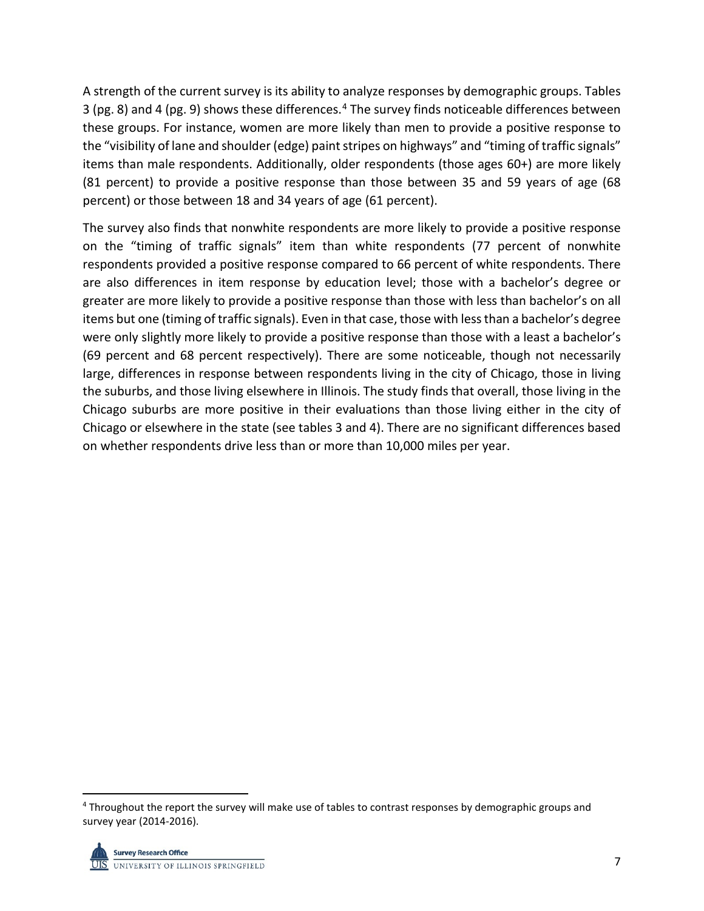A strength of the current survey is its ability to analyze responses by demographic groups. Tables 3 (pg. 8) and 4 (pg. 9) shows these differences.[4] The survey finds noticeable differences between these groups. For instance, women are more likely than men to provide a positive response to the "visibility of lane and shoulder (edge) paint stripes on highways" and "timing of traffic signals" items than male respondents. Additionally, older respondents (those ages 60+) are more likely (81 percent) to provide a positive response than those between 35 and 59 years of age (68 percent) or those between 18 and 34 years of age (61 percent).

The survey also finds that nonwhite respondents are more likely to provide a positive response on the "timing of traffic signals" item than white respondents (77 percent of nonwhite respondents provided a positive response compared to 66 percent of white respondents. There are also differences in item response by education level; those with a bachelor's degree or greater are more likely to provide a positive response than those with less than bachelor's on all items but one (timing of traffic signals). Even in that case, those with less than a bachelor's degree were only slightly more likely to provide a positive response than those with a least a bachelor's (69 percent and 68 percent respectively). There are some noticeable, though not necessarily large, differences in response between respondents living in the city of Chicago, those in living the suburbs, and those living elsewhere in Illinois. The study finds that overall, those living in the Chicago suburbs are more positive in their evaluations than those living either in the city of Chicago or elsewhere in the state (see tables 3 and 4). There are no significant differences based on whether respondents drive less than or more than 10,000 miles per year.

---

[4] Throughout the report the survey will make use of tables to contrast responses by demographic groups and survey year (2014-2016).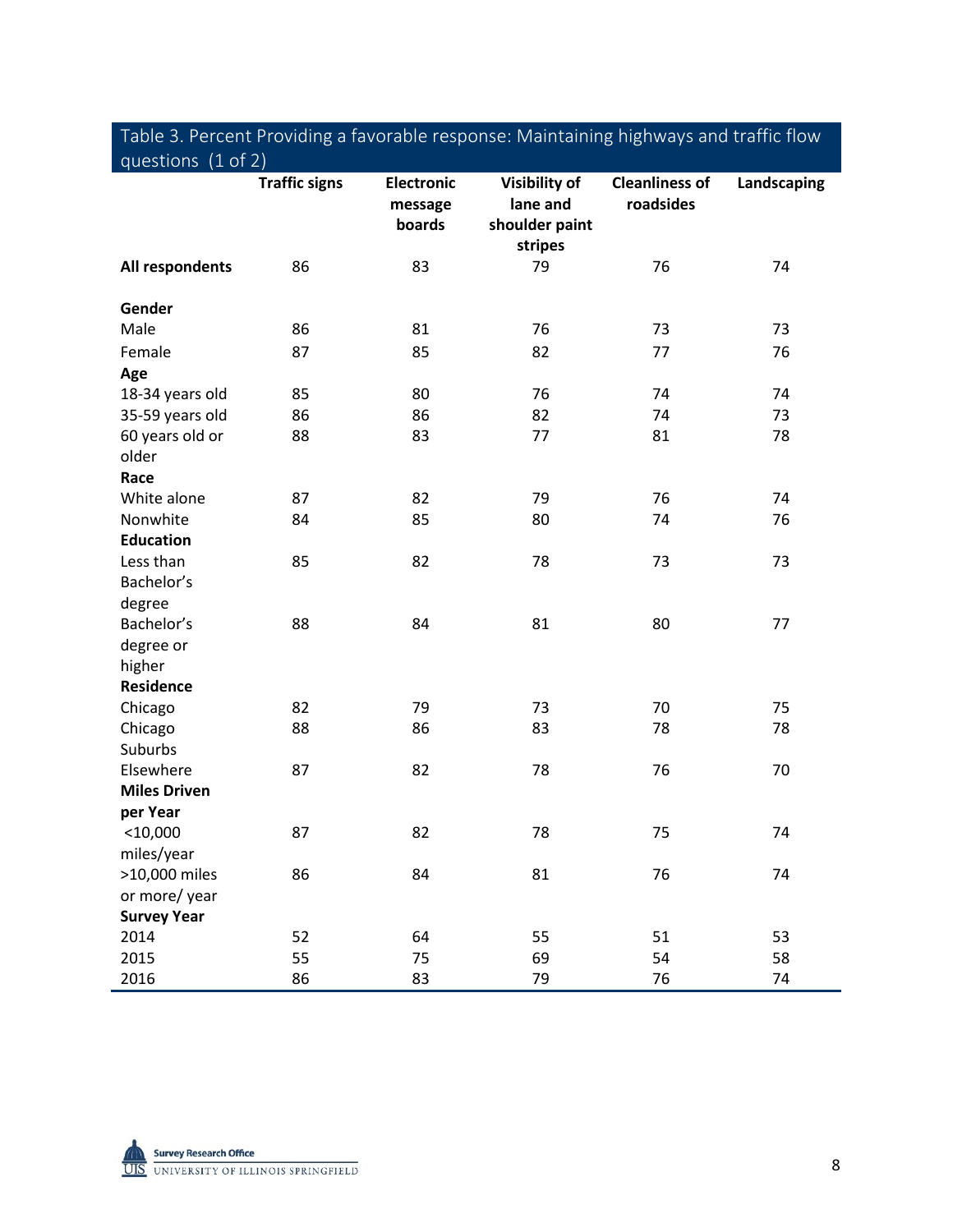Table 3. Percent Providing a favorable response: Maintaining highways and traffic flow questions (1 of 2)

| | Traffic signs | Electronic message boards | Visibility of lane and shoulder paint stripes | Cleanliness of roadsides | Landscaping |
|---|---|---|---|---|---|
| **All respondents** | 86 | 83 | 79 | 76 | 74 |
| **Gender** | | | | | |
| Male | 86 | 81 | 76 | 73 | 73 |
| Female | 87 | 85 | 82 | 77 | 76 |
| **Age** | | | | | |
| 18-34 years old | 85 | 80 | 76 | 74 | 74 |
| 35-59 years old | 86 | 86 | 82 | 74 | 73 |
| 60 years old or older | 88 | 83 | 77 | 81 | 78 |
| **Race** | | | | | |
| White alone | 87 | 82 | 79 | 76 | 74 |
| Nonwhite | 84 | 85 | 80 | 74 | 76 |
| **Education** | | | | | |
| Less than Bachelor's degree | 85 | 82 | 78 | 73 | 73 |
| Bachelor's degree or higher | 88 | 84 | 81 | 80 | 77 |
| **Residence** | | | | | |
| Chicago | 82 | 79 | 73 | 70 | 75 |
| Chicago Suburbs | 88 | 86 | 83 | 78 | 78 |
| Elsewhere | 87 | 82 | 78 | 76 | 70 |
| **Miles Driven per Year** | | | | | |
| <10,000 miles/year | 87 | 82 | 78 | 75 | 74 |
| >10,000 miles or more/ year | 86 | 84 | 81 | 76 | 74 |
| **Survey Year** | | | | | |
| 2014 | 52 | 64 | 55 | 51 | 53 |
| 2015 | 55 | 75 | 69 | 54 | 58 |
| 2016 | 86 | 83 | 79 | 76 | 74 |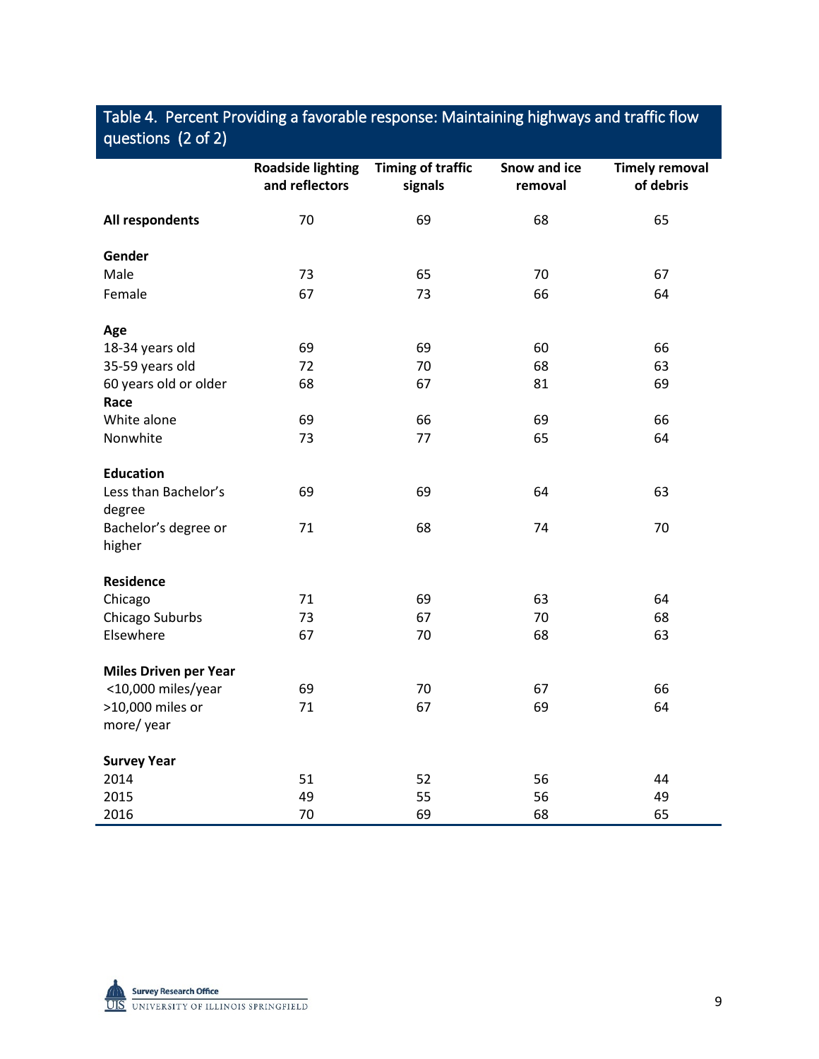Table 4. Percent Providing a favorable response: Maintaining highways and traffic flow questions (2 of 2)

| | Roadside lighting and reflectors | Timing of traffic signals | Snow and ice removal | Timely removal of debris |
|---|---|---|---|---|
| **All respondents** | 70 | 69 | 68 | 65 |
| **Gender** | | | | |
| Male | 73 | 65 | 70 | 67 |
| Female | 67 | 73 | 66 | 64 |
| **Age** | | | | |
| 18-34 years old | 69 | 69 | 60 | 66 |
| 35-59 years old | 72 | 70 | 68 | 63 |
| 60 years old or older | 68 | 67 | 81 | 69 |
| **Race** | | | | |
| White alone | 69 | 66 | 69 | 66 |
| Nonwhite | 73 | 77 | 65 | 64 |
| **Education** | | | | |
| Less than Bachelor's degree | 69 | 69 | 64 | 63 |
| Bachelor's degree or higher | 71 | 68 | 74 | 70 |
| **Residence** | | | | |
| Chicago | 71 | 69 | 63 | 64 |
| Chicago Suburbs | 73 | 67 | 70 | 68 |
| Elsewhere | 67 | 70 | 68 | 63 |
| **Miles Driven per Year** | | | | |
| <10,000 miles/year | 69 | 70 | 67 | 66 |
| >10,000 miles or more/ year | 71 | 67 | 69 | 64 |
| **Survey Year** | | | | |
| 2014 | 51 | 52 | 56 | 44 |
| 2015 | 49 | 55 | 56 | 49 |
| 2016 | 70 | 69 | 68 | 65 |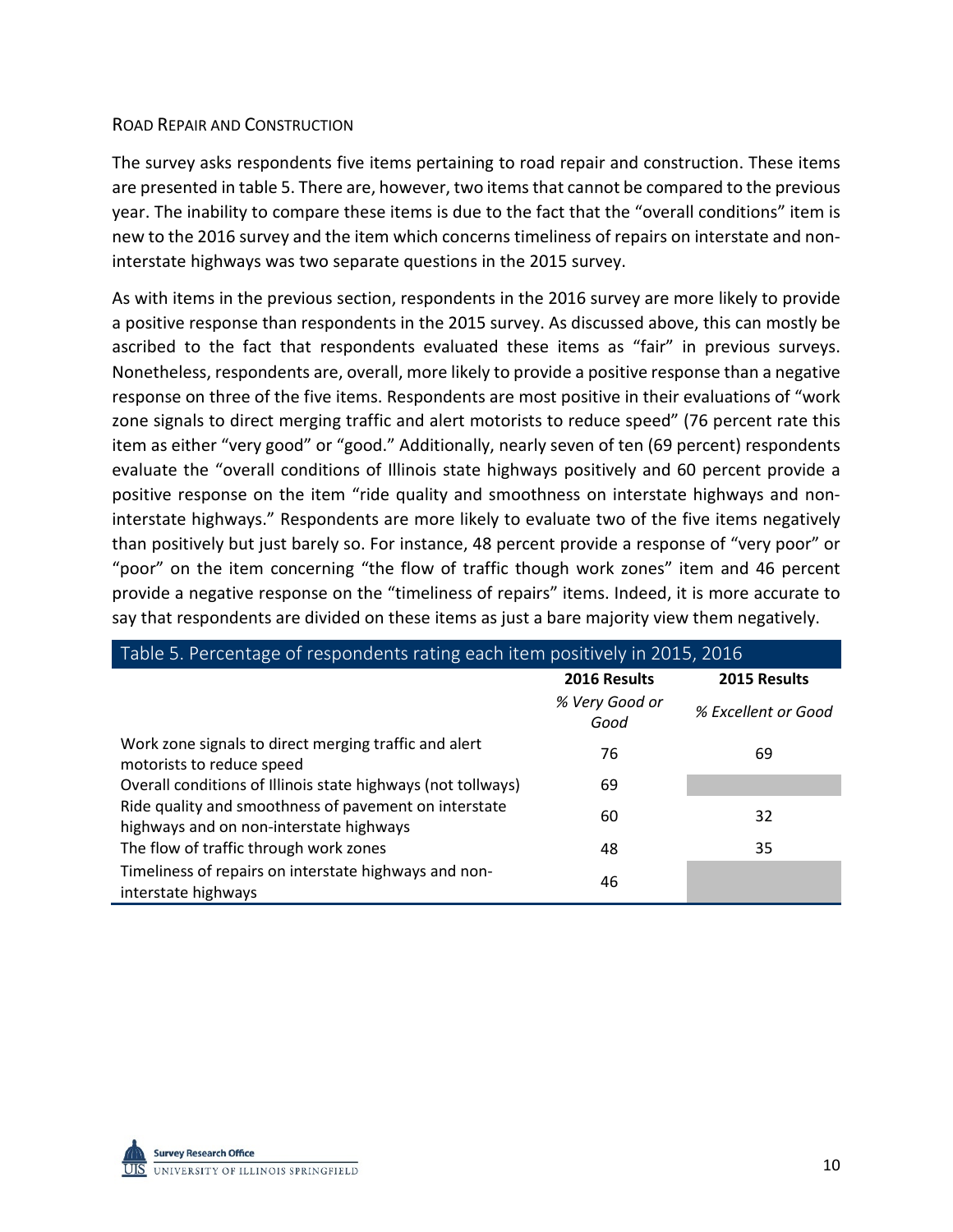## ROAD REPAIR AND CONSTRUCTION

The survey asks respondents five items pertaining to road repair and construction. These items are presented in table 5. There are, however, two items that cannot be compared to the previous year. The inability to compare these items is due to the fact that the "overall conditions" item is new to the 2016 survey and the item which concerns timeliness of repairs on interstate and non-interstate highways was two separate questions in the 2015 survey.

As with items in the previous section, respondents in the 2016 survey are more likely to provide a positive response than respondents in the 2015 survey. As discussed above, this can mostly be ascribed to the fact that respondents evaluated these items as "fair" in previous surveys. Nonetheless, respondents are, overall, more likely to provide a positive response than a negative response on three of the five items. Respondents are most positive in their evaluations of "work zone signals to direct merging traffic and alert motorists to reduce speed" (76 percent rate this item as either "very good" or "good." Additionally, nearly seven of ten (69 percent) respondents evaluate the "overall conditions of Illinois state highways positively and 60 percent provide a positive response on the item "ride quality and smoothness on interstate highways and non-interstate highways." Respondents are more likely to evaluate two of the five items negatively than positively but just barely so. For instance, 48 percent provide a response of "very poor" or "poor" on the item concerning "the flow of traffic though work zones" item and 46 percent provide a negative response on the "timeliness of repairs" items. Indeed, it is more accurate to say that respondents are divided on these items as just a bare majority view them negatively.

Table 5. Percentage of respondents rating each item positively in 2015, 2016

| | 2016 Results | 2015 Results |
|---|---|---|
| | *% Very Good or Good* | *% Excellent or Good* |
| Work zone signals to direct merging traffic and alert motorists to reduce speed | 76 | 69 |
| Overall conditions of Illinois state highways (not tollways) | 69 | |
| Ride quality and smoothness of pavement on interstate highways and on non-interstate highways | 60 | 32 |
| The flow of traffic through work zones | 48 | 35 |
| Timeliness of repairs on interstate highways and non-interstate highways | 46 | |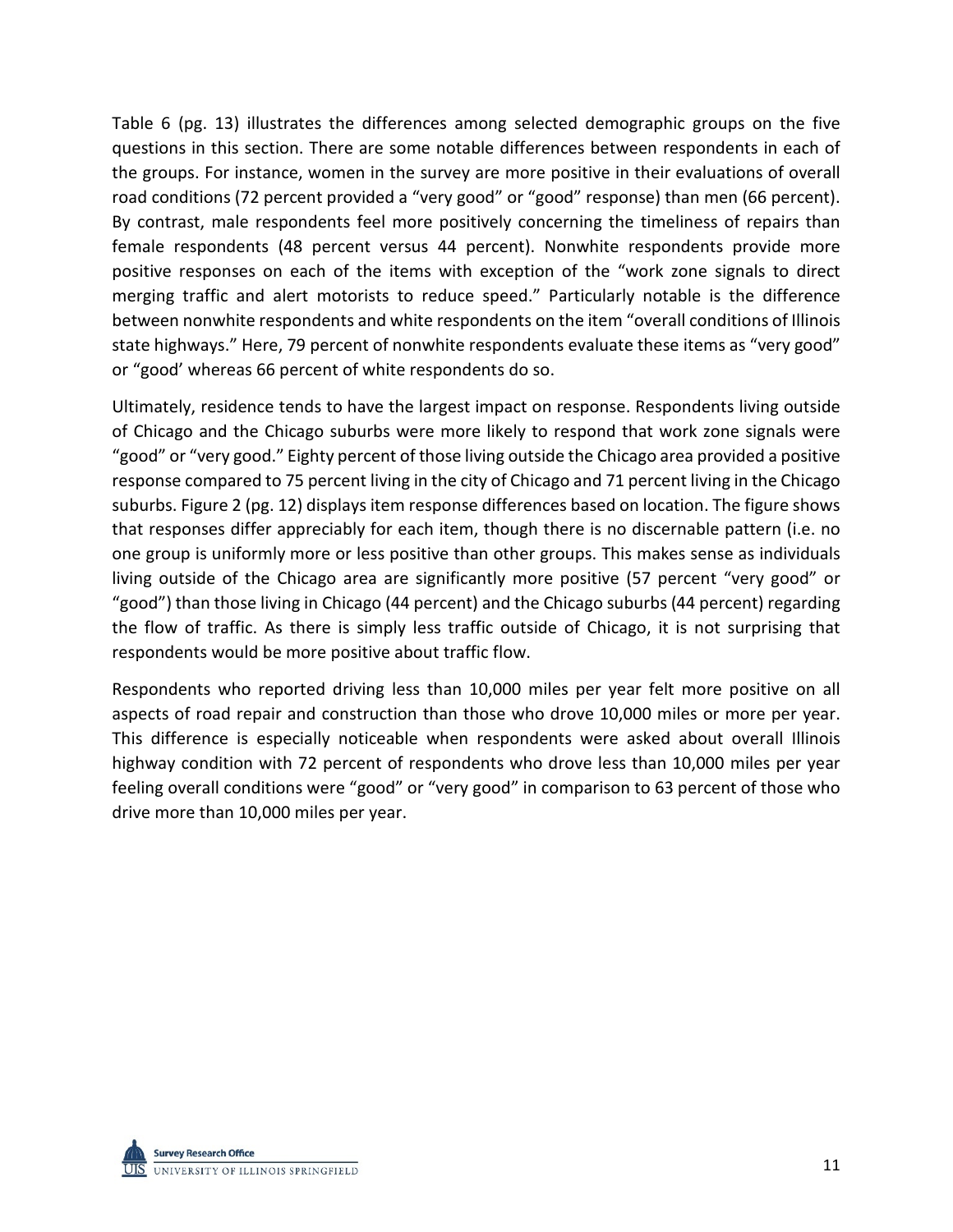Table 6 (pg. 13) illustrates the differences among selected demographic groups on the five questions in this section. There are some notable differences between respondents in each of the groups. For instance, women in the survey are more positive in their evaluations of overall road conditions (72 percent provided a "very good" or "good" response) than men (66 percent). By contrast, male respondents feel more positively concerning the timeliness of repairs than female respondents (48 percent versus 44 percent). Nonwhite respondents provide more positive responses on each of the items with exception of the "work zone signals to direct merging traffic and alert motorists to reduce speed." Particularly notable is the difference between nonwhite respondents and white respondents on the item "overall conditions of Illinois state highways." Here, 79 percent of nonwhite respondents evaluate these items as "very good" or "good' whereas 66 percent of white respondents do so.

Ultimately, residence tends to have the largest impact on response. Respondents living outside of Chicago and the Chicago suburbs were more likely to respond that work zone signals were "good" or "very good." Eighty percent of those living outside the Chicago area provided a positive response compared to 75 percent living in the city of Chicago and 71 percent living in the Chicago suburbs. Figure 2 (pg. 12) displays item response differences based on location. The figure shows that responses differ appreciably for each item, though there is no discernable pattern (i.e. no one group is uniformly more or less positive than other groups. This makes sense as individuals living outside of the Chicago area are significantly more positive (57 percent "very good" or "good") than those living in Chicago (44 percent) and the Chicago suburbs (44 percent) regarding the flow of traffic. As there is simply less traffic outside of Chicago, it is not surprising that respondents would be more positive about traffic flow.

Respondents who reported driving less than 10,000 miles per year felt more positive on all aspects of road repair and construction than those who drove 10,000 miles or more per year. This difference is especially noticeable when respondents were asked about overall Illinois highway condition with 72 percent of respondents who drove less than 10,000 miles per year feeling overall conditions were "good" or "very good" in comparison to 63 percent of those who drive more than 10,000 miles per year.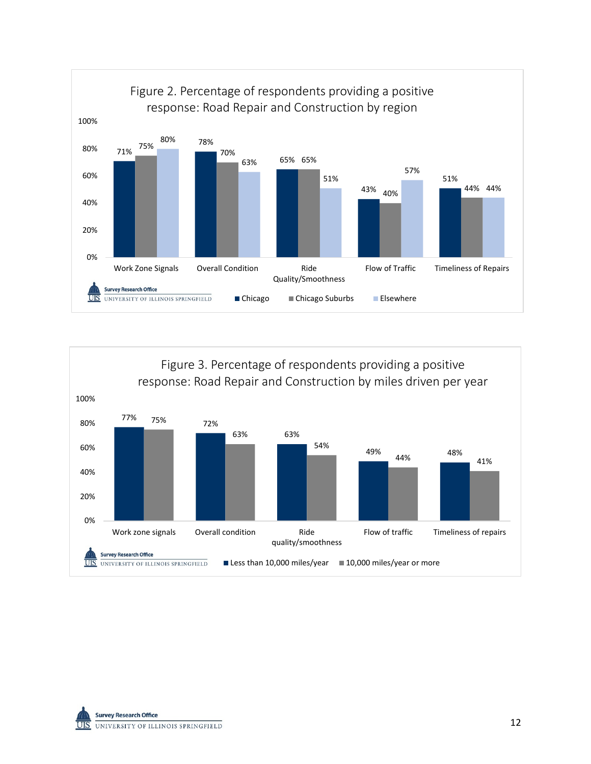Figure 2. Percentage of respondents providing a positive response: Road Repair and Construction by region

| | Chicago | Chicago Suburbs | Elsewhere |
|---|---|---|---|
| Work Zone Signals | 71% | 75% | 80% |
| Overall Condition | 78% | 70% | 63% |
| Ride Quality/Smoothness | 65% | 65% | 51% |
| Flow of Traffic | 43% | 40% | 57% |
| Timeliness of Repairs | 51% | 44% | 44% |

Figure 3. Percentage of respondents providing a positive response: Road Repair and Construction by miles driven per year

| | Less than 10,000 miles/year | 10,000 miles/year or more |
|---|---|---|
| Work zone signals | 77% | 75% |
| Overall condition | 72% | 63% |
| Ride quality/smoothness | 63% | 54% |
| Flow of traffic | 49% | 44% |
| Timeliness of repairs | 48% | 41% |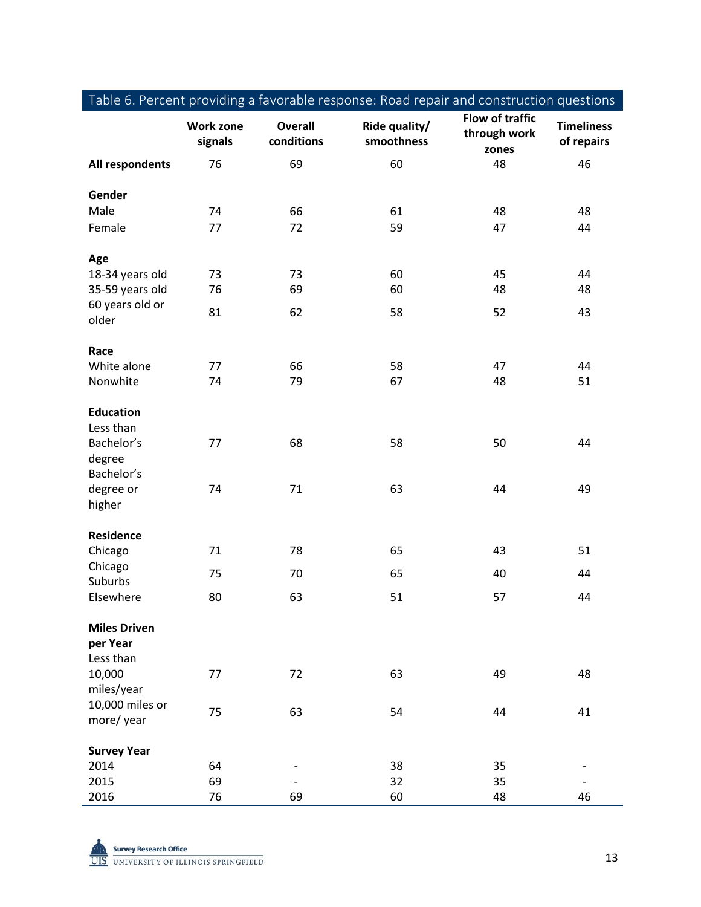Table 6. Percent providing a favorable response: Road repair and construction questions

| | Work zone signals | Overall conditions | Ride quality/ smoothness | Flow of traffic through work zones | Timeliness of repairs |
|---|---|---|---|---|---|
| **All respondents** | 76 | 69 | 60 | 48 | 46 |
| **Gender** | | | | | |
| Male | 74 | 66 | 61 | 48 | 48 |
| Female | 77 | 72 | 59 | 47 | 44 |
| **Age** | | | | | |
| 18-34 years old | 73 | 73 | 60 | 45 | 44 |
| 35-59 years old | 76 | 69 | 60 | 48 | 48 |
| 60 years old or older | 81 | 62 | 58 | 52 | 43 |
| **Race** | | | | | |
| White alone | 77 | 66 | 58 | 47 | 44 |
| Nonwhite | 74 | 79 | 67 | 48 | 51 |
| **Education** | | | | | |
| Less than Bachelor's degree | 77 | 68 | 58 | 50 | 44 |
| Bachelor's degree or higher | 74 | 71 | 63 | 44 | 49 |
| **Residence** | | | | | |
| Chicago | 71 | 78 | 65 | 43 | 51 |
| Chicago Suburbs | 75 | 70 | 65 | 40 | 44 |
| Elsewhere | 80 | 63 | 51 | 57 | 44 |
| **Miles Driven per Year** | | | | | |
| Less than 10,000 miles/year | 77 | 72 | 63 | 49 | 48 |
| 10,000 miles or more/ year | 75 | 63 | 54 | 44 | 41 |
| **Survey Year** | | | | | |
| 2014 | 64 | - | 38 | 35 | - |
| 2015 | 69 | - | 32 | 35 | - |
| 2016 | 76 | 69 | 60 | 48 | 46 |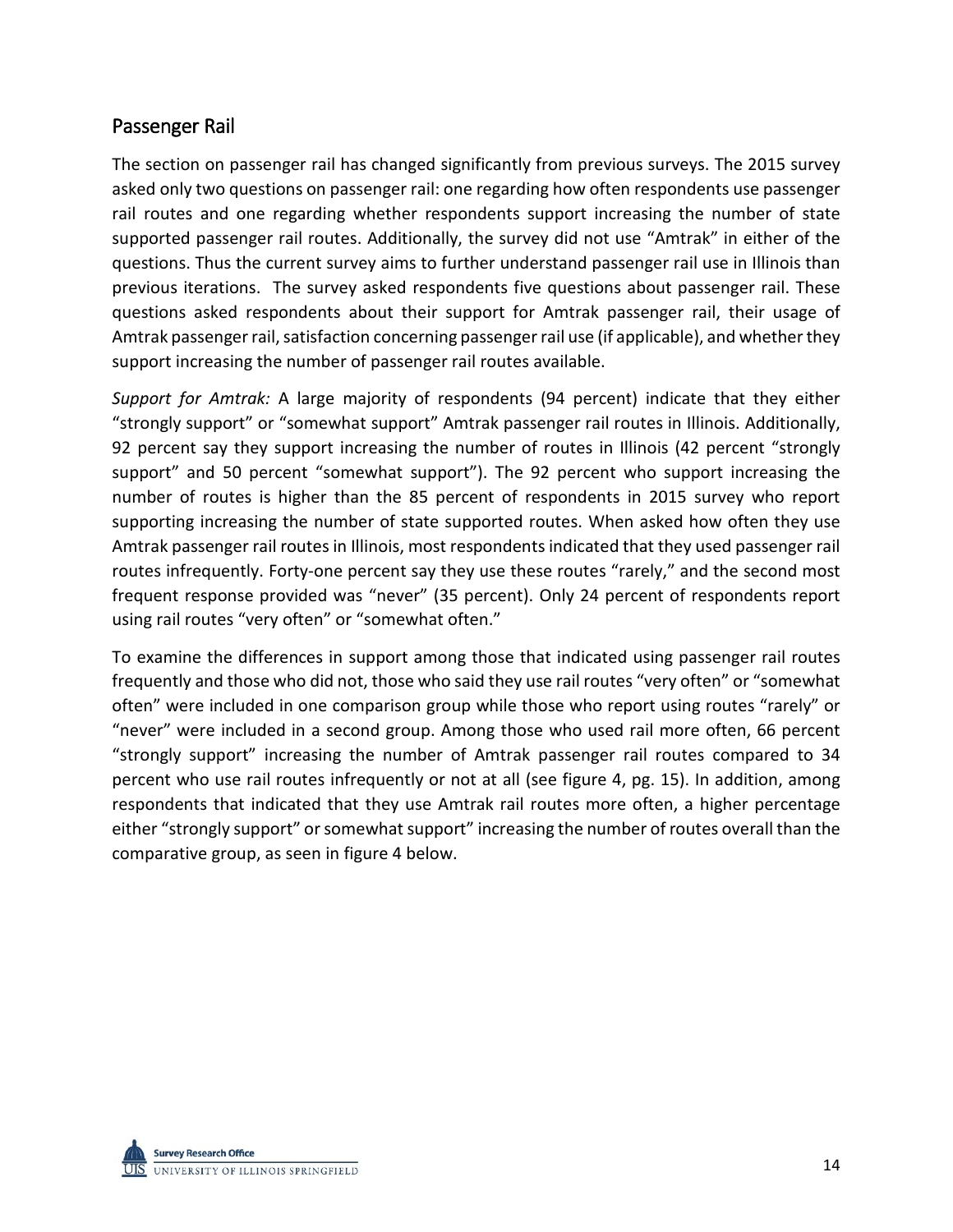## Passenger Rail

The section on passenger rail has changed significantly from previous surveys. The 2015 survey asked only two questions on passenger rail: one regarding how often respondents use passenger rail routes and one regarding whether respondents support increasing the number of state supported passenger rail routes. Additionally, the survey did not use "Amtrak" in either of the questions. Thus the current survey aims to further understand passenger rail use in Illinois than previous iterations. The survey asked respondents five questions about passenger rail. These questions asked respondents about their support for Amtrak passenger rail, their usage of Amtrak passenger rail, satisfaction concerning passenger rail use (if applicable), and whether they support increasing the number of passenger rail routes available.

*Support for Amtrak:* A large majority of respondents (94 percent) indicate that they either "strongly support" or "somewhat support" Amtrak passenger rail routes in Illinois. Additionally, 92 percent say they support increasing the number of routes in Illinois (42 percent "strongly support" and 50 percent "somewhat support"). The 92 percent who support increasing the number of routes is higher than the 85 percent of respondents in 2015 survey who report supporting increasing the number of state supported routes. When asked how often they use Amtrak passenger rail routes in Illinois, most respondents indicated that they used passenger rail routes infrequently. Forty-one percent say they use these routes "rarely," and the second most frequent response provided was "never" (35 percent). Only 24 percent of respondents report using rail routes "very often" or "somewhat often."

To examine the differences in support among those that indicated using passenger rail routes frequently and those who did not, those who said they use rail routes "very often" or "somewhat often" were included in one comparison group while those who report using routes "rarely" or "never" were included in a second group. Among those who used rail more often, 66 percent "strongly support" increasing the number of Amtrak passenger rail routes compared to 34 percent who use rail routes infrequently or not at all (see figure 4, pg. 15). In addition, among respondents that indicated that they use Amtrak rail routes more often, a higher percentage either "strongly support" or somewhat support" increasing the number of routes overall than the comparative group, as seen in figure 4 below.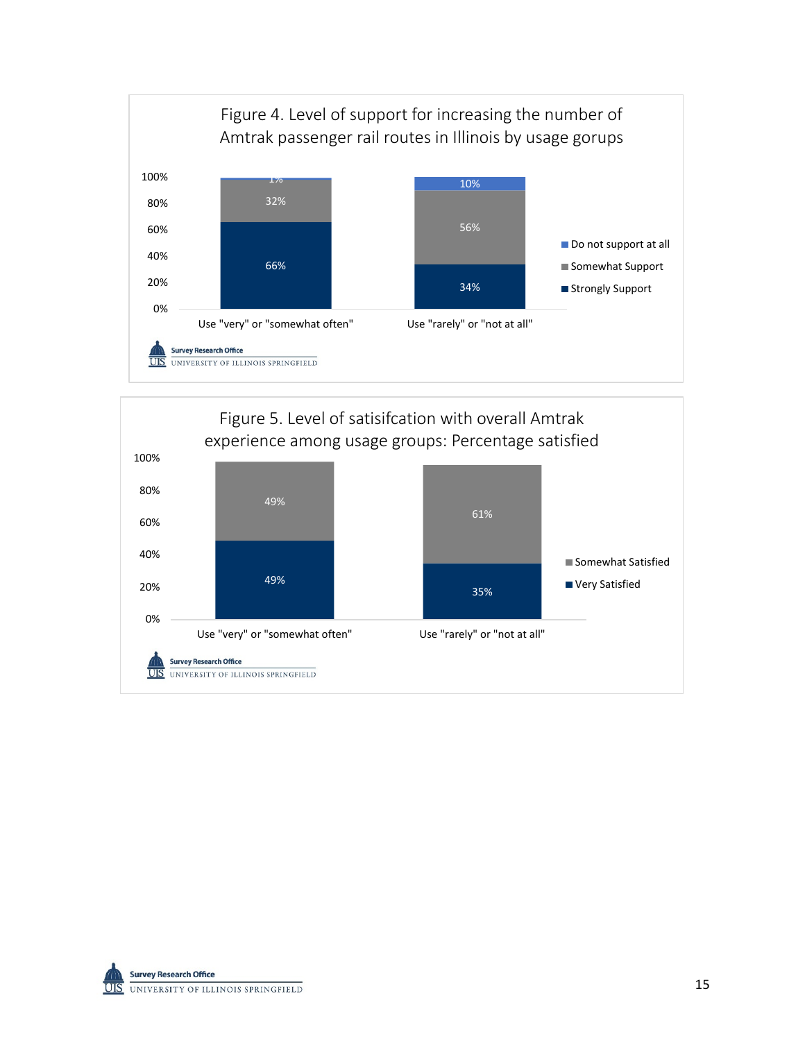Figure 4. Level of support for increasing the number of Amtrak passenger rail routes in Illinois by usage gorups

| | Use "very" or "somewhat often" | Use "rarely" or "not at all" |
|---|---|---|
| Do not support at all | 1% | 10% |
| Somewhat Support | 32% | 56% |
| Strongly Support | 66% | 34% |

Figure 5. Level of satisifcation with overall Amtrak experience among usage groups: Percentage satisfied

| | Use "very" or "somewhat often" | Use "rarely" or "not at all" |
|---|---|---|
| Somewhat Satisfied | 49% | 61% |
| Very Satisfied | 49% | 35% |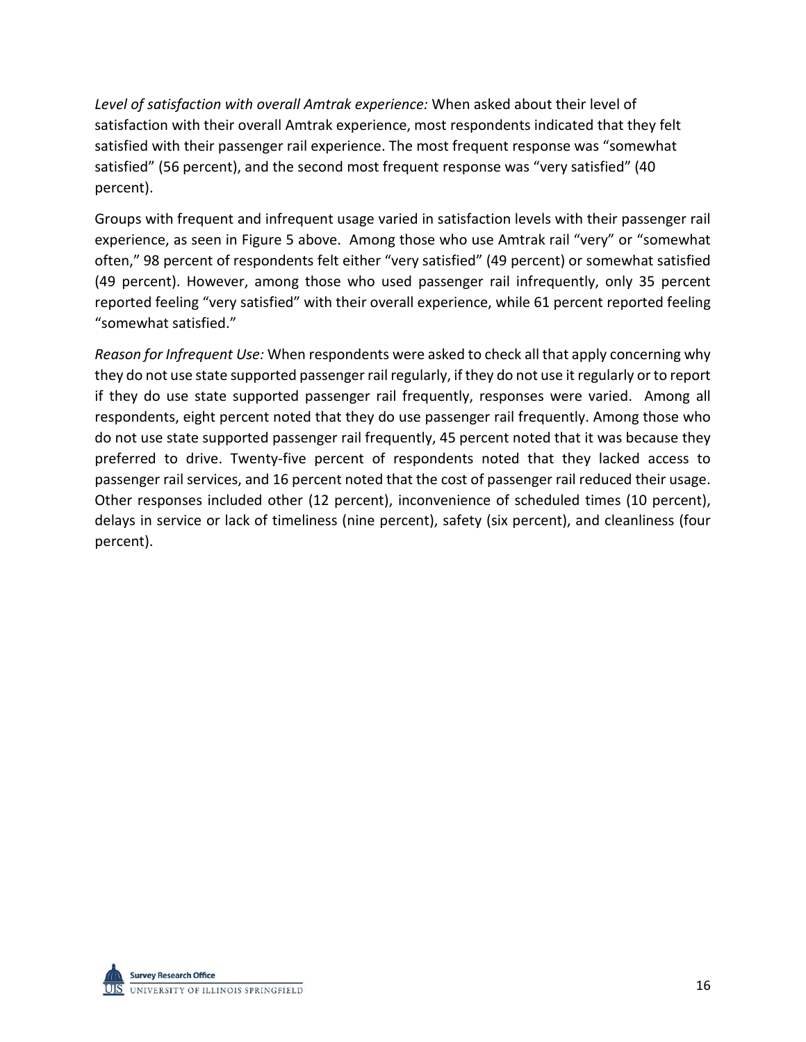*Level of satisfaction with overall Amtrak experience:* When asked about their level of satisfaction with their overall Amtrak experience, most respondents indicated that they felt satisfied with their passenger rail experience. The most frequent response was "somewhat satisfied" (56 percent), and the second most frequent response was "very satisfied" (40 percent).

Groups with frequent and infrequent usage varied in satisfaction levels with their passenger rail experience, as seen in Figure 5 above. Among those who use Amtrak rail "very" or "somewhat often," 98 percent of respondents felt either "very satisfied" (49 percent) or somewhat satisfied (49 percent). However, among those who used passenger rail infrequently, only 35 percent reported feeling "very satisfied" with their overall experience, while 61 percent reported feeling "somewhat satisfied."

*Reason for Infrequent Use:* When respondents were asked to check all that apply concerning why they do not use state supported passenger rail regularly, if they do not use it regularly or to report if they do use state supported passenger rail frequently, responses were varied. Among all respondents, eight percent noted that they do use passenger rail frequently. Among those who do not use state supported passenger rail frequently, 45 percent noted that it was because they preferred to drive. Twenty-five percent of respondents noted that they lacked access to passenger rail services, and 16 percent noted that the cost of passenger rail reduced their usage. Other responses included other (12 percent), inconvenience of scheduled times (10 percent), delays in service or lack of timeliness (nine percent), safety (six percent), and cleanliness (four percent).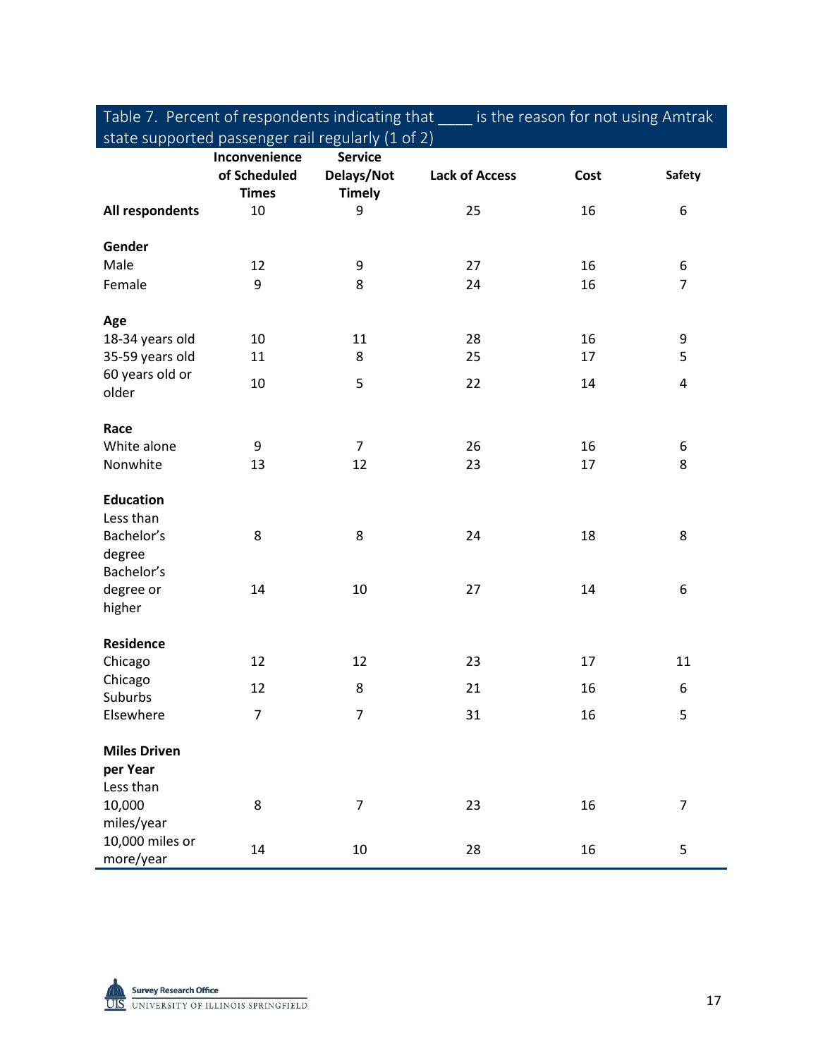Table 7. Percent of respondents indicating that ____ is the reason for not using Amtrak state supported passenger rail regularly (1 of 2)

| | Inconvenience of Scheduled Times | Service Delays/Not Timely | Lack of Access | Cost | Safety |
|---|---|---|---|---|---|
| **All respondents** | 10 | 9 | 25 | 16 | 6 |
| **Gender** | | | | | |
| Male | 12 | 9 | 27 | 16 | 6 |
| Female | 9 | 8 | 24 | 16 | 7 |
| **Age** | | | | | |
| 18-34 years old | 10 | 11 | 28 | 16 | 9 |
| 35-59 years old | 11 | 8 | 25 | 17 | 5 |
| 60 years old or older | 10 | 5 | 22 | 14 | 4 |
| **Race** | | | | | |
| White alone | 9 | 7 | 26 | 16 | 6 |
| Nonwhite | 13 | 12 | 23 | 17 | 8 |
| **Education** | | | | | |
| Less than Bachelor's degree | 8 | 8 | 24 | 18 | 8 |
| Bachelor's degree or higher | 14 | 10 | 27 | 14 | 6 |
| **Residence** | | | | | |
| Chicago | 12 | 12 | 23 | 17 | 11 |
| Chicago Suburbs | 12 | 8 | 21 | 16 | 6 |
| Elsewhere | 7 | 7 | 31 | 16 | 5 |
| **Miles Driven per Year** | | | | | |
| Less than 10,000 miles/year | 8 | 7 | 23 | 16 | 7 |
| 10,000 miles or more/year | 14 | 10 | 28 | 16 | 5 |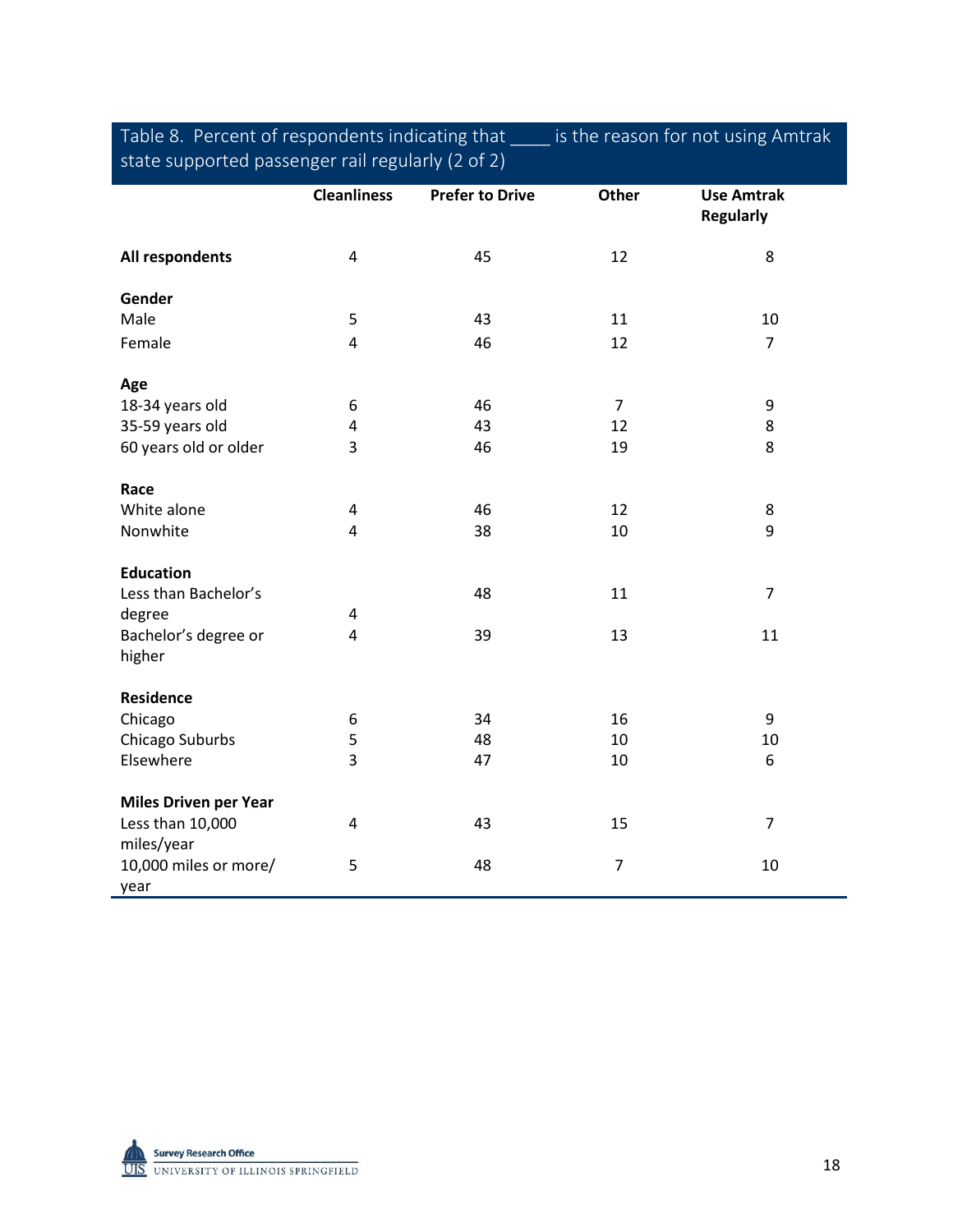Table 8. Percent of respondents indicating that ____ is the reason for not using Amtrak state supported passenger rail regularly (2 of 2)

| | Cleanliness | Prefer to Drive | Other | Use Amtrak Regularly |
|---|---|---|---|---|
| **All respondents** | 4 | 45 | 12 | 8 |
| **Gender** | | | | |
| Male | 5 | 43 | 11 | 10 |
| Female | 4 | 46 | 12 | 7 |
| **Age** | | | | |
| 18-34 years old | 6 | 46 | 7 | 9 |
| 35-59 years old | 4 | 43 | 12 | 8 |
| 60 years old or older | 3 | 46 | 19 | 8 |
| **Race** | | | | |
| White alone | 4 | 46 | 12 | 8 |
| Nonwhite | 4 | 38 | 10 | 9 |
| **Education** | | | | |
| Less than Bachelor's degree | 4 | 48 | 11 | 7 |
| Bachelor's degree or higher | 4 | 39 | 13 | 11 |
| **Residence** | | | | |
| Chicago | 6 | 34 | 16 | 9 |
| Chicago Suburbs | 5 | 48 | 10 | 10 |
| Elsewhere | 3 | 47 | 10 | 6 |
| **Miles Driven per Year** | | | | |
| Less than 10,000 miles/year | 4 | 43 | 15 | 7 |
| 10,000 miles or more/ year | 5 | 48 | 7 | 10 |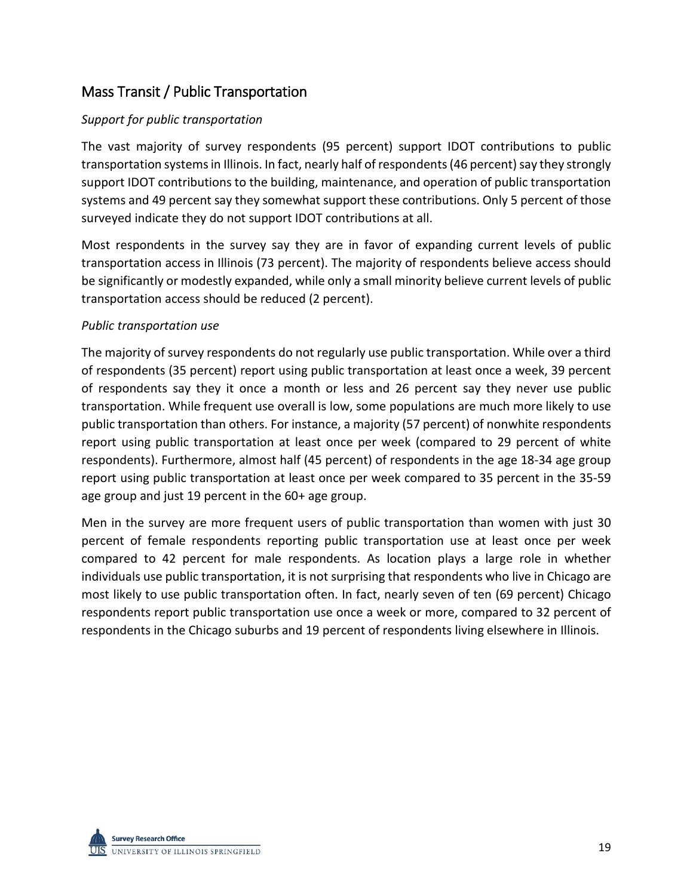## Mass Transit / Public Transportation

*Support for public transportation*

The vast majority of survey respondents (95 percent) support IDOT contributions to public transportation systems in Illinois. In fact, nearly half of respondents (46 percent) say they strongly support IDOT contributions to the building, maintenance, and operation of public transportation systems and 49 percent say they somewhat support these contributions. Only 5 percent of those surveyed indicate they do not support IDOT contributions at all.

Most respondents in the survey say they are in favor of expanding current levels of public transportation access in Illinois (73 percent). The majority of respondents believe access should be significantly or modestly expanded, while only a small minority believe current levels of public transportation access should be reduced (2 percent).

*Public transportation use*

The majority of survey respondents do not regularly use public transportation. While over a third of respondents (35 percent) report using public transportation at least once a week, 39 percent of respondents say they it once a month or less and 26 percent say they never use public transportation. While frequent use overall is low, some populations are much more likely to use public transportation than others. For instance, a majority (57 percent) of nonwhite respondents report using public transportation at least once per week (compared to 29 percent of white respondents). Furthermore, almost half (45 percent) of respondents in the age 18-34 age group report using public transportation at least once per week compared to 35 percent in the 35-59 age group and just 19 percent in the 60+ age group.

Men in the survey are more frequent users of public transportation than women with just 30 percent of female respondents reporting public transportation use at least once per week compared to 42 percent for male respondents. As location plays a large role in whether individuals use public transportation, it is not surprising that respondents who live in Chicago are most likely to use public transportation often. In fact, nearly seven of ten (69 percent) Chicago respondents report public transportation use once a week or more, compared to 32 percent of respondents in the Chicago suburbs and 19 percent of respondents living elsewhere in Illinois.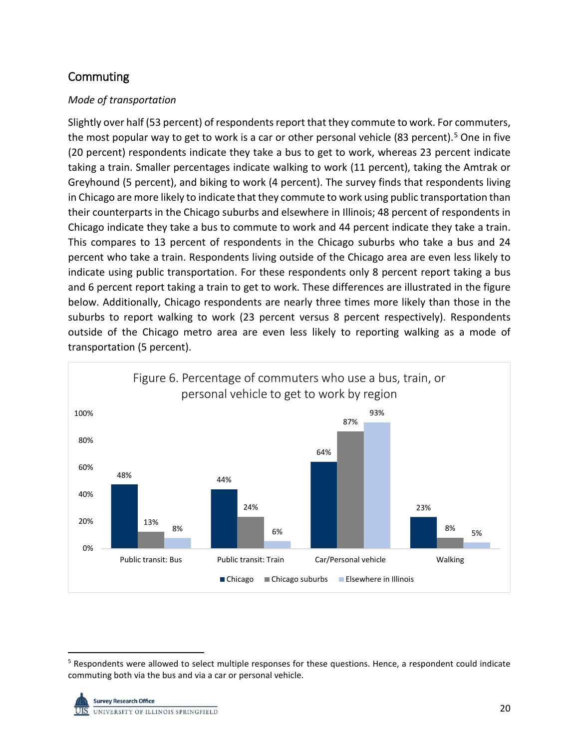## Commuting

*Mode of transportation*

Slightly over half (53 percent) of respondents report that they commute to work. For commuters, the most popular way to get to work is a car or other personal vehicle (83 percent).[5] One in five (20 percent) respondents indicate they take a bus to get to work, whereas 23 percent indicate taking a train. Smaller percentages indicate walking to work (11 percent), taking the Amtrak or Greyhound (5 percent), and biking to work (4 percent). The survey finds that respondents living in Chicago are more likely to indicate that they commute to work using public transportation than their counterparts in the Chicago suburbs and elsewhere in Illinois; 48 percent of respondents in Chicago indicate they take a bus to commute to work and 44 percent indicate they take a train. This compares to 13 percent of respondents in the Chicago suburbs who take a bus and 24 percent who take a train. Respondents living outside of the Chicago area are even less likely to indicate using public transportation. For these respondents only 8 percent report taking a bus and 6 percent report taking a train to get to work. These differences are illustrated in the figure below. Additionally, Chicago respondents are nearly three times more likely than those in the suburbs to report walking to work (23 percent versus 8 percent respectively). Respondents outside of the Chicago metro area are even less likely to reporting walking as a mode of transportation (5 percent).

Figure 6. Percentage of commuters who use a bus, train, or personal vehicle to get to work by region

| | Chicago | Chicago suburbs | Elsewhere in Illinois |
|---|---|---|---|
| Public transit: Bus | 48% | 13% | 8% |
| Public transit: Train | 44% | 24% | 6% |
| Car/Personal vehicle | 64% | 87% | 93% |
| Walking | 23% | 8% | 5% |

[5] Respondents were allowed to select multiple responses for these questions. Hence, a respondent could indicate commuting both via the bus and via a car or personal vehicle.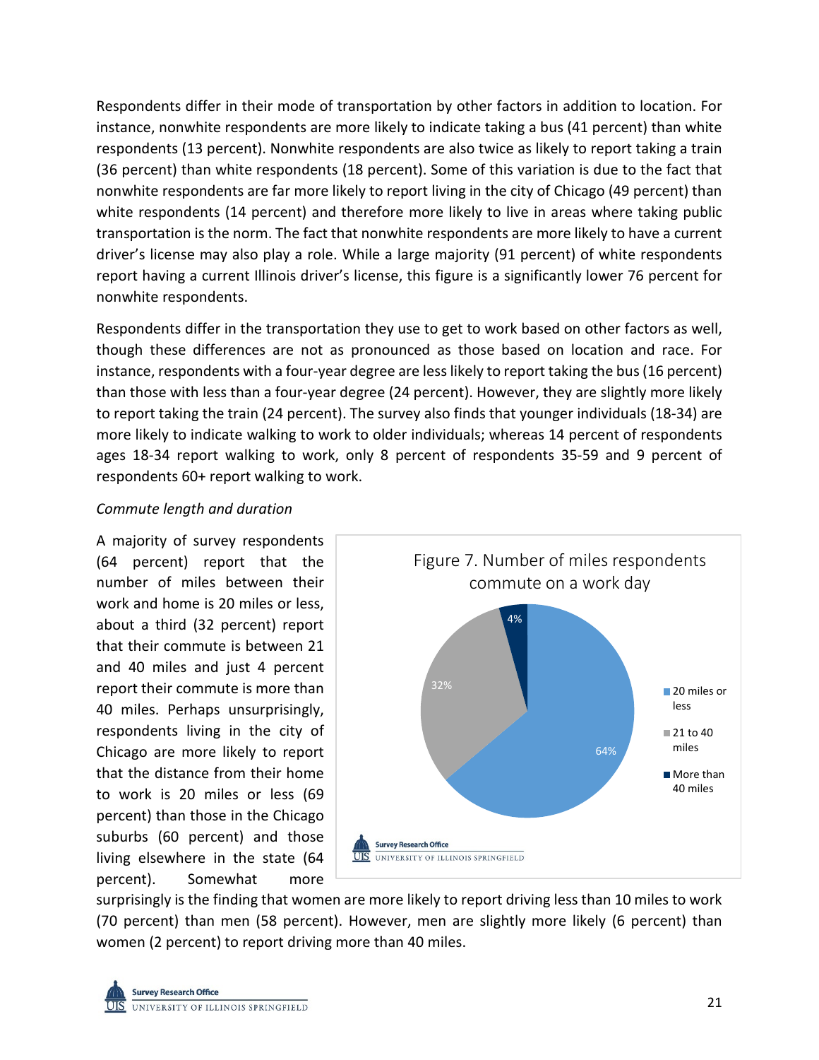Respondents differ in their mode of transportation by other factors in addition to location. For instance, nonwhite respondents are more likely to indicate taking a bus (41 percent) than white respondents (13 percent). Nonwhite respondents are also twice as likely to report taking a train (36 percent) than white respondents (18 percent). Some of this variation is due to the fact that nonwhite respondents are far more likely to report living in the city of Chicago (49 percent) than white respondents (14 percent) and therefore more likely to live in areas where taking public transportation is the norm. The fact that nonwhite respondents are more likely to have a current driver's license may also play a role. While a large majority (91 percent) of white respondents report having a current Illinois driver's license, this figure is a significantly lower 76 percent for nonwhite respondents.

Respondents differ in the transportation they use to get to work based on other factors as well, though these differences are not as pronounced as those based on location and race. For instance, respondents with a four-year degree are less likely to report taking the bus (16 percent) than those with less than a four-year degree (24 percent). However, they are slightly more likely to report taking the train (24 percent). The survey also finds that younger individuals (18-34) are more likely to indicate walking to work to older individuals; whereas 14 percent of respondents ages 18-34 report walking to work, only 8 percent of respondents 35-59 and 9 percent of respondents 60+ report walking to work.

*Commute length and duration*

A majority of survey respondents (64 percent) report that the number of miles between their work and home is 20 miles or less, about a third (32 percent) report that their commute is between 21 and 40 miles and just 4 percent report their commute is more than 40 miles. Perhaps unsurprisingly, respondents living in the city of Chicago are more likely to report that the distance from their home to work is 20 miles or less (69 percent) than those in the Chicago suburbs (60 percent) and those living elsewhere in the state (64 percent). Somewhat more surprisingly is the finding that women are more likely to report driving less than 10 miles to work (70 percent) than men (58 percent). However, men are slightly more likely (6 percent) than women (2 percent) to report driving more than 40 miles.

Figure 7. Number of miles respondents commute on a work day

| Commute distance | Percent |
|---|---|
| 20 miles or less | 64% |
| 21 to 40 miles | 32% |
| More than 40 miles | 4% |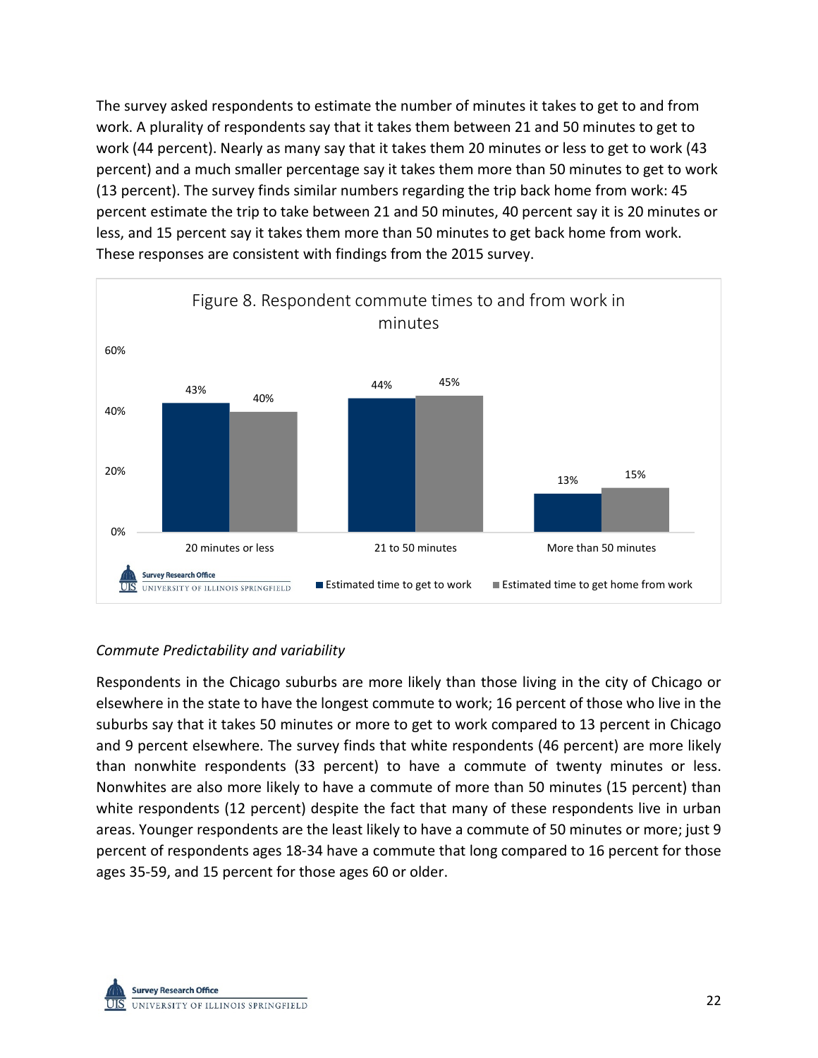The survey asked respondents to estimate the number of minutes it takes to get to and from work. A plurality of respondents say that it takes them between 21 and 50 minutes to get to work (44 percent). Nearly as many say that it takes them 20 minutes or less to get to work (43 percent) and a much smaller percentage say it takes them more than 50 minutes to get to work (13 percent). The survey finds similar numbers regarding the trip back home from work: 45 percent estimate the trip to take between 21 and 50 minutes, 40 percent say it is 20 minutes or less, and 15 percent say it takes them more than 50 minutes to get back home from work. These responses are consistent with findings from the 2015 survey.

Figure 8. Respondent commute times to and from work in minutes

| | Estimated time to get to work | Estimated time to get home from work |
|---|---|---|
| 20 minutes or less | 43% | 40% |
| 21 to 50 minutes | 44% | 45% |
| More than 50 minutes | 13% | 15% |

*Commute Predictability and variability*

Respondents in the Chicago suburbs are more likely than those living in the city of Chicago or elsewhere in the state to have the longest commute to work; 16 percent of those who live in the suburbs say that it takes 50 minutes or more to get to work compared to 13 percent in Chicago and 9 percent elsewhere. The survey finds that white respondents (46 percent) are more likely than nonwhite respondents (33 percent) to have a commute of twenty minutes or less. Nonwhites are also more likely to have a commute of more than 50 minutes (15 percent) than white respondents (12 percent) despite the fact that many of these respondents live in urban areas. Younger respondents are the least likely to have a commute of 50 minutes or more; just 9 percent of respondents ages 18-34 have a commute that long compared to 16 percent for those ages 35-59, and 15 percent for those ages 60 or older.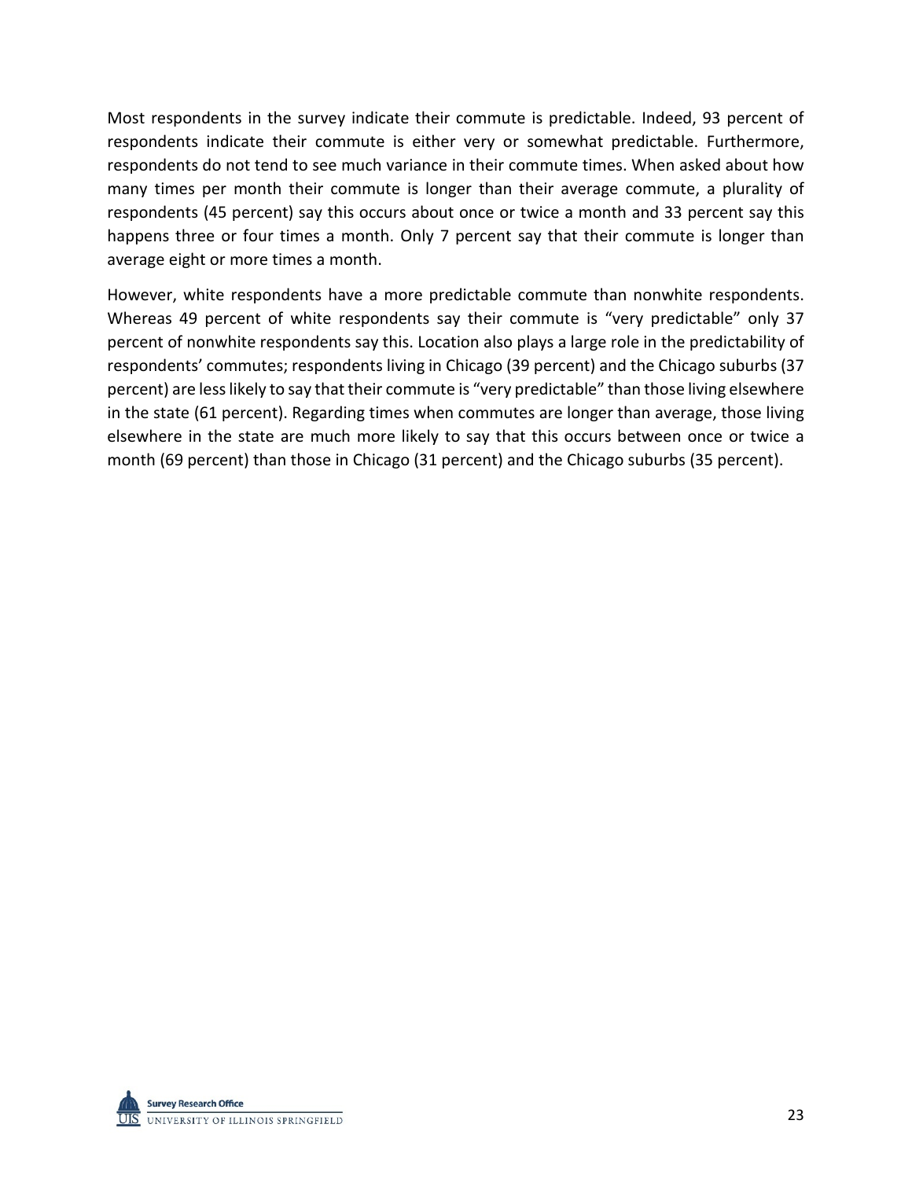Most respondents in the survey indicate their commute is predictable. Indeed, 93 percent of respondents indicate their commute is either very or somewhat predictable. Furthermore, respondents do not tend to see much variance in their commute times. When asked about how many times per month their commute is longer than their average commute, a plurality of respondents (45 percent) say this occurs about once or twice a month and 33 percent say this happens three or four times a month. Only 7 percent say that their commute is longer than average eight or more times a month.

However, white respondents have a more predictable commute than nonwhite respondents. Whereas 49 percent of white respondents say their commute is "very predictable" only 37 percent of nonwhite respondents say this. Location also plays a large role in the predictability of respondents' commutes; respondents living in Chicago (39 percent) and the Chicago suburbs (37 percent) are less likely to say that their commute is "very predictable" than those living elsewhere in the state (61 percent). Regarding times when commutes are longer than average, those living elsewhere in the state are much more likely to say that this occurs between once or twice a month (69 percent) than those in Chicago (31 percent) and the Chicago suburbs (35 percent).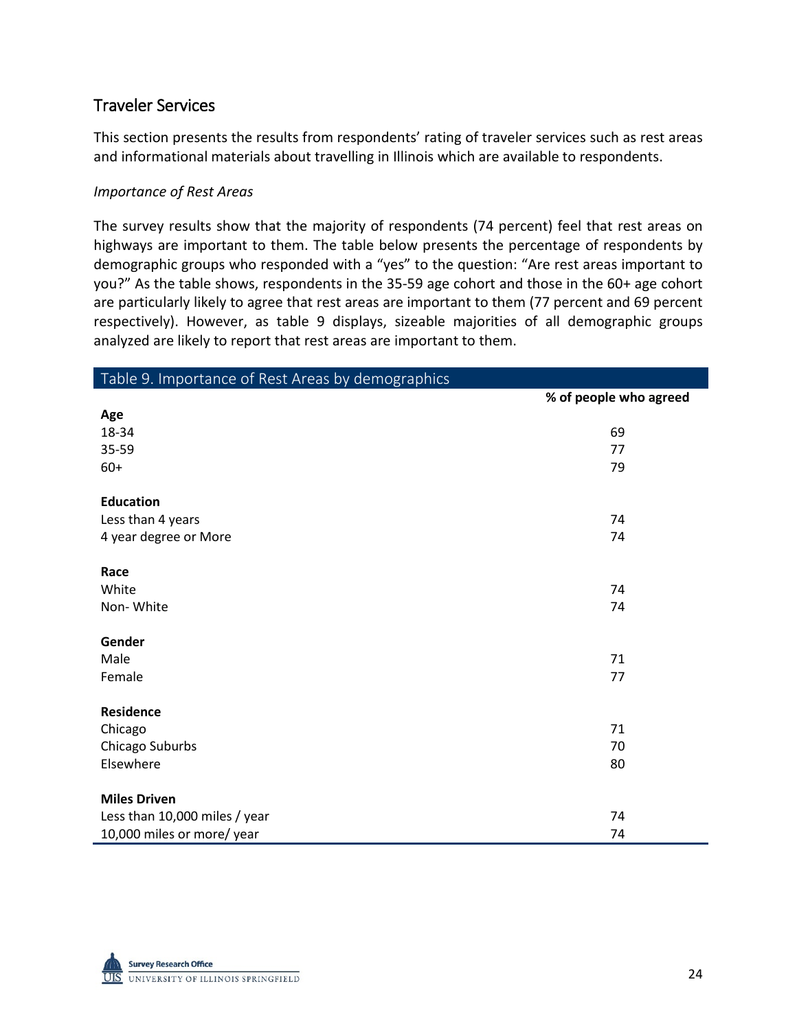## Traveler Services

This section presents the results from respondents' rating of traveler services such as rest areas and informational materials about travelling in Illinois which are available to respondents.

*Importance of Rest Areas*

The survey results show that the majority of respondents (74 percent) feel that rest areas on highways are important to them. The table below presents the percentage of respondents by demographic groups who responded with a "yes" to the question: "Are rest areas important to you?" As the table shows, respondents in the 35-59 age cohort and those in the 60+ age cohort are particularly likely to agree that rest areas are important to them (77 percent and 69 percent respectively). However, as table 9 displays, sizeable majorities of all demographic groups analyzed are likely to report that rest areas are important to them.

Table 9. Importance of Rest Areas by demographics

| | % of people who agreed |
|---|---|
| **Age** | |
| 18-34 | 69 |
| 35-59 | 77 |
| 60+ | 79 |
| **Education** | |
| Less than 4 years | 74 |
| 4 year degree or More | 74 |
| **Race** | |
| White | 74 |
| Non- White | 74 |
| **Gender** | |
| Male | 71 |
| Female | 77 |
| **Residence** | |
| Chicago | 71 |
| Chicago Suburbs | 70 |
| Elsewhere | 80 |
| **Miles Driven** | |
| Less than 10,000 miles / year | 74 |
| 10,000 miles or more/ year | 74 |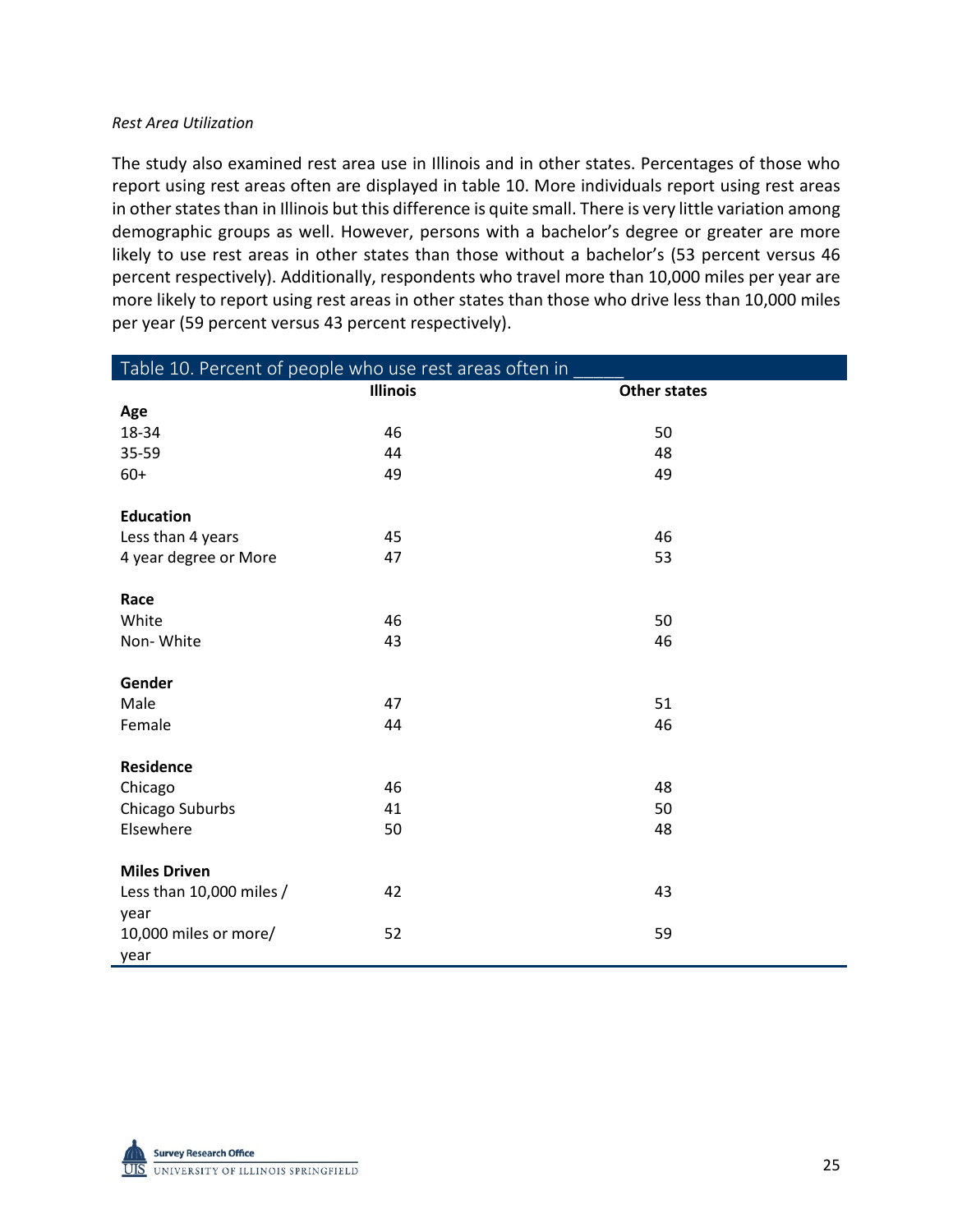*Rest Area Utilization*

The study also examined rest area use in Illinois and in other states. Percentages of those who report using rest areas often are displayed in table 10. More individuals report using rest areas in other states than in Illinois but this difference is quite small. There is very little variation among demographic groups as well. However, persons with a bachelor's degree or greater are more likely to use rest areas in other states than those without a bachelor's (53 percent versus 46 percent respectively). Additionally, respondents who travel more than 10,000 miles per year are more likely to report using rest areas in other states than those who drive less than 10,000 miles per year (59 percent versus 43 percent respectively).

Table 10. Percent of people who use rest areas often in _____

| | Illinois | Other states |
|---|---|---|
| **Age** | | |
| 18-34 | 46 | 50 |
| 35-59 | 44 | 48 |
| 60+ | 49 | 49 |
| **Education** | | |
| Less than 4 years | 45 | 46 |
| 4 year degree or More | 47 | 53 |
| **Race** | | |
| White | 46 | 50 |
| Non- White | 43 | 46 |
| **Gender** | | |
| Male | 47 | 51 |
| Female | 44 | 46 |
| **Residence** | | |
| Chicago | 46 | 48 |
| Chicago Suburbs | 41 | 50 |
| Elsewhere | 50 | 48 |
| **Miles Driven** | | |
| Less than 10,000 miles / year | 42 | 43 |
| 10,000 miles or more/ year | 52 | 59 |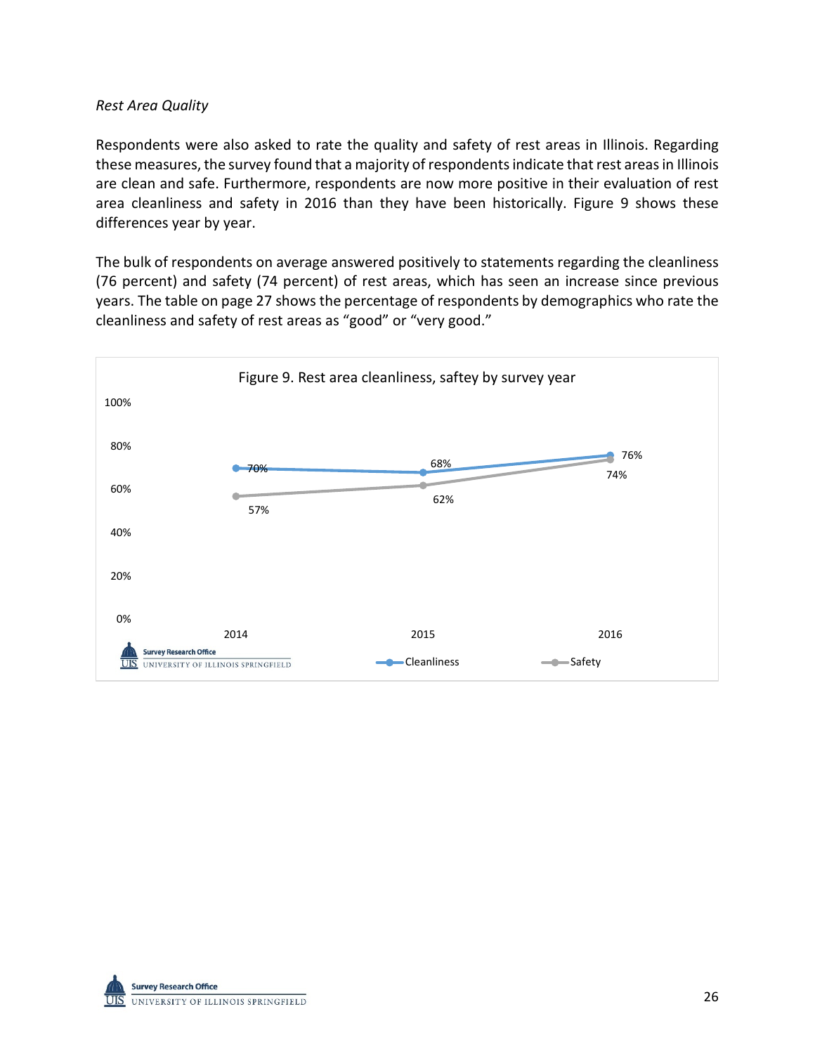*Rest Area Quality*

Respondents were also asked to rate the quality and safety of rest areas in Illinois. Regarding these measures, the survey found that a majority of respondents indicate that rest areas in Illinois are clean and safe. Furthermore, respondents are now more positive in their evaluation of rest area cleanliness and safety in 2016 than they have been historically. Figure 9 shows these differences year by year.

The bulk of respondents on average answered positively to statements regarding the cleanliness (76 percent) and safety (74 percent) of rest areas, which has seen an increase since previous years. The table on page 27 shows the percentage of respondents by demographics who rate the cleanliness and safety of rest areas as "good" or "very good."

Figure 9. Rest area cleanliness, saftey by survey year

| | 2014 | 2015 | 2016 |
|---|---|---|---|
| Cleanliness | 70% | 68% | 76% |
| Safety | 57% | 62% | 74% |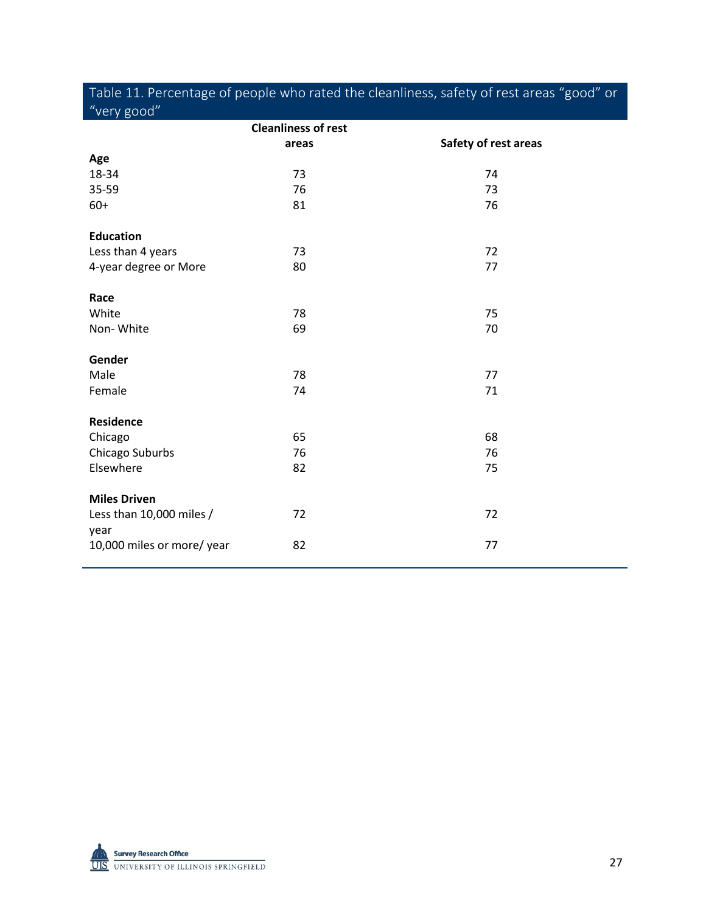Table 11. Percentage of people who rated the cleanliness, safety of rest areas "good" or "very good"

| | Cleanliness of rest areas | Safety of rest areas |
|---|---|---|
| **Age** | | |
| 18-34 | 73 | 74 |
| 35-59 | 76 | 73 |
| 60+ | 81 | 76 |
| **Education** | | |
| Less than 4 years | 73 | 72 |
| 4-year degree or More | 80 | 77 |
| **Race** | | |
| White | 78 | 75 |
| Non- White | 69 | 70 |
| **Gender** | | |
| Male | 78 | 77 |
| Female | 74 | 71 |
| **Residence** | | |
| Chicago | 65 | 68 |
| Chicago Suburbs | 76 | 76 |
| Elsewhere | 82 | 75 |
| **Miles Driven** | | |
| Less than 10,000 miles / year | 72 | 72 |
| 10,000 miles or more/ year | 82 | 77 |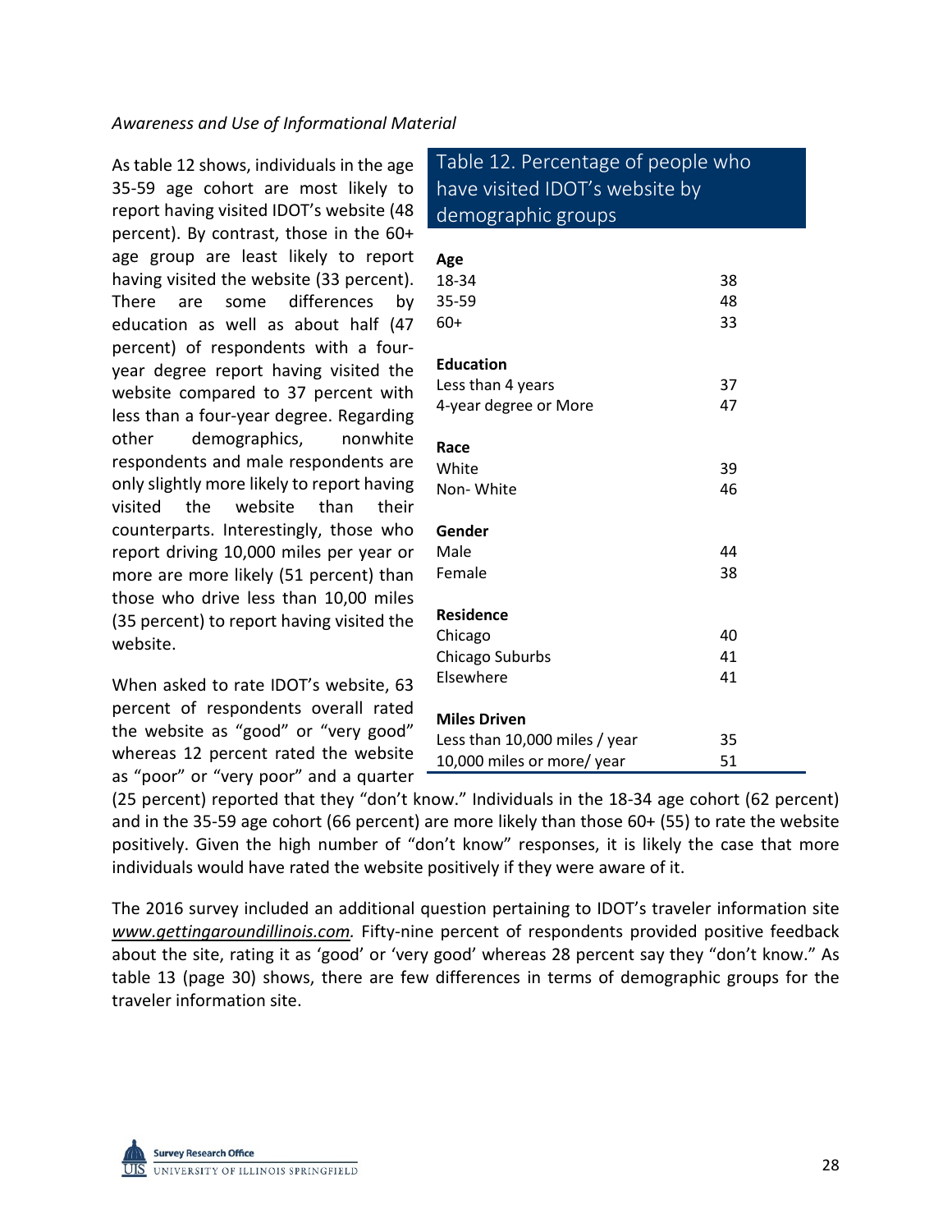*Awareness and Use of Informational Material*

As table 12 shows, individuals in the age 35-59 age cohort are most likely to report having visited IDOT's website (48 percent). By contrast, those in the 60+ age group are least likely to report having visited the website (33 percent). There are some differences by education as well as about half (47 percent) of respondents with a four-year degree report having visited the website compared to 37 percent with less than a four-year degree. Regarding other demographics, nonwhite respondents and male respondents are only slightly more likely to report having visited the website than their counterparts. Interestingly, those who report driving 10,000 miles per year or more are more likely (51 percent) than those who drive less than 10,00 miles (35 percent) to report having visited the website.

Table 12. Percentage of people who have visited IDOT's website by demographic groups

| | |
|---|---|
| **Age** | |
| 18-34 | 38 |
| 35-59 | 48 |
| 60+ | 33 |
| **Education** | |
| Less than 4 years | 37 |
| 4-year degree or More | 47 |
| **Race** | |
| White | 39 |
| Non- White | 46 |
| **Gender** | |
| Male | 44 |
| Female | 38 |
| **Residence** | |
| Chicago | 40 |
| Chicago Suburbs | 41 |
| Elsewhere | 41 |
| **Miles Driven** | |
| Less than 10,000 miles / year | 35 |
| 10,000 miles or more/ year | 51 |

When asked to rate IDOT's website, 63 percent of respondents overall rated the website as "good" or "very good" whereas 12 percent rated the website as "poor" or "very poor" and a quarter (25 percent) reported that they "don't know." Individuals in the 18-34 age cohort (62 percent) and in the 35-59 age cohort (66 percent) are more likely than those 60+ (55) to rate the website positively. Given the high number of "don't know" responses, it is likely the case that more individuals would have rated the website positively if they were aware of it.

The 2016 survey included an additional question pertaining to IDOT's traveler information site *www.gettingaroundillinois.com.* Fifty-nine percent of respondents provided positive feedback about the site, rating it as 'good' or 'very good' whereas 28 percent say they "don't know." As table 13 (page 30) shows, there are few differences in terms of demographic groups for the traveler information site.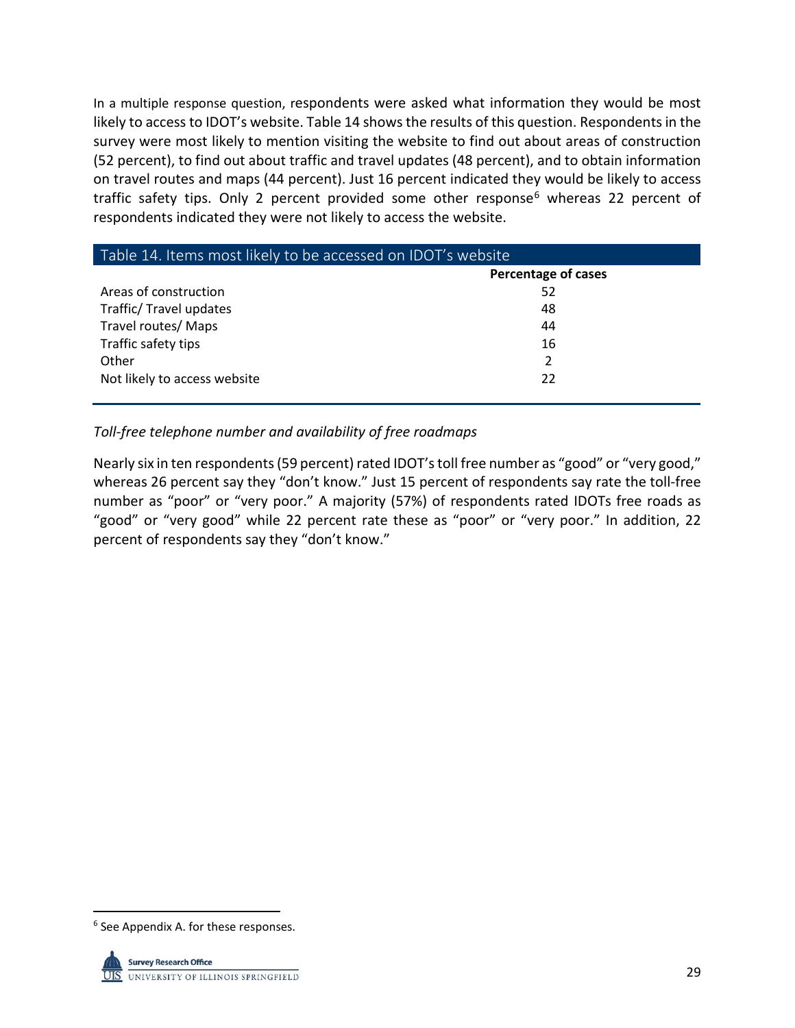In a multiple response question, respondents were asked what information they would be most likely to access to IDOT's website. Table 14 shows the results of this question. Respondents in the survey were most likely to mention visiting the website to find out about areas of construction (52 percent), to find out about traffic and travel updates (48 percent), and to obtain information on travel routes and maps (44 percent). Just 16 percent indicated they would be likely to access traffic safety tips. Only 2 percent provided some other response[6] whereas 22 percent of respondents indicated they were not likely to access the website.

Table 14. Items most likely to be accessed on IDOT's website

| | Percentage of cases |
|---|---|
| Areas of construction | 52 |
| Traffic/ Travel updates | 48 |
| Travel routes/ Maps | 44 |
| Traffic safety tips | 16 |
| Other | 2 |
| Not likely to access website | 22 |

*Toll-free telephone number and availability of free roadmaps*

Nearly six in ten respondents (59 percent) rated IDOT's toll free number as "good" or "very good," whereas 26 percent say they "don't know." Just 15 percent of respondents say rate the toll-free number as "poor" or "very poor." A majority (57%) of respondents rated IDOTs free roads as "good" or "very good" while 22 percent rate these as "poor" or "very poor." In addition, 22 percent of respondents say they "don't know."

[6] See Appendix A. for these responses.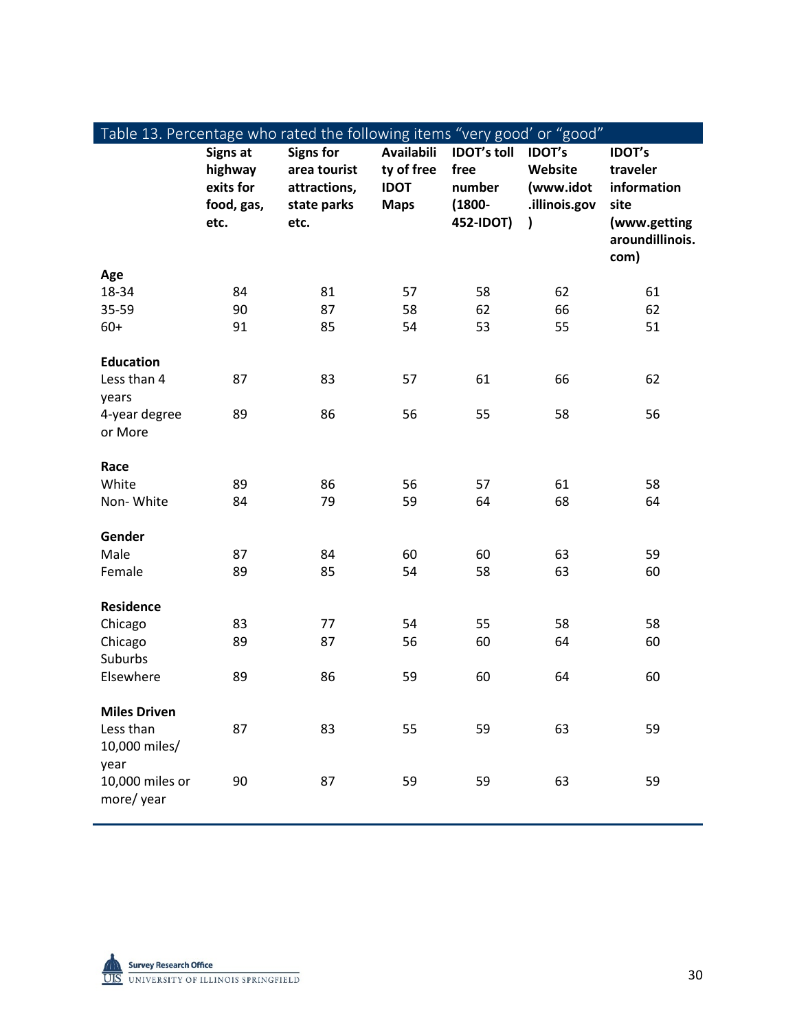Table 13. Percentage who rated the following items "very good' or "good"

| | Signs at highway exits for food, gas, etc. | Signs for area tourist attractions, state parks etc. | Availability of free IDOT Maps | IDOT's toll free number (1800-452-IDOT) | IDOT's Website (www.idot.illinois.gov) | IDOT's traveler information site (www.gettingaroundillinois.com) |
|---|---|---|---|---|---|---|
| **Age** | | | | | | |
| 18-34 | 84 | 81 | 57 | 58 | 62 | 61 |
| 35-59 | 90 | 87 | 58 | 62 | 66 | 62 |
| 60+ | 91 | 85 | 54 | 53 | 55 | 51 |
| **Education** | | | | | | |
| Less than 4 years | 87 | 83 | 57 | 61 | 66 | 62 |
| 4-year degree or More | 89 | 86 | 56 | 55 | 58 | 56 |
| **Race** | | | | | | |
| White | 89 | 86 | 56 | 57 | 61 | 58 |
| Non- White | 84 | 79 | 59 | 64 | 68 | 64 |
| **Gender** | | | | | | |
| Male | 87 | 84 | 60 | 60 | 63 | 59 |
| Female | 89 | 85 | 54 | 58 | 63 | 60 |
| **Residence** | | | | | | |
| Chicago | 83 | 77 | 54 | 55 | 58 | 58 |
| Chicago Suburbs | 89 | 87 | 56 | 60 | 64 | 60 |
| Elsewhere | 89 | 86 | 59 | 60 | 64 | 60 |
| **Miles Driven** | | | | | | |
| Less than 10,000 miles/ year | 87 | 83 | 55 | 59 | 63 | 59 |
| 10,000 miles or more/ year | 90 | 87 | 59 | 59 | 63 | 59 |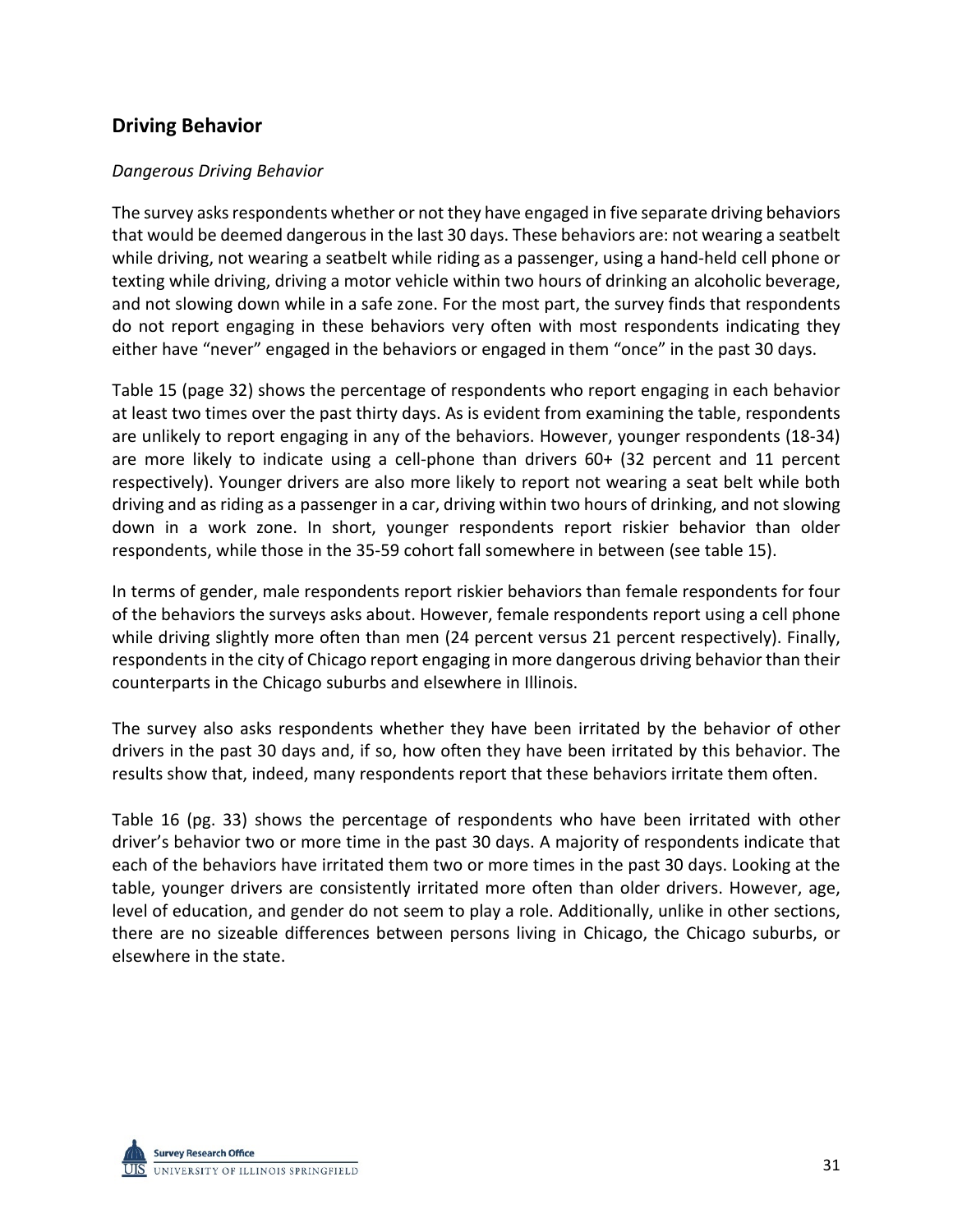## Driving Behavior

*Dangerous Driving Behavior*

The survey asks respondents whether or not they have engaged in five separate driving behaviors that would be deemed dangerous in the last 30 days. These behaviors are: not wearing a seatbelt while driving, not wearing a seatbelt while riding as a passenger, using a hand-held cell phone or texting while driving, driving a motor vehicle within two hours of drinking an alcoholic beverage, and not slowing down while in a safe zone. For the most part, the survey finds that respondents do not report engaging in these behaviors very often with most respondents indicating they either have "never" engaged in the behaviors or engaged in them "once" in the past 30 days.

Table 15 (page 32) shows the percentage of respondents who report engaging in each behavior at least two times over the past thirty days. As is evident from examining the table, respondents are unlikely to report engaging in any of the behaviors. However, younger respondents (18-34) are more likely to indicate using a cell-phone than drivers 60+ (32 percent and 11 percent respectively). Younger drivers are also more likely to report not wearing a seat belt while both driving and as riding as a passenger in a car, driving within two hours of drinking, and not slowing down in a work zone. In short, younger respondents report riskier behavior than older respondents, while those in the 35-59 cohort fall somewhere in between (see table 15).

In terms of gender, male respondents report riskier behaviors than female respondents for four of the behaviors the surveys asks about. However, female respondents report using a cell phone while driving slightly more often than men (24 percent versus 21 percent respectively). Finally, respondents in the city of Chicago report engaging in more dangerous driving behavior than their counterparts in the Chicago suburbs and elsewhere in Illinois.

The survey also asks respondents whether they have been irritated by the behavior of other drivers in the past 30 days and, if so, how often they have been irritated by this behavior. The results show that, indeed, many respondents report that these behaviors irritate them often.

Table 16 (pg. 33) shows the percentage of respondents who have been irritated with other driver's behavior two or more time in the past 30 days. A majority of respondents indicate that each of the behaviors have irritated them two or more times in the past 30 days. Looking at the table, younger drivers are consistently irritated more often than older drivers. However, age, level of education, and gender do not seem to play a role. Additionally, unlike in other sections, there are no sizeable differences between persons living in Chicago, the Chicago suburbs, or elsewhere in the state.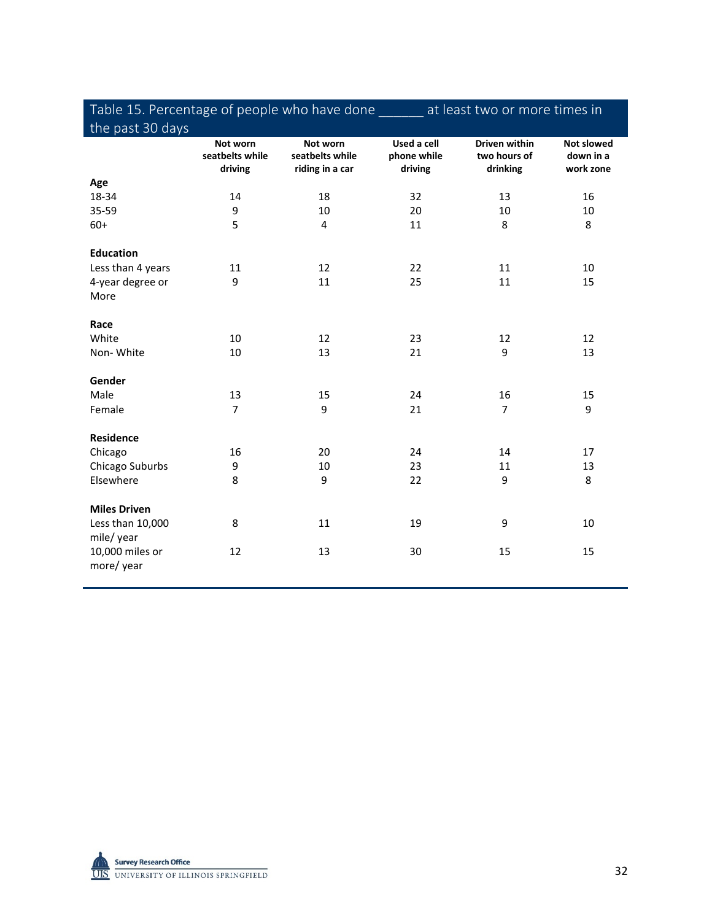Table 15. Percentage of people who have done ______ at least two or more times in the past 30 days

| | Not worn seatbelts while driving | Not worn seatbelts while riding in a car | Used a cell phone while driving | Driven within two hours of drinking | Not slowed down in a work zone |
|---|---|---|---|---|---|
| **Age** | | | | | |
| 18-34 | 14 | 18 | 32 | 13 | 16 |
| 35-59 | 9 | 10 | 20 | 10 | 10 |
| 60+ | 5 | 4 | 11 | 8 | 8 |
| **Education** | | | | | |
| Less than 4 years | 11 | 12 | 22 | 11 | 10 |
| 4-year degree or More | 9 | 11 | 25 | 11 | 15 |
| **Race** | | | | | |
| White | 10 | 12 | 23 | 12 | 12 |
| Non- White | 10 | 13 | 21 | 9 | 13 |
| **Gender** | | | | | |
| Male | 13 | 15 | 24 | 16 | 15 |
| Female | 7 | 9 | 21 | 7 | 9 |
| **Residence** | | | | | |
| Chicago | 16 | 20 | 24 | 14 | 17 |
| Chicago Suburbs | 9 | 10 | 23 | 11 | 13 |
| Elsewhere | 8 | 9 | 22 | 9 | 8 |
| **Miles Driven** | | | | | |
| Less than 10,000 mile/ year | 8 | 11 | 19 | 9 | 10 |
| 10,000 miles or more/ year | 12 | 13 | 30 | 15 | 15 |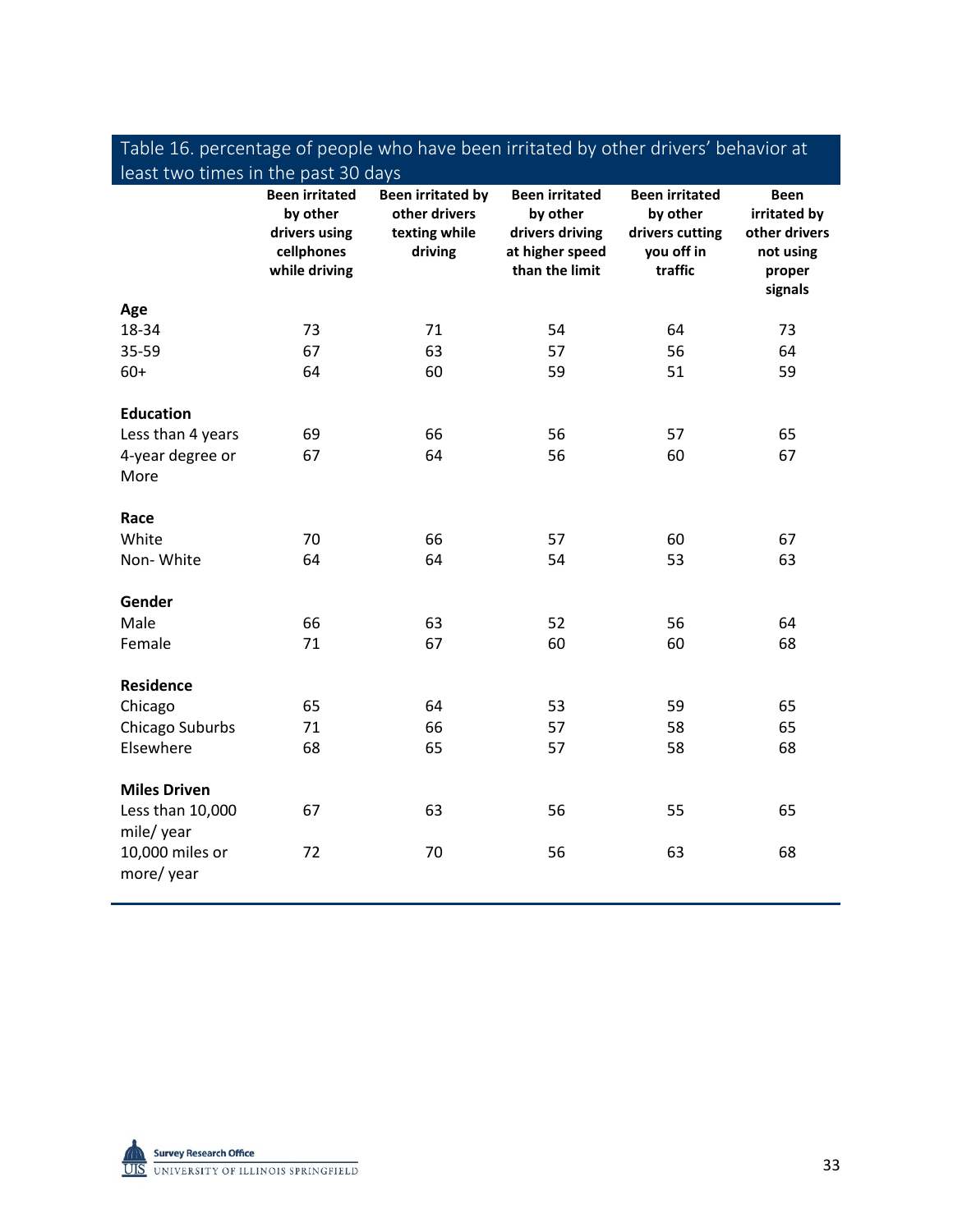Table 16. percentage of people who have been irritated by other drivers' behavior at least two times in the past 30 days

| | Been irritated by other drivers using cellphones while driving | Been irritated by other drivers texting while driving | Been irritated by other drivers driving at higher speed than the limit | Been irritated by other drivers cutting you off in traffic | Been irritated by other drivers not using proper signals |
|---|---|---|---|---|---|
| **Age** | | | | | |
| 18-34 | 73 | 71 | 54 | 64 | 73 |
| 35-59 | 67 | 63 | 57 | 56 | 64 |
| 60+ | 64 | 60 | 59 | 51 | 59 |
| **Education** | | | | | |
| Less than 4 years | 69 | 66 | 56 | 57 | 65 |
| 4-year degree or More | 67 | 64 | 56 | 60 | 67 |
| **Race** | | | | | |
| White | 70 | 66 | 57 | 60 | 67 |
| Non- White | 64 | 64 | 54 | 53 | 63 |
| **Gender** | | | | | |
| Male | 66 | 63 | 52 | 56 | 64 |
| Female | 71 | 67 | 60 | 60 | 68 |
| **Residence** | | | | | |
| Chicago | 65 | 64 | 53 | 59 | 65 |
| Chicago Suburbs | 71 | 66 | 57 | 58 | 65 |
| Elsewhere | 68 | 65 | 57 | 58 | 68 |
| **Miles Driven** | | | | | |
| Less than 10,000 mile/ year | 67 | 63 | 56 | 55 | 65 |
| 10,000 miles or more/ year | 72 | 70 | 56 | 63 | 68 |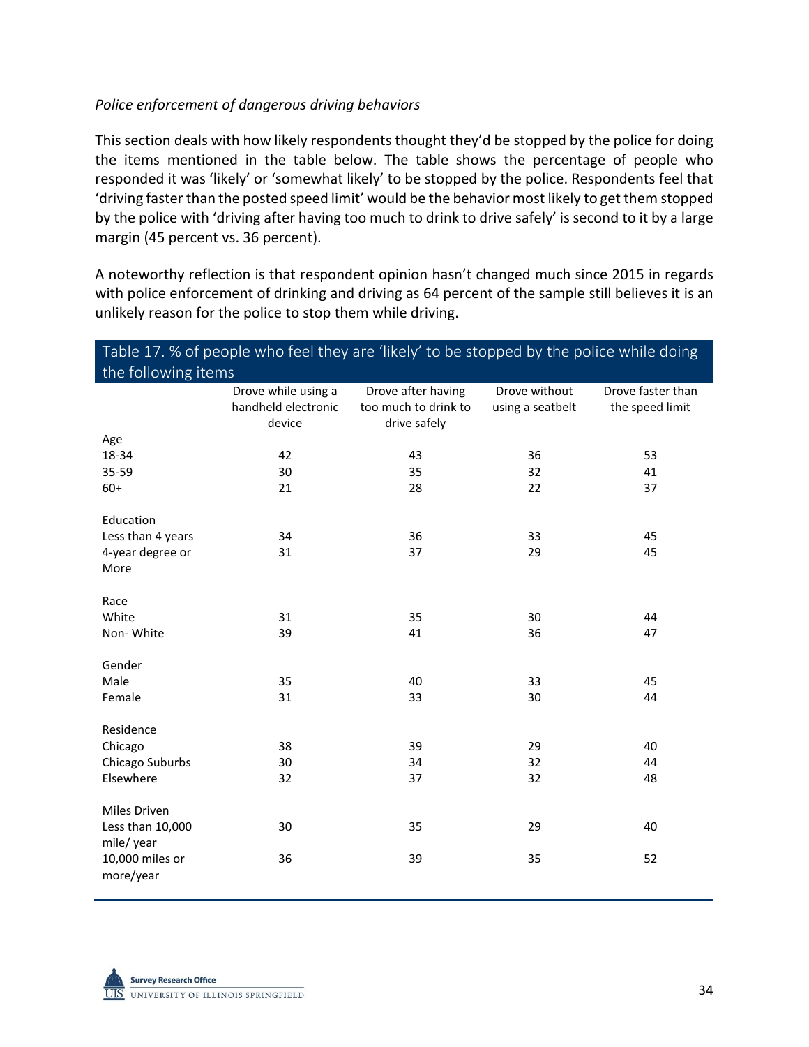*Police enforcement of dangerous driving behaviors*

This section deals with how likely respondents thought they'd be stopped by the police for doing the items mentioned in the table below. The table shows the percentage of people who responded it was 'likely' or 'somewhat likely' to be stopped by the police. Respondents feel that 'driving faster than the posted speed limit' would be the behavior most likely to get them stopped by the police with 'driving after having too much to drink to drive safely' is second to it by a large margin (45 percent vs. 36 percent).

A noteworthy reflection is that respondent opinion hasn't changed much since 2015 in regards with police enforcement of drinking and driving as 64 percent of the sample still believes it is an unlikely reason for the police to stop them while driving.

Table 17. % of people who feel they are 'likely' to be stopped by the police while doing the following items

| | Drove while using a handheld electronic device | Drove after having too much to drink to drive safely | Drove without using a seatbelt | Drove faster than the speed limit |
|---|---|---|---|---|
| Age | | | | |
| 18-34 | 42 | 43 | 36 | 53 |
| 35-59 | 30 | 35 | 32 | 41 |
| 60+ | 21 | 28 | 22 | 37 |
| Education | | | | |
| Less than 4 years | 34 | 36 | 33 | 45 |
| 4-year degree or More | 31 | 37 | 29 | 45 |
| Race | | | | |
| White | 31 | 35 | 30 | 44 |
| Non- White | 39 | 41 | 36 | 47 |
| Gender | | | | |
| Male | 35 | 40 | 33 | 45 |
| Female | 31 | 33 | 30 | 44 |
| Residence | | | | |
| Chicago | 38 | 39 | 29 | 40 |
| Chicago Suburbs | 30 | 34 | 32 | 44 |
| Elsewhere | 32 | 37 | 32 | 48 |
| Miles Driven | | | | |
| Less than 10,000 mile/ year | 30 | 35 | 29 | 40 |
| 10,000 miles or more/year | 36 | 39 | 35 | 52 |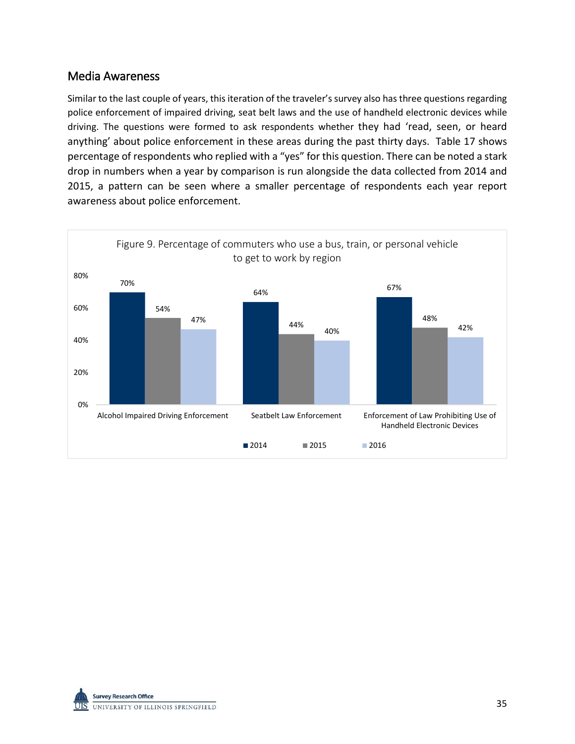## Media Awareness

Similar to the last couple of years, this iteration of the traveler's survey also has three questions regarding police enforcement of impaired driving, seat belt laws and the use of handheld electronic devices while driving. The questions were formed to ask respondents whether they had 'read, seen, or heard anything' about police enforcement in these areas during the past thirty days. Table 17 shows percentage of respondents who replied with a "yes" for this question. There can be noted a stark drop in numbers when a year by comparison is run alongside the data collected from 2014 and 2015, a pattern can be seen where a smaller percentage of respondents each year report awareness about police enforcement.

Figure 9. Percentage of commuters who use a bus, train, or personal vehicle to get to work by region

| | 2014 | 2015 | 2016 |
|---|---|---|---|
| Alcohol Impaired Driving Enforcement | 70% | 54% | 47% |
| Seatbelt Law Enforcement | 64% | 44% | 40% |
| Enforcement of Law Prohibiting Use of Handheld Electronic Devices | 67% | 48% | 42% |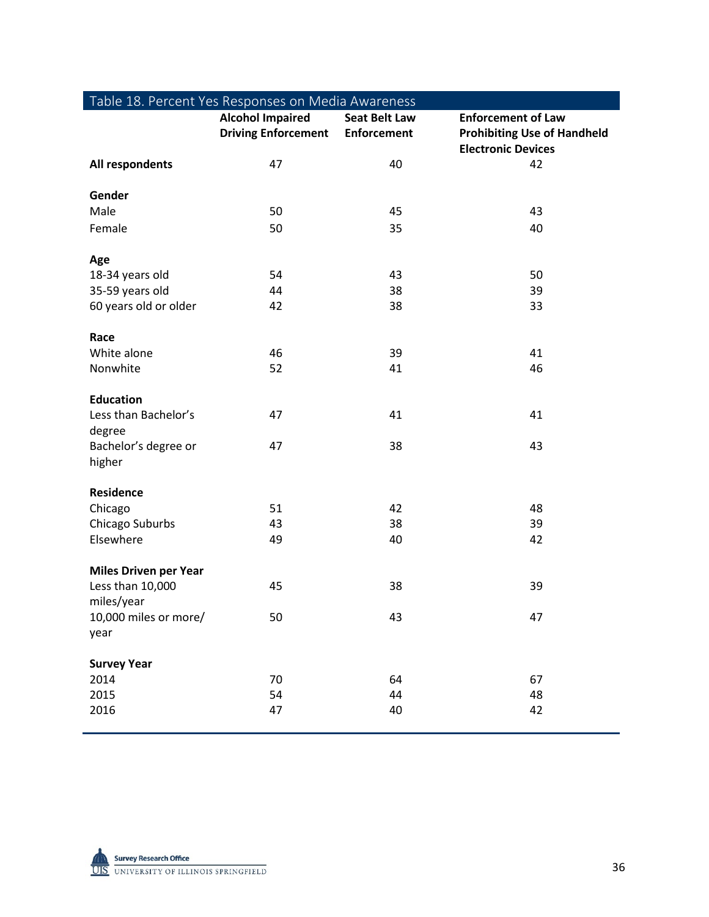Table 18. Percent Yes Responses on Media Awareness

| | Alcohol Impaired Driving Enforcement | Seat Belt Law Enforcement | Enforcement of Law Prohibiting Use of Handheld Electronic Devices |
|---|---|---|---|
| **All respondents** | 47 | 40 | 42 |
| **Gender** | | | |
| Male | 50 | 45 | 43 |
| Female | 50 | 35 | 40 |
| **Age** | | | |
| 18-34 years old | 54 | 43 | 50 |
| 35-59 years old | 44 | 38 | 39 |
| 60 years old or older | 42 | 38 | 33 |
| **Race** | | | |
| White alone | 46 | 39 | 41 |
| Nonwhite | 52 | 41 | 46 |
| **Education** | | | |
| Less than Bachelor's degree | 47 | 41 | 41 |
| Bachelor's degree or higher | 47 | 38 | 43 |
| **Residence** | | | |
| Chicago | 51 | 42 | 48 |
| Chicago Suburbs | 43 | 38 | 39 |
| Elsewhere | 49 | 40 | 42 |
| **Miles Driven per Year** | | | |
| Less than 10,000 miles/year | 45 | 38 | 39 |
| 10,000 miles or more/ year | 50 | 43 | 47 |
| **Survey Year** | | | |
| 2014 | 70 | 64 | 67 |
| 2015 | 54 | 44 | 48 |
| 2016 | 47 | 40 | 42 |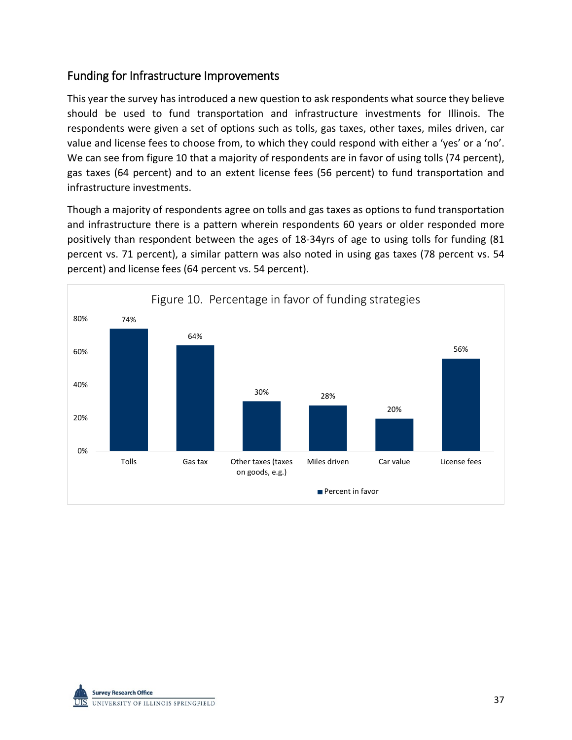## Funding for Infrastructure Improvements

This year the survey has introduced a new question to ask respondents what source they believe should be used to fund transportation and infrastructure investments for Illinois. The respondents were given a set of options such as tolls, gas taxes, other taxes, miles driven, car value and license fees to choose from, to which they could respond with either a 'yes' or a 'no'. We can see from figure 10 that a majority of respondents are in favor of using tolls (74 percent), gas taxes (64 percent) and to an extent license fees (56 percent) to fund transportation and infrastructure investments.

Though a majority of respondents agree on tolls and gas taxes as options to fund transportation and infrastructure there is a pattern wherein respondents 60 years or older responded more positively than respondent between the ages of 18-34yrs of age to using tolls for funding (81 percent vs. 71 percent), a similar pattern was also noted in using gas taxes (78 percent vs. 54 percent) and license fees (64 percent vs. 54 percent).

Figure 10. Percentage in favor of funding strategies

| Funding strategy | Percent in favor |
| --- | --- |
| Tolls | 74% |
| Gas tax | 64% |
| Other taxes (taxes on goods, e.g.) | 30% |
| Miles driven | 28% |
| Car value | 20% |
| License fees | 56% |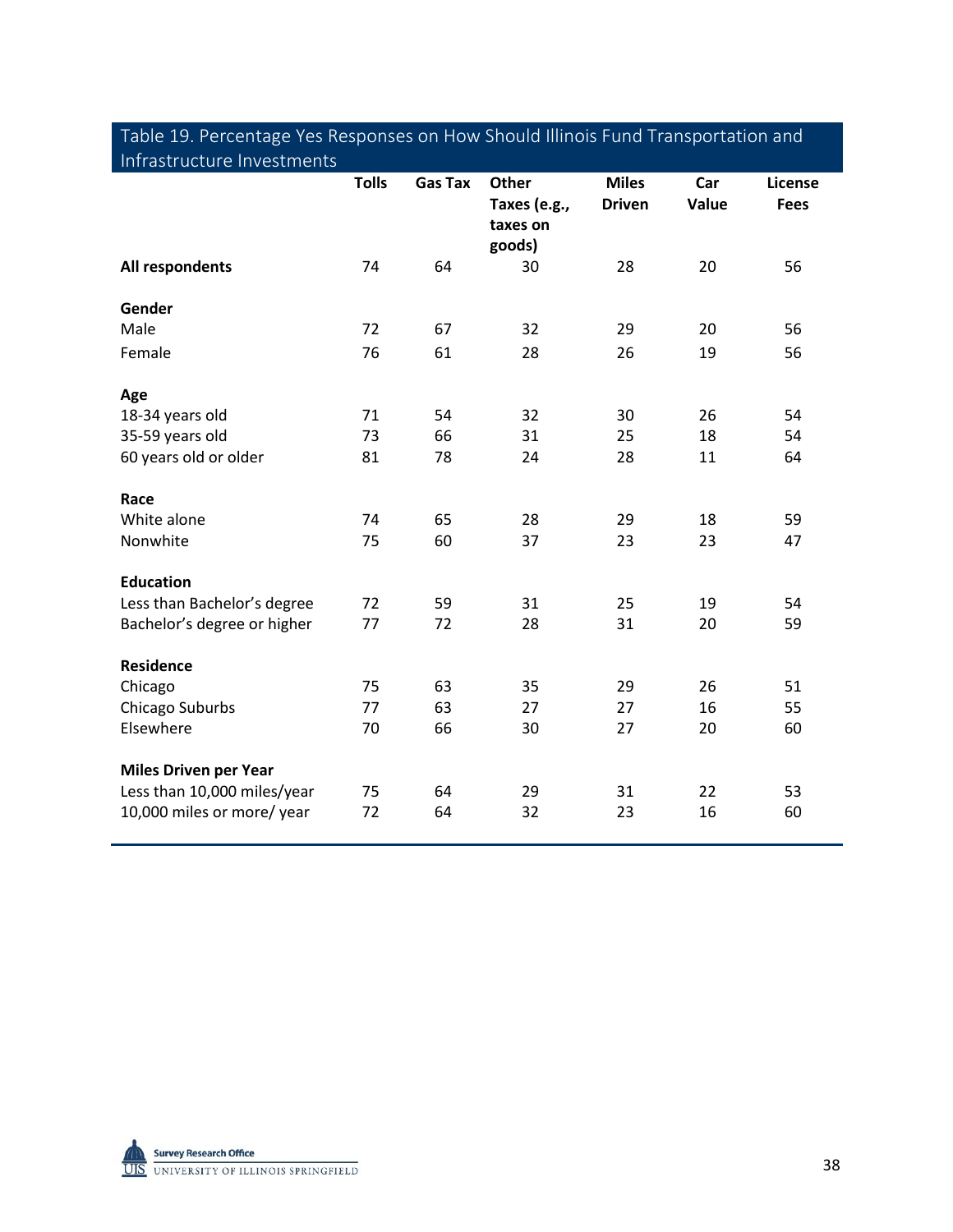Table 19. Percentage Yes Responses on How Should Illinois Fund Transportation and Infrastructure Investments

| | Tolls | Gas Tax | Other Taxes (e.g., taxes on goods) | Miles Driven | Car Value | License Fees |
|---|---|---|---|---|---|---|
| **All respondents** | 74 | 64 | 30 | 28 | 20 | 56 |
| **Gender** | | | | | | |
| Male | 72 | 67 | 32 | 29 | 20 | 56 |
| Female | 76 | 61 | 28 | 26 | 19 | 56 |
| **Age** | | | | | | |
| 18-34 years old | 71 | 54 | 32 | 30 | 26 | 54 |
| 35-59 years old | 73 | 66 | 31 | 25 | 18 | 54 |
| 60 years old or older | 81 | 78 | 24 | 28 | 11 | 64 |
| **Race** | | | | | | |
| White alone | 74 | 65 | 28 | 29 | 18 | 59 |
| Nonwhite | 75 | 60 | 37 | 23 | 23 | 47 |
| **Education** | | | | | | |
| Less than Bachelor's degree | 72 | 59 | 31 | 25 | 19 | 54 |
| Bachelor's degree or higher | 77 | 72 | 28 | 31 | 20 | 59 |
| **Residence** | | | | | | |
| Chicago | 75 | 63 | 35 | 29 | 26 | 51 |
| Chicago Suburbs | 77 | 63 | 27 | 27 | 16 | 55 |
| Elsewhere | 70 | 66 | 30 | 27 | 20 | 60 |
| **Miles Driven per Year** | | | | | | |
| Less than 10,000 miles/year | 75 | 64 | 29 | 31 | 22 | 53 |
| 10,000 miles or more/ year | 72 | 64 | 32 | 23 | 16 | 60 |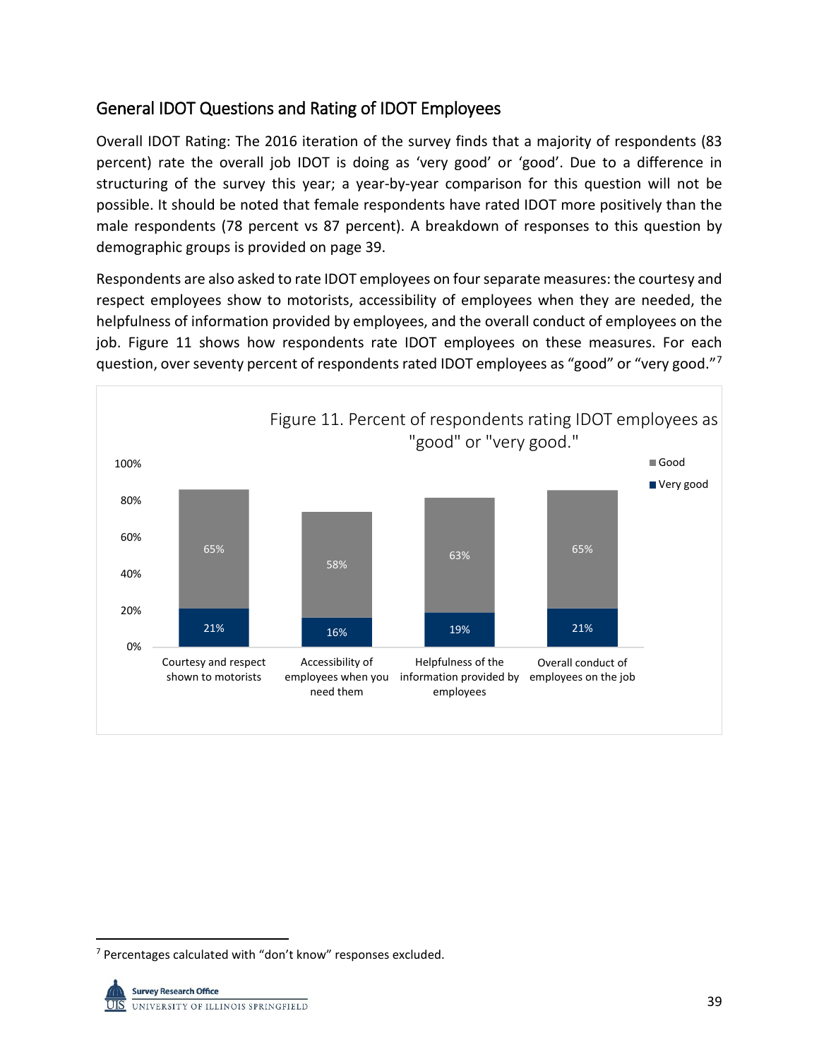## General IDOT Questions and Rating of IDOT Employees

Overall IDOT Rating: The 2016 iteration of the survey finds that a majority of respondents (83 percent) rate the overall job IDOT is doing as 'very good' or 'good'. Due to a difference in structuring of the survey this year; a year-by-year comparison for this question will not be possible. It should be noted that female respondents have rated IDOT more positively than the male respondents (78 percent vs 87 percent). A breakdown of responses to this question by demographic groups is provided on page 39.

Respondents are also asked to rate IDOT employees on four separate measures: the courtesy and respect employees show to motorists, accessibility of employees when they are needed, the helpfulness of information provided by employees, and the overall conduct of employees on the job. Figure 11 shows how respondents rate IDOT employees on these measures. For each question, over seventy percent of respondents rated IDOT employees as "good" or "very good."[7]

Figure 11. Percent of respondents rating IDOT employees as "good" or "very good."

| Measure | Very good | Good |
|---|---|---|
| Courtesy and respect shown to motorists | 21% | 65% |
| Accessibility of employees when you need them | 16% | 58% |
| Helpfulness of the information provided by employees | 19% | 63% |
| Overall conduct of employees on the job | 21% | 65% |

[7] Percentages calculated with "don't know" responses excluded.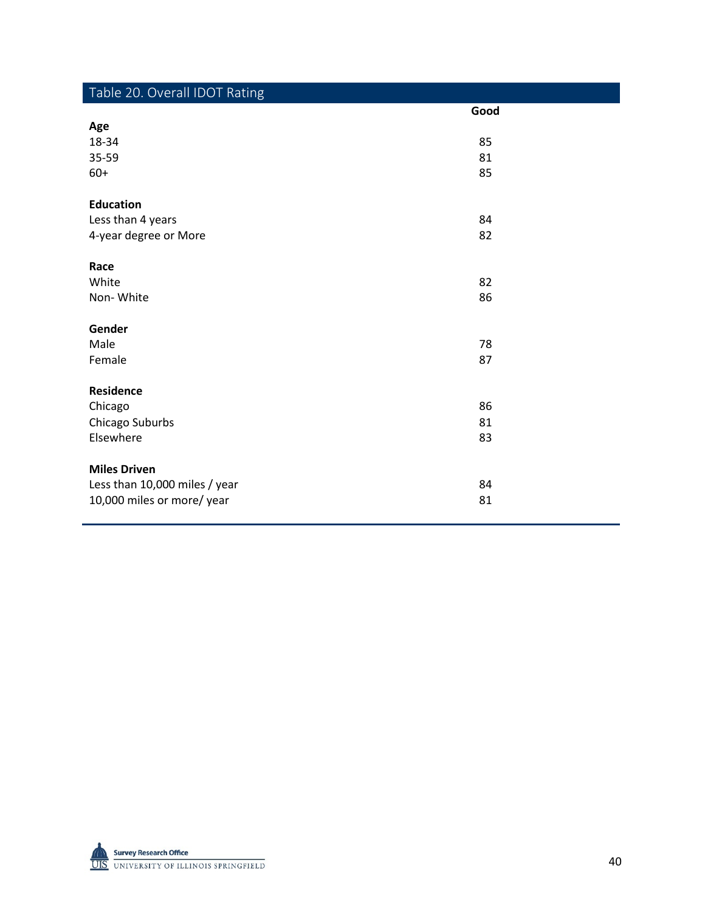## Table 20. Overall IDOT Rating

| | Good |
|---|---|
| **Age** | |
| 18-34 | 85 |
| 35-59 | 81 |
| 60+ | 85 |
| | |
| **Education** | |
| Less than 4 years | 84 |
| 4-year degree or More | 82 |
| | |
| **Race** | |
| White | 82 |
| Non- White | 86 |
| | |
| **Gender** | |
| Male | 78 |
| Female | 87 |
| | |
| **Residence** | |
| Chicago | 86 |
| Chicago Suburbs | 81 |
| Elsewhere | 83 |
| | |
| **Miles Driven** | |
| Less than 10,000 miles / year | 84 |
| 10,000 miles or more/ year | 81 |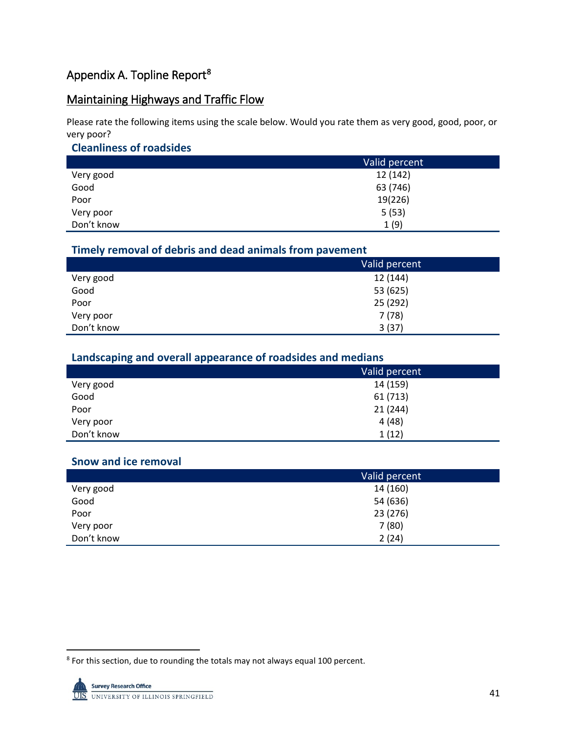# Appendix A. Topline Report[8]

## Maintaining Highways and Traffic Flow

Please rate the following items using the scale below. Would you rate them as very good, good, poor, or very poor?

### Cleanliness of roadsides

| | Valid percent |
|---|---|
| Very good | 12 (142) |
| Good | 63 (746) |
| Poor | 19(226) |
| Very poor | 5 (53) |
| Don't know | 1 (9) |

### Timely removal of debris and dead animals from pavement

| | Valid percent |
|---|---|
| Very good | 12 (144) |
| Good | 53 (625) |
| Poor | 25 (292) |
| Very poor | 7 (78) |
| Don't know | 3 (37) |

### Landscaping and overall appearance of roadsides and medians

| | Valid percent |
|---|---|
| Very good | 14 (159) |
| Good | 61 (713) |
| Poor | 21 (244) |
| Very poor | 4 (48) |
| Don't know | 1 (12) |

### Snow and ice removal

| | Valid percent |
|---|---|
| Very good | 14 (160) |
| Good | 54 (636) |
| Poor | 23 (276) |
| Very poor | 7 (80) |
| Don't know | 2 (24) |

[8] For this section, due to rounding the totals may not always equal 100 percent.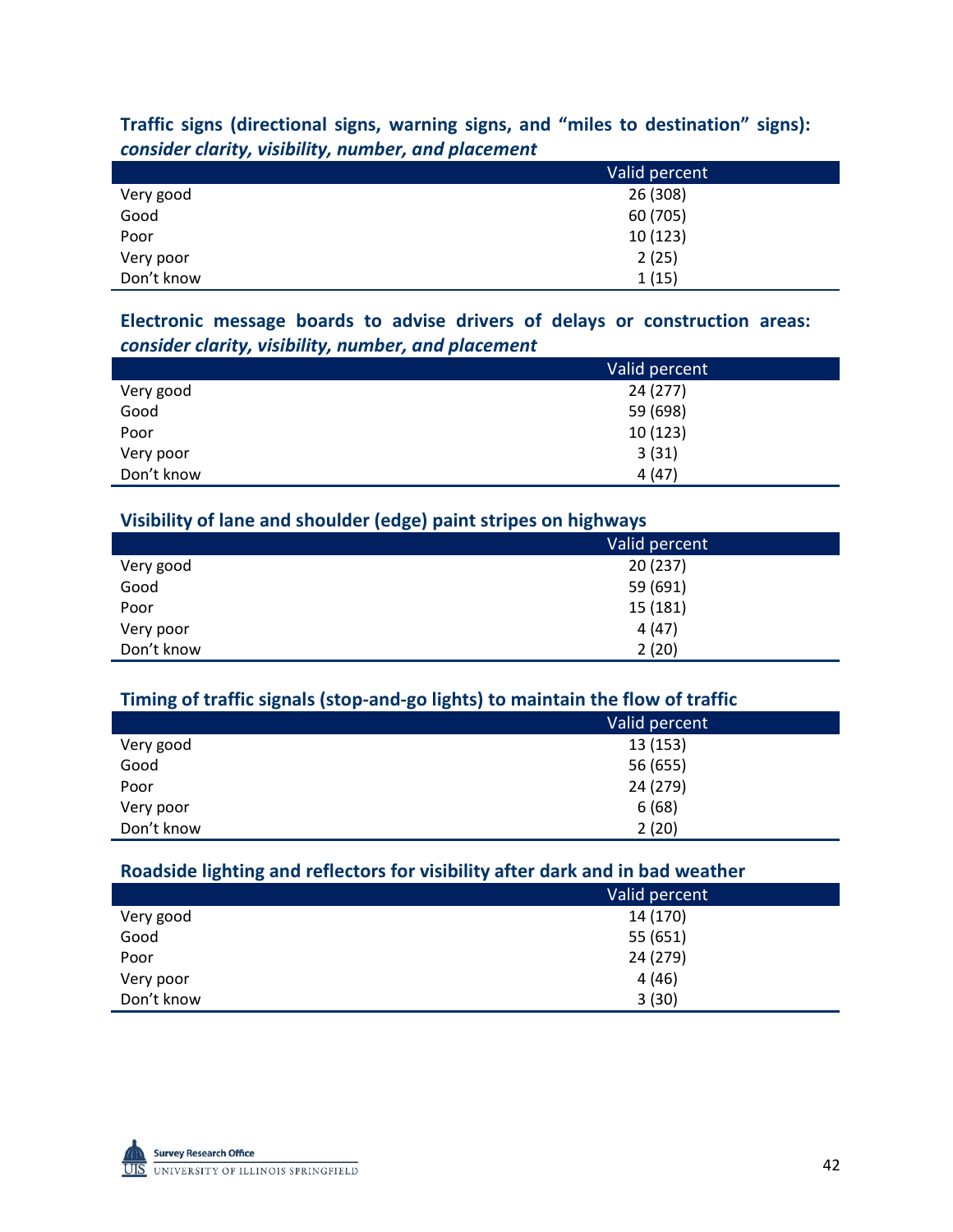**Traffic signs (directional signs, warning signs, and "miles to destination" signs): *consider clarity, visibility, number, and placement***

| | Valid percent |
|---|---|
| Very good | 26 (308) |
| Good | 60 (705) |
| Poor | 10 (123) |
| Very poor | 2 (25) |
| Don't know | 1 (15) |

**Electronic message boards to advise drivers of delays or construction areas: *consider clarity, visibility, number, and placement***

| | Valid percent |
|---|---|
| Very good | 24 (277) |
| Good | 59 (698) |
| Poor | 10 (123) |
| Very poor | 3 (31) |
| Don't know | 4 (47) |

**Visibility of lane and shoulder (edge) paint stripes on highways**

| | Valid percent |
|---|---|
| Very good | 20 (237) |
| Good | 59 (691) |
| Poor | 15 (181) |
| Very poor | 4 (47) |
| Don't know | 2 (20) |

**Timing of traffic signals (stop-and-go lights) to maintain the flow of traffic**

| | Valid percent |
|---|---|
| Very good | 13 (153) |
| Good | 56 (655) |
| Poor | 24 (279) |
| Very poor | 6 (68) |
| Don't know | 2 (20) |

**Roadside lighting and reflectors for visibility after dark and in bad weather**

| | Valid percent |
|---|---|
| Very good | 14 (170) |
| Good | 55 (651) |
| Poor | 24 (279) |
| Very poor | 4 (46) |
| Don't know | 3 (30) |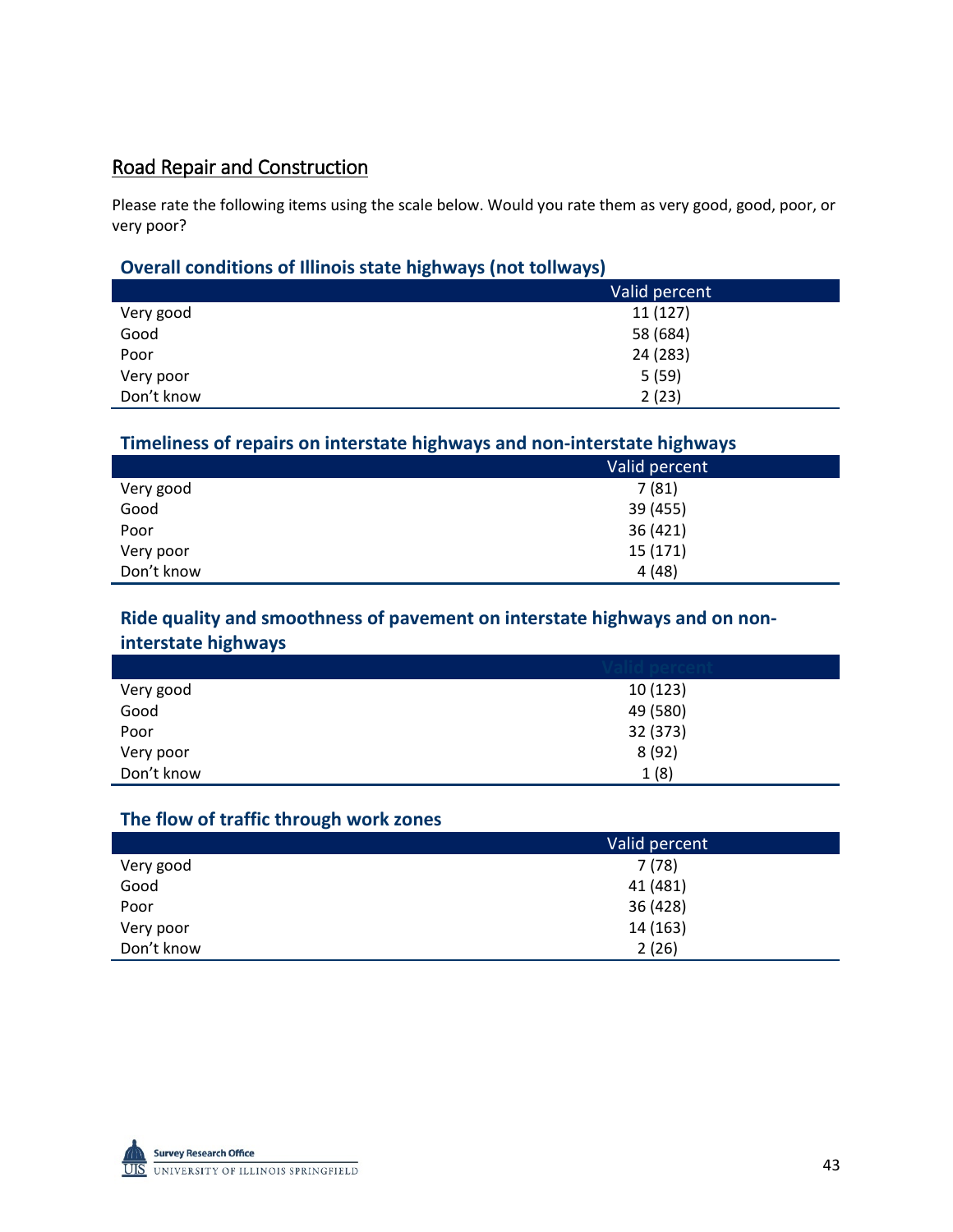## Road Repair and Construction

Please rate the following items using the scale below. Would you rate them as very good, good, poor, or very poor?

### Overall conditions of Illinois state highways (not tollways)

| | Valid percent |
|---|---|
| Very good | 11 (127) |
| Good | 58 (684) |
| Poor | 24 (283) |
| Very poor | 5 (59) |
| Don't know | 2 (23) |

### Timeliness of repairs on interstate highways and non-interstate highways

| | Valid percent |
|---|---|
| Very good | 7 (81) |
| Good | 39 (455) |
| Poor | 36 (421) |
| Very poor | 15 (171) |
| Don't know | 4 (48) |

### Ride quality and smoothness of pavement on interstate highways and on non-interstate highways

| | Valid percent |
|---|---|
| Very good | 10 (123) |
| Good | 49 (580) |
| Poor | 32 (373) |
| Very poor | 8 (92) |
| Don't know | 1 (8) |

### The flow of traffic through work zones

| | Valid percent |
|---|---|
| Very good | 7 (78) |
| Good | 41 (481) |
| Poor | 36 (428) |
| Very poor | 14 (163) |
| Don't know | 2 (26) |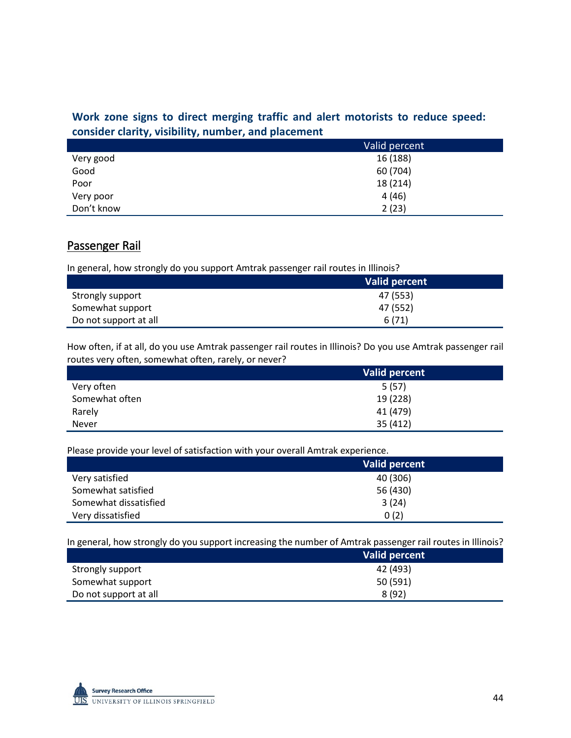**Work zone signs to direct merging traffic and alert motorists to reduce speed: consider clarity, visibility, number, and placement**

| | Valid percent |
|---|---|
| Very good | 16 (188) |
| Good | 60 (704) |
| Poor | 18 (214) |
| Very poor | 4 (46) |
| Don't know | 2 (23) |

## Passenger Rail

In general, how strongly do you support Amtrak passenger rail routes in Illinois?

| | Valid percent |
|---|---|
| Strongly support | 47 (553) |
| Somewhat support | 47 (552) |
| Do not support at all | 6 (71) |

How often, if at all, do you use Amtrak passenger rail routes in Illinois? Do you use Amtrak passenger rail routes very often, somewhat often, rarely, or never?

| | Valid percent |
|---|---|
| Very often | 5 (57) |
| Somewhat often | 19 (228) |
| Rarely | 41 (479) |
| Never | 35 (412) |

Please provide your level of satisfaction with your overall Amtrak experience.

| | Valid percent |
|---|---|
| Very satisfied | 40 (306) |
| Somewhat satisfied | 56 (430) |
| Somewhat dissatisfied | 3 (24) |
| Very dissatisfied | 0 (2) |

In general, how strongly do you support increasing the number of Amtrak passenger rail routes in Illinois?

| | Valid percent |
|---|---|
| Strongly support | 42 (493) |
| Somewhat support | 50 (591) |
| Do not support at all | 8 (92) |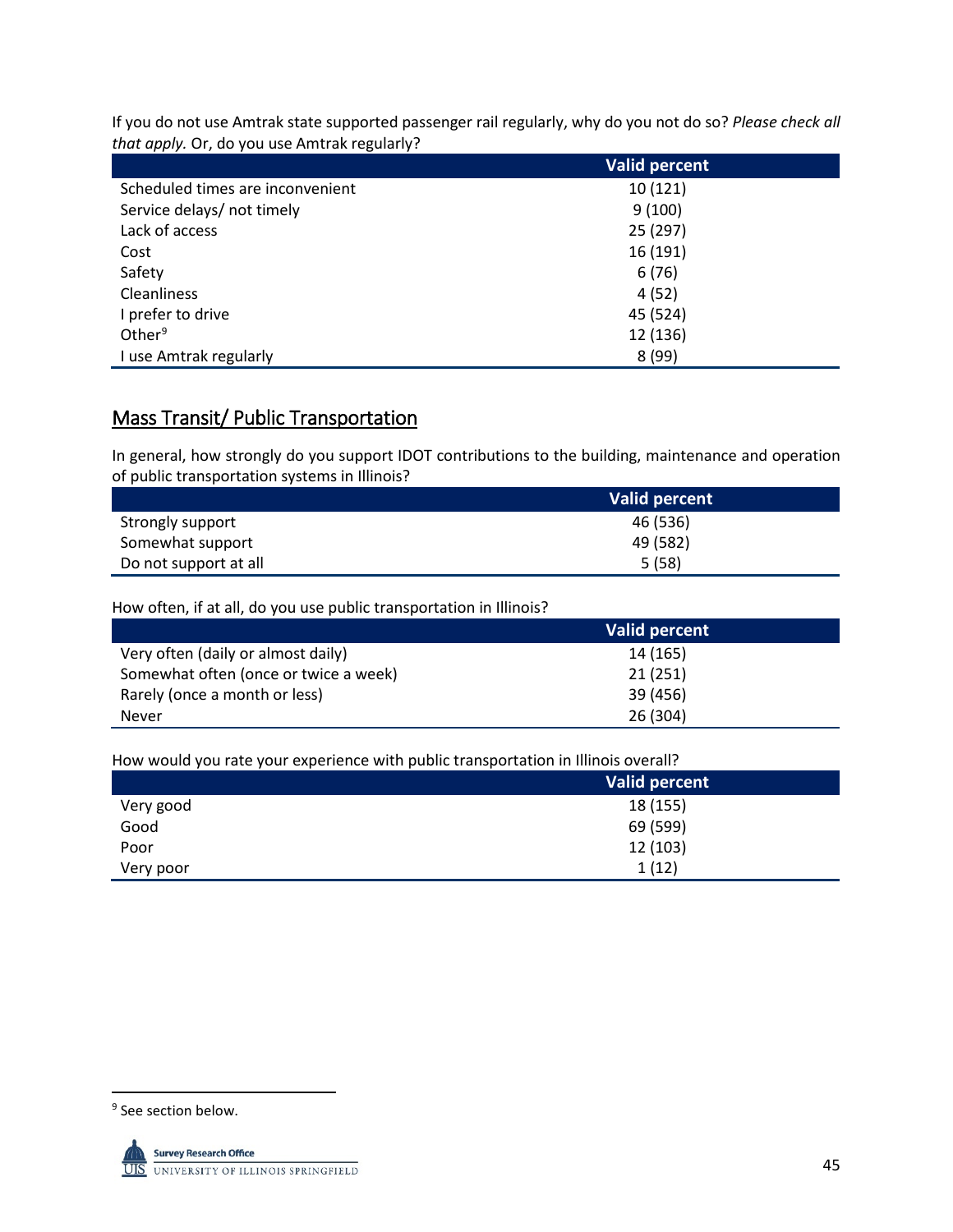If you do not use Amtrak state supported passenger rail regularly, why do you not do so? *Please check all that apply.* Or, do you use Amtrak regularly?

| | Valid percent |
|---|---|
| Scheduled times are inconvenient | 10 (121) |
| Service delays/ not timely | 9 (100) |
| Lack of access | 25 (297) |
| Cost | 16 (191) |
| Safety | 6 (76) |
| Cleanliness | 4 (52) |
| I prefer to drive | 45 (524) |
| Other[9] | 12 (136) |
| I use Amtrak regularly | 8 (99) |

## Mass Transit/ Public Transportation

In general, how strongly do you support IDOT contributions to the building, maintenance and operation of public transportation systems in Illinois?

| | Valid percent |
|---|---|
| Strongly support | 46 (536) |
| Somewhat support | 49 (582) |
| Do not support at all | 5 (58) |

How often, if at all, do you use public transportation in Illinois?

| | Valid percent |
|---|---|
| Very often (daily or almost daily) | 14 (165) |
| Somewhat often (once or twice a week) | 21 (251) |
| Rarely (once a month or less) | 39 (456) |
| Never | 26 (304) |

How would you rate your experience with public transportation in Illinois overall?

| | Valid percent |
|---|---|
| Very good | 18 (155) |
| Good | 69 (599) |
| Poor | 12 (103) |
| Very poor | 1 (12) |

[9] See section below.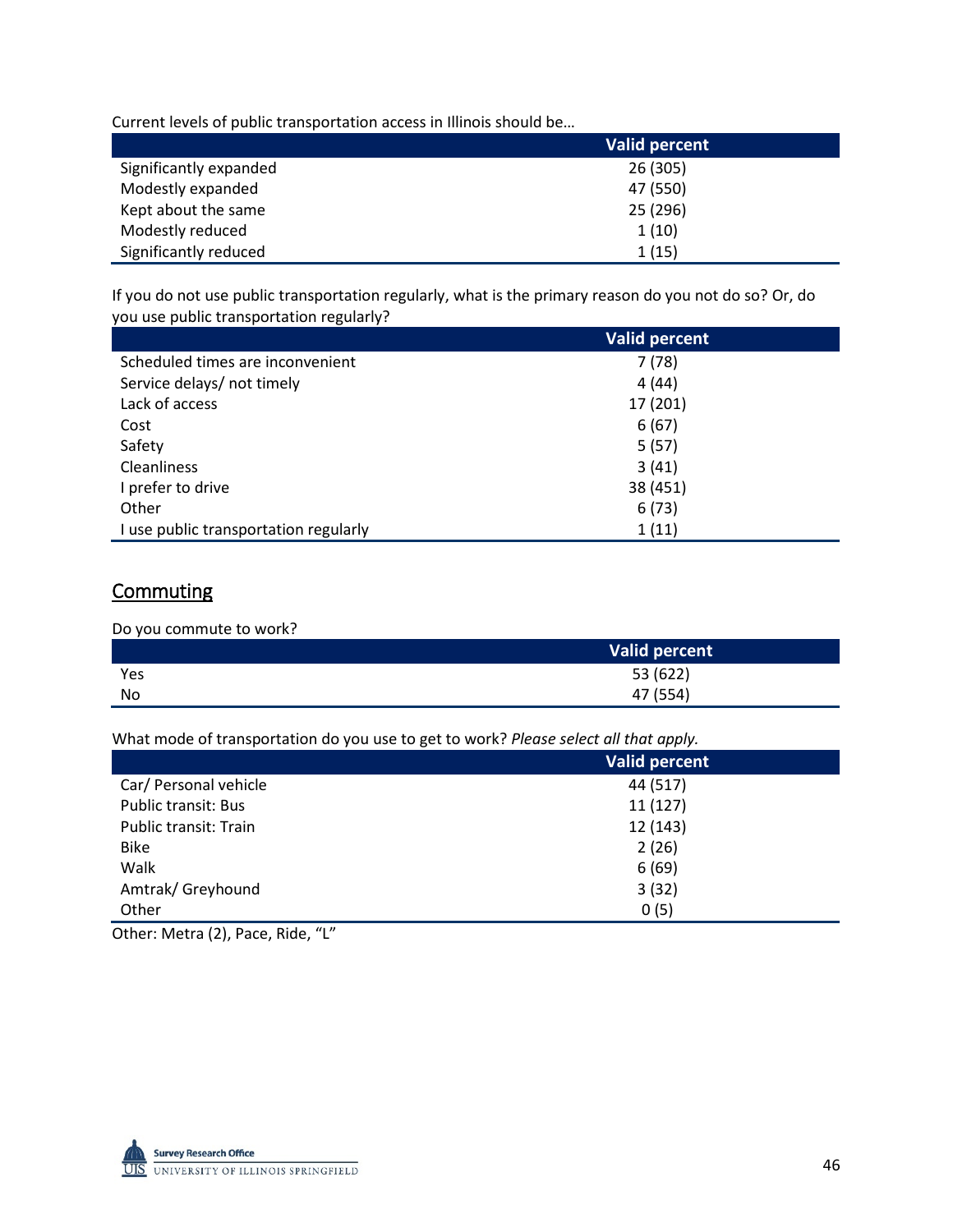Current levels of public transportation access in Illinois should be…

| | Valid percent |
|---|---|
| Significantly expanded | 26 (305) |
| Modestly expanded | 47 (550) |
| Kept about the same | 25 (296) |
| Modestly reduced | 1 (10) |
| Significantly reduced | 1 (15) |

If you do not use public transportation regularly, what is the primary reason do you not do so? Or, do you use public transportation regularly?

| | Valid percent |
|---|---|
| Scheduled times are inconvenient | 7 (78) |
| Service delays/ not timely | 4 (44) |
| Lack of access | 17 (201) |
| Cost | 6 (67) |
| Safety | 5 (57) |
| Cleanliness | 3 (41) |
| I prefer to drive | 38 (451) |
| Other | 6 (73) |
| I use public transportation regularly | 1 (11) |

## Commuting

Do you commute to work?

| | Valid percent |
|---|---|
| Yes | 53 (622) |
| No | 47 (554) |

What mode of transportation do you use to get to work? *Please select all that apply.*

| | Valid percent |
|---|---|
| Car/ Personal vehicle | 44 (517) |
| Public transit: Bus | 11 (127) |
| Public transit: Train | 12 (143) |
| Bike | 2 (26) |
| Walk | 6 (69) |
| Amtrak/ Greyhound | 3 (32) |
| Other | 0 (5) |

Other: Metra (2), Pace, Ride, "L"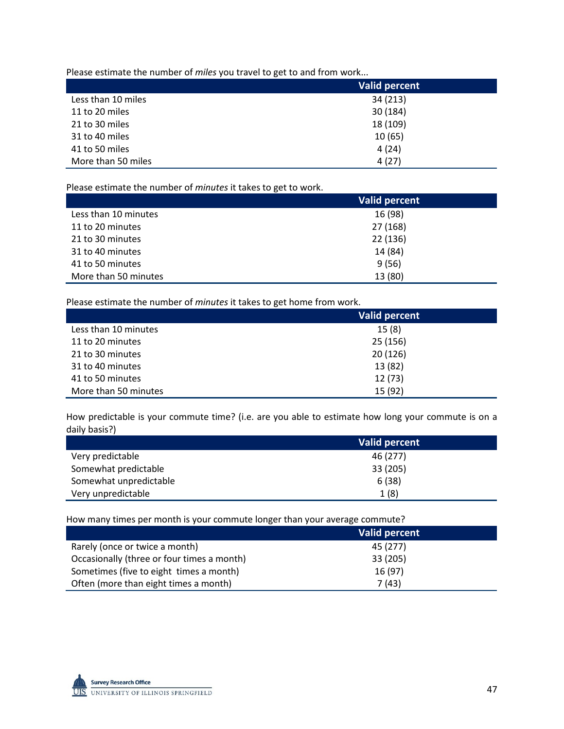Please estimate the number of *miles* you travel to get to and from work...

| | Valid percent |
|---|---|
| Less than 10 miles | 34 (213) |
| 11 to 20 miles | 30 (184) |
| 21 to 30 miles | 18 (109) |
| 31 to 40 miles | 10 (65) |
| 41 to 50 miles | 4 (24) |
| More than 50 miles | 4 (27) |

Please estimate the number of *minutes* it takes to get to work.

| | Valid percent |
|---|---|
| Less than 10 minutes | 16 (98) |
| 11 to 20 minutes | 27 (168) |
| 21 to 30 minutes | 22 (136) |
| 31 to 40 minutes | 14 (84) |
| 41 to 50 minutes | 9 (56) |
| More than 50 minutes | 13 (80) |

Please estimate the number of *minutes* it takes to get home from work.

| | Valid percent |
|---|---|
| Less than 10 minutes | 15 (8) |
| 11 to 20 minutes | 25 (156) |
| 21 to 30 minutes | 20 (126) |
| 31 to 40 minutes | 13 (82) |
| 41 to 50 minutes | 12 (73) |
| More than 50 minutes | 15 (92) |

How predictable is your commute time? (i.e. are you able to estimate how long your commute is on a daily basis?)

| | Valid percent |
|---|---|
| Very predictable | 46 (277) |
| Somewhat predictable | 33 (205) |
| Somewhat unpredictable | 6 (38) |
| Very unpredictable | 1 (8) |

How many times per month is your commute longer than your average commute?

| | Valid percent |
|---|---|
| Rarely (once or twice a month) | 45 (277) |
| Occasionally (three or four times a month) | 33 (205) |
| Sometimes (five to eight times a month) | 16 (97) |
| Often (more than eight times a month) | 7 (43) |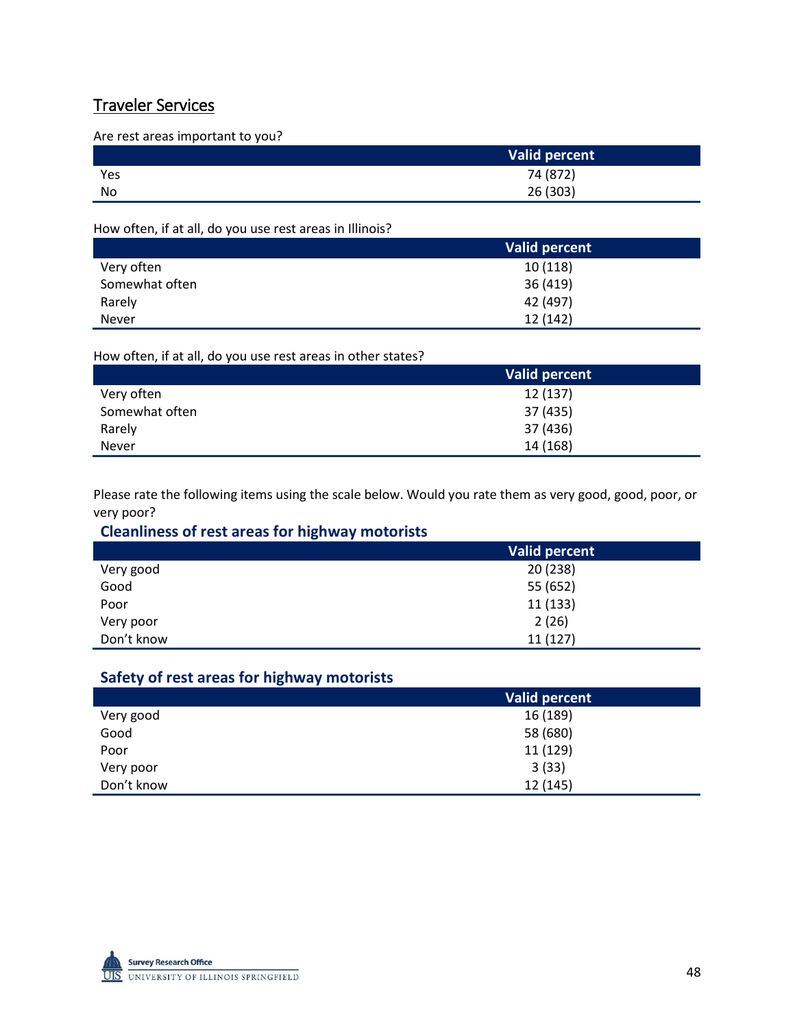## Traveler Services

Are rest areas important to you?

| | Valid percent |
|---|---|
| Yes | 74 (872) |
| No | 26 (303) |

How often, if at all, do you use rest areas in Illinois?

| | Valid percent |
|---|---|
| Very often | 10 (118) |
| Somewhat often | 36 (419) |
| Rarely | 42 (497) |
| Never | 12 (142) |

How often, if at all, do you use rest areas in other states?

| | Valid percent |
|---|---|
| Very often | 12 (137) |
| Somewhat often | 37 (435) |
| Rarely | 37 (436) |
| Never | 14 (168) |

Please rate the following items using the scale below. Would you rate them as very good, good, poor, or very poor?

### Cleanliness of rest areas for highway motorists

| | Valid percent |
|---|---|
| Very good | 20 (238) |
| Good | 55 (652) |
| Poor | 11 (133) |
| Very poor | 2 (26) |
| Don't know | 11 (127) |

### Safety of rest areas for highway motorists

| | Valid percent |
|---|---|
| Very good | 16 (189) |
| Good | 58 (680) |
| Poor | 11 (129) |
| Very poor | 3 (33) |
| Don't know | 12 (145) |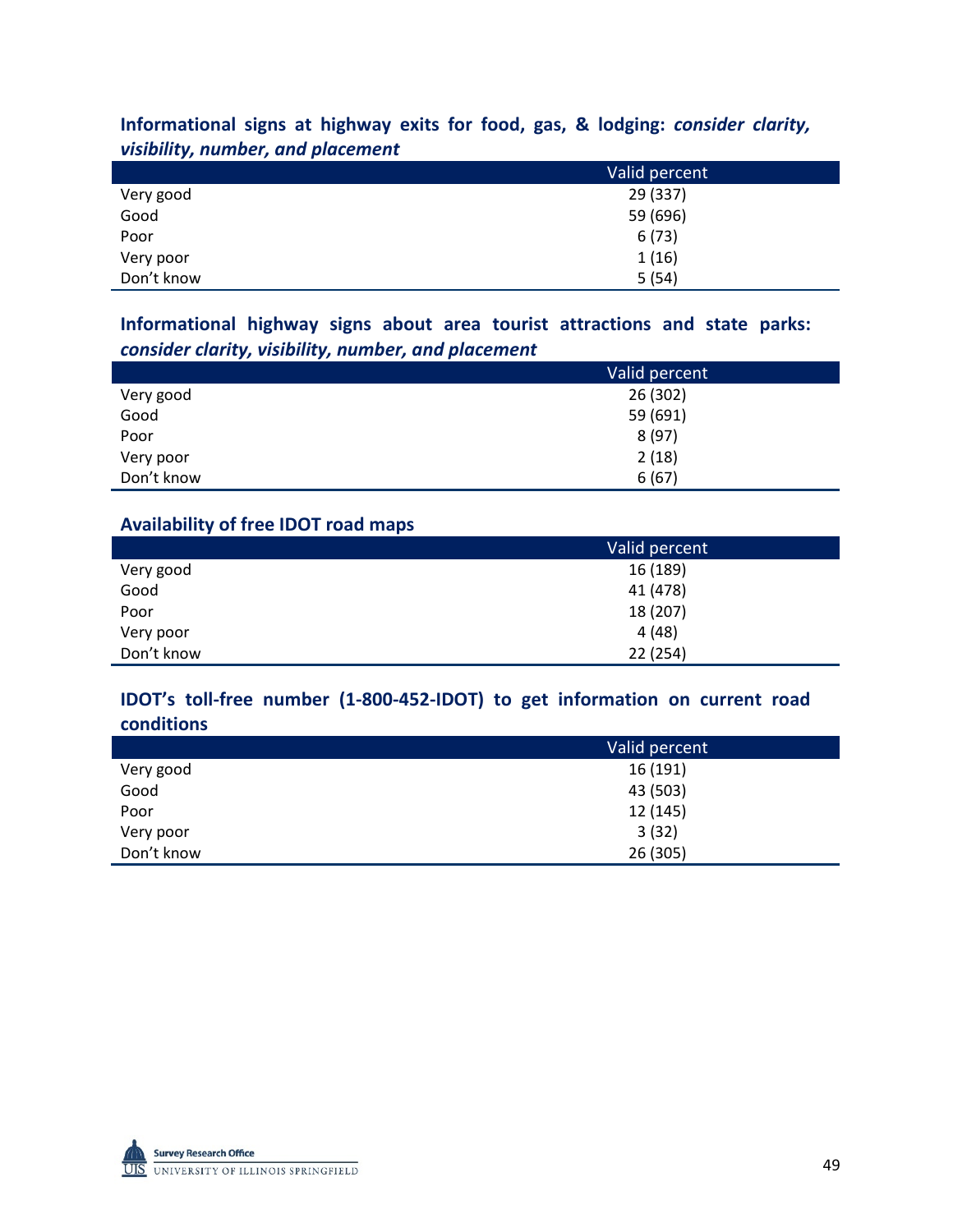**Informational signs at highway exits for food, gas, & lodging: *consider clarity, visibility, number, and placement***

| | Valid percent |
|---|---|
| Very good | 29 (337) |
| Good | 59 (696) |
| Poor | 6 (73) |
| Very poor | 1 (16) |
| Don't know | 5 (54) |

**Informational highway signs about area tourist attractions and state parks: *consider clarity, visibility, number, and placement***

| | Valid percent |
|---|---|
| Very good | 26 (302) |
| Good | 59 (691) |
| Poor | 8 (97) |
| Very poor | 2 (18) |
| Don't know | 6 (67) |

**Availability of free IDOT road maps**

| | Valid percent |
|---|---|
| Very good | 16 (189) |
| Good | 41 (478) |
| Poor | 18 (207) |
| Very poor | 4 (48) |
| Don't know | 22 (254) |

**IDOT's toll-free number (1-800-452-IDOT) to get information on current road conditions**

| | Valid percent |
|---|---|
| Very good | 16 (191) |
| Good | 43 (503) |
| Poor | 12 (145) |
| Very poor | 3 (32) |
| Don't know | 26 (305) |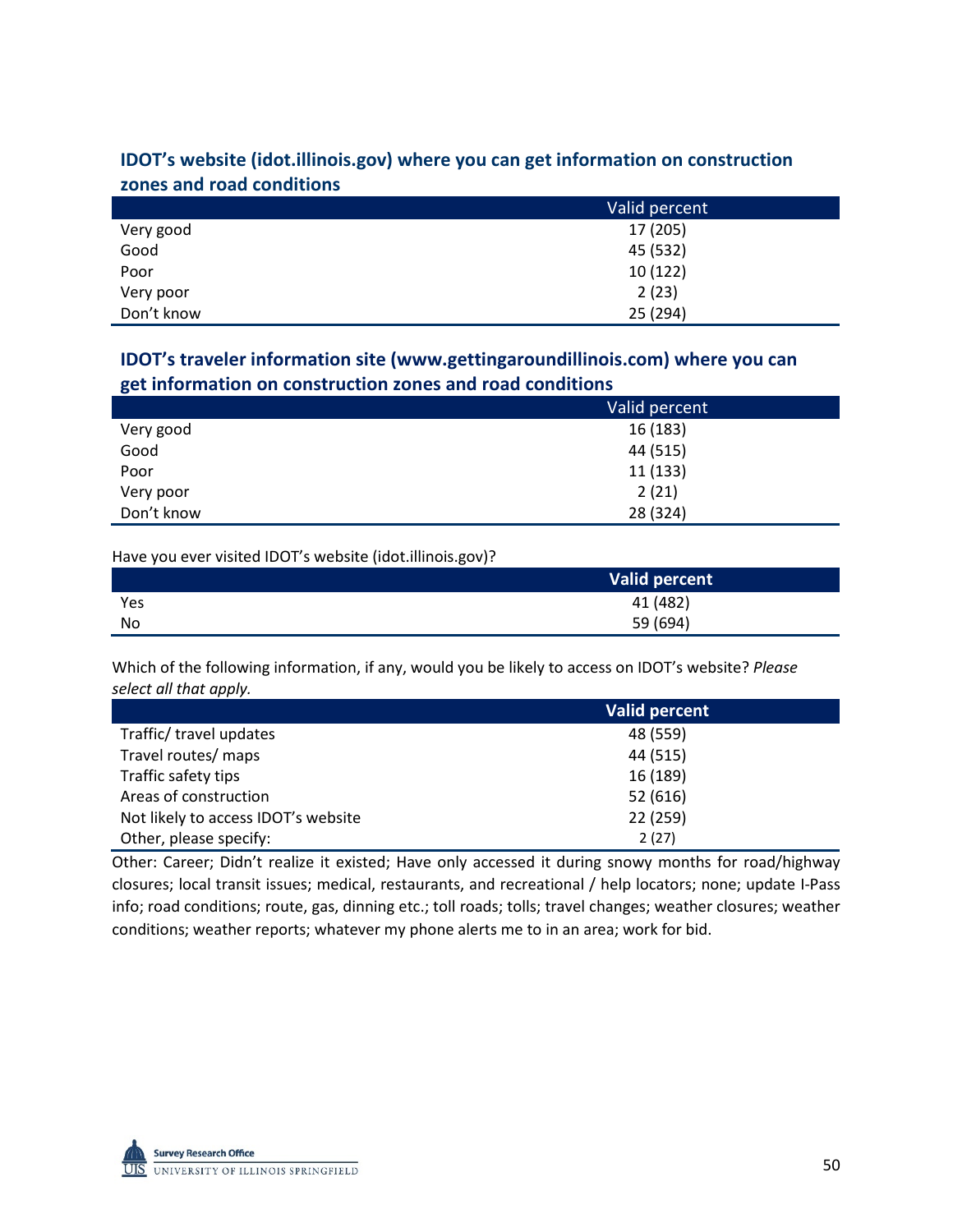### IDOT's website (idot.illinois.gov) where you can get information on construction zones and road conditions

| | Valid percent |
|---|---|
| Very good | 17 (205) |
| Good | 45 (532) |
| Poor | 10 (122) |
| Very poor | 2 (23) |
| Don't know | 25 (294) |

### IDOT's traveler information site (www.gettingaroundillinois.com) where you can get information on construction zones and road conditions

| | Valid percent |
|---|---|
| Very good | 16 (183) |
| Good | 44 (515) |
| Poor | 11 (133) |
| Very poor | 2 (21) |
| Don't know | 28 (324) |

Have you ever visited IDOT's website (idot.illinois.gov)?

| | **Valid percent** |
|---|---|
| Yes | 41 (482) |
| No | 59 (694) |

Which of the following information, if any, would you be likely to access on IDOT's website? *Please select all that apply.*

| | **Valid percent** |
|---|---|
| Traffic/ travel updates | 48 (559) |
| Travel routes/ maps | 44 (515) |
| Traffic safety tips | 16 (189) |
| Areas of construction | 52 (616) |
| Not likely to access IDOT's website | 22 (259) |
| Other, please specify: | 2 (27) |

Other: Career; Didn't realize it existed; Have only accessed it during snowy months for road/highway closures; local transit issues; medical, restaurants, and recreational / help locators; none; update I-Pass info; road conditions; route, gas, dinning etc.; toll roads; tolls; travel changes; weather closures; weather conditions; weather reports; whatever my phone alerts me to in an area; work for bid.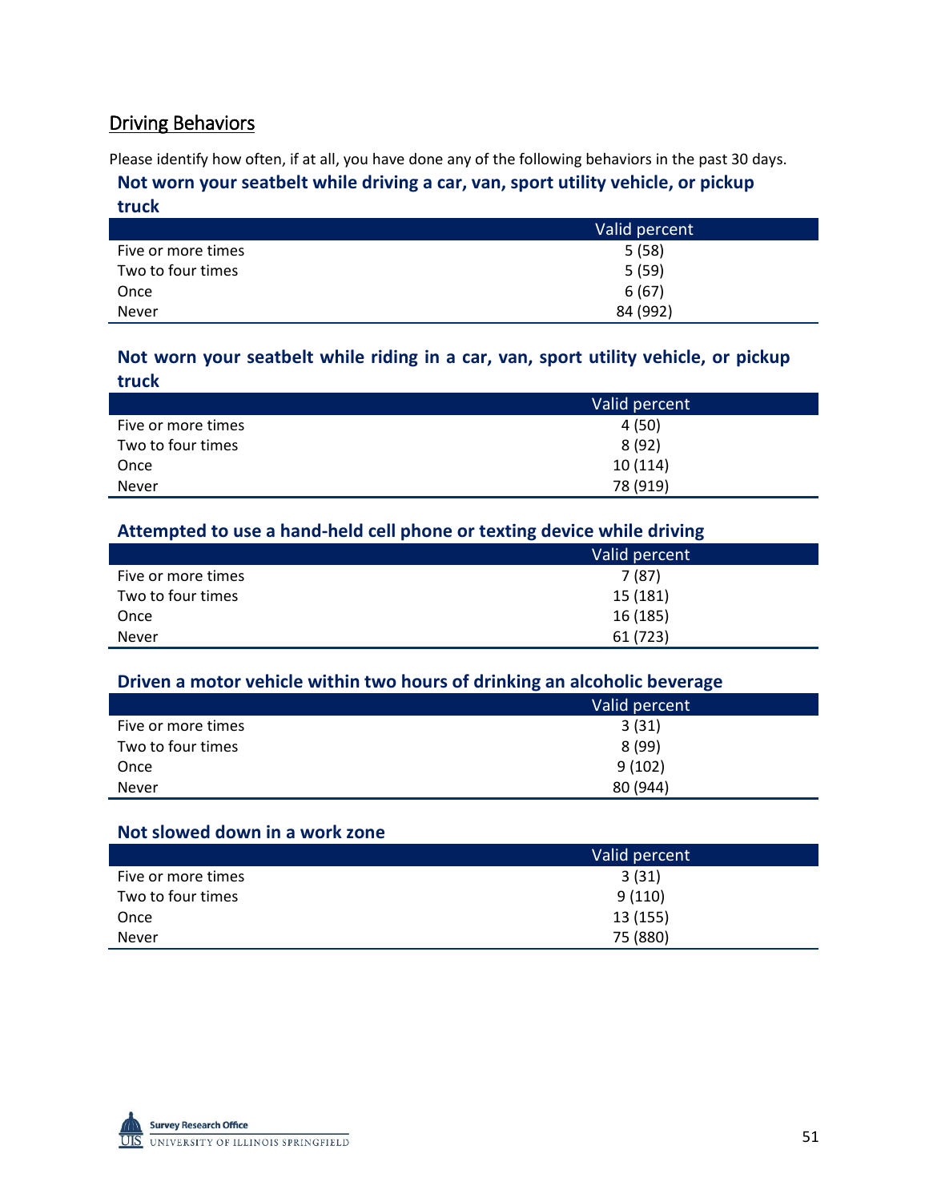## Driving Behaviors

Please identify how often, if at all, you have done any of the following behaviors in the past 30 days.

### Not worn your seatbelt while driving a car, van, sport utility vehicle, or pickup truck

| | Valid percent |
|---|---|
| Five or more times | 5 (58) |
| Two to four times | 5 (59) |
| Once | 6 (67) |
| Never | 84 (992) |

### Not worn your seatbelt while riding in a car, van, sport utility vehicle, or pickup truck

| | Valid percent |
|---|---|
| Five or more times | 4 (50) |
| Two to four times | 8 (92) |
| Once | 10 (114) |
| Never | 78 (919) |

### Attempted to use a hand-held cell phone or texting device while driving

| | Valid percent |
|---|---|
| Five or more times | 7 (87) |
| Two to four times | 15 (181) |
| Once | 16 (185) |
| Never | 61 (723) |

### Driven a motor vehicle within two hours of drinking an alcoholic beverage

| | Valid percent |
|---|---|
| Five or more times | 3 (31) |
| Two to four times | 8 (99) |
| Once | 9 (102) |
| Never | 80 (944) |

### Not slowed down in a work zone

| | Valid percent |
|---|---|
| Five or more times | 3 (31) |
| Two to four times | 9 (110) |
| Once | 13 (155) |
| Never | 75 (880) |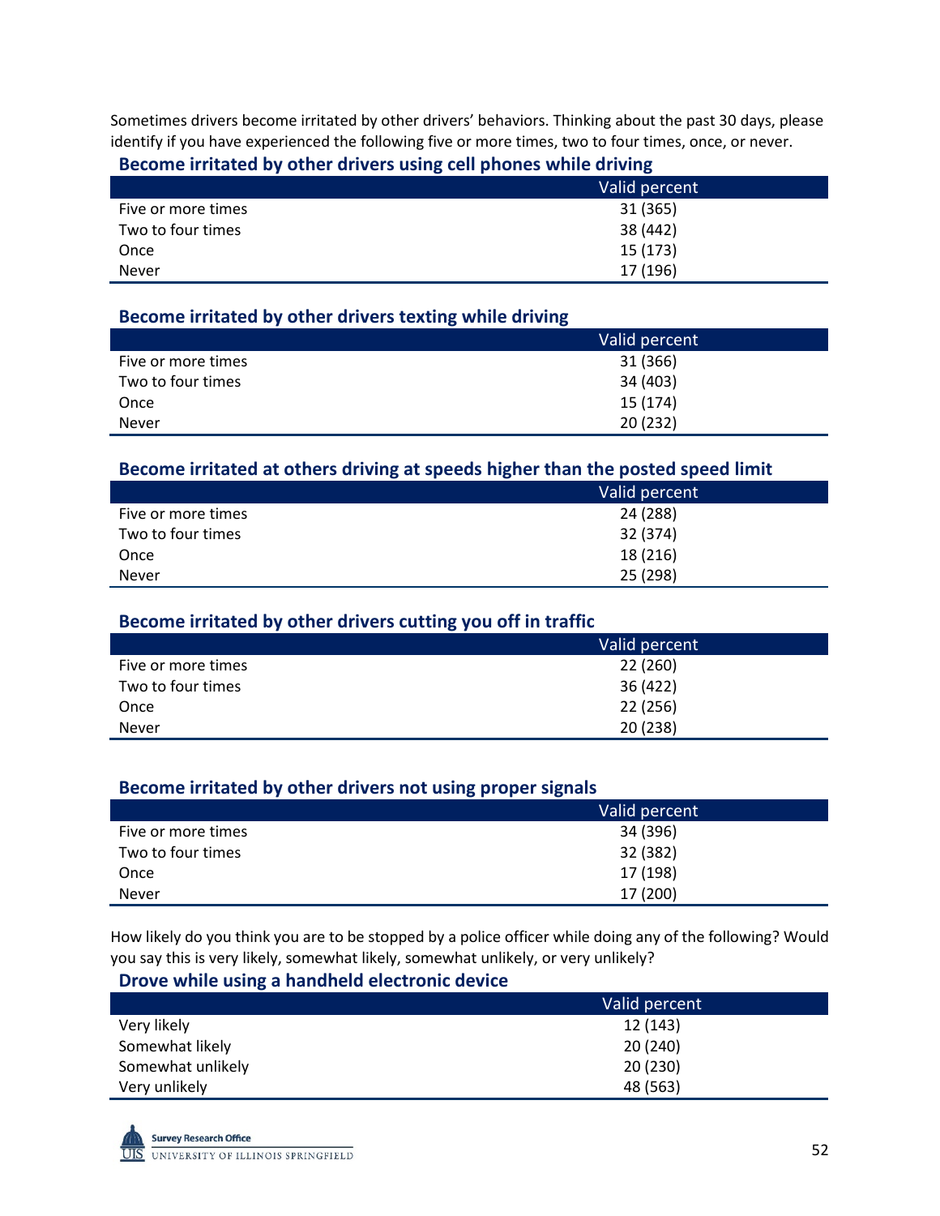Sometimes drivers become irritated by other drivers' behaviors. Thinking about the past 30 days, please identify if you have experienced the following five or more times, two to four times, once, or never.

### Become irritated by other drivers using cell phones while driving

| | Valid percent |
|---|---|
| Five or more times | 31 (365) |
| Two to four times | 38 (442) |
| Once | 15 (173) |
| Never | 17 (196) |

### Become irritated by other drivers texting while driving

| | Valid percent |
|---|---|
| Five or more times | 31 (366) |
| Two to four times | 34 (403) |
| Once | 15 (174) |
| Never | 20 (232) |

### Become irritated at others driving at speeds higher than the posted speed limit

| | Valid percent |
|---|---|
| Five or more times | 24 (288) |
| Two to four times | 32 (374) |
| Once | 18 (216) |
| Never | 25 (298) |

### Become irritated by other drivers cutting you off in traffic

| | Valid percent |
|---|---|
| Five or more times | 22 (260) |
| Two to four times | 36 (422) |
| Once | 22 (256) |
| Never | 20 (238) |

### Become irritated by other drivers not using proper signals

| | Valid percent |
|---|---|
| Five or more times | 34 (396) |
| Two to four times | 32 (382) |
| Once | 17 (198) |
| Never | 17 (200) |

How likely do you think you are to be stopped by a police officer while doing any of the following? Would you say this is very likely, somewhat likely, somewhat unlikely, or very unlikely?

### Drove while using a handheld electronic device

| | Valid percent |
|---|---|
| Very likely | 12 (143) |
| Somewhat likely | 20 (240) |
| Somewhat unlikely | 20 (230) |
| Very unlikely | 48 (563) |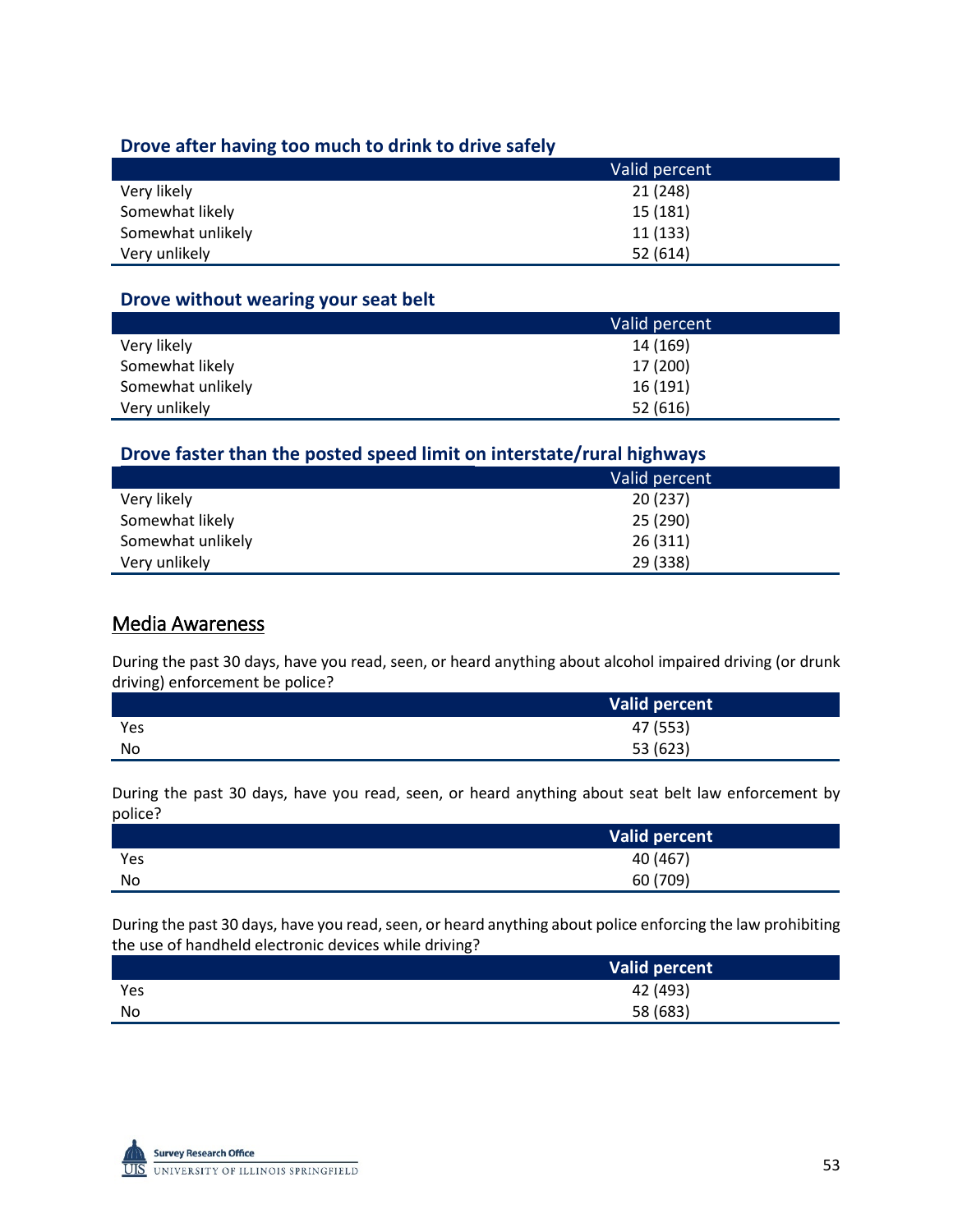### Drove after having too much to drink to drive safely

| | Valid percent |
|---|---|
| Very likely | 21 (248) |
| Somewhat likely | 15 (181) |
| Somewhat unlikely | 11 (133) |
| Very unlikely | 52 (614) |

### Drove without wearing your seat belt

| | Valid percent |
|---|---|
| Very likely | 14 (169) |
| Somewhat likely | 17 (200) |
| Somewhat unlikely | 16 (191) |
| Very unlikely | 52 (616) |

### Drove faster than the posted speed limit on interstate/rural highways

| | Valid percent |
|---|---|
| Very likely | 20 (237) |
| Somewhat likely | 25 (290) |
| Somewhat unlikely | 26 (311) |
| Very unlikely | 29 (338) |

## Media Awareness

During the past 30 days, have you read, seen, or heard anything about alcohol impaired driving (or drunk driving) enforcement be police?

| | **Valid percent** |
|---|---|
| Yes | 47 (553) |
| No | 53 (623) |

During the past 30 days, have you read, seen, or heard anything about seat belt law enforcement by police?

| | **Valid percent** |
|---|---|
| Yes | 40 (467) |
| No | 60 (709) |

During the past 30 days, have you read, seen, or heard anything about police enforcing the law prohibiting the use of handheld electronic devices while driving?

| | **Valid percent** |
|---|---|
| Yes | 42 (493) |
| No | 58 (683) |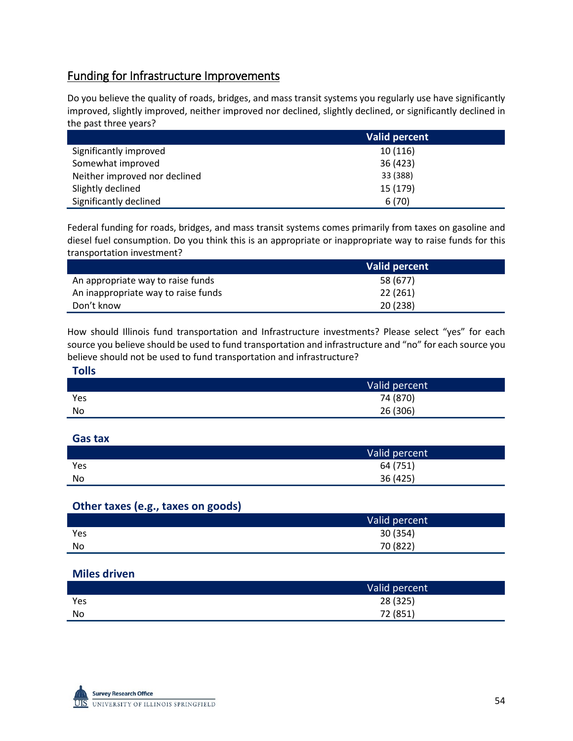## Funding for Infrastructure Improvements

Do you believe the quality of roads, bridges, and mass transit systems you regularly use have significantly improved, slightly improved, neither improved nor declined, slightly declined, or significantly declined in the past three years?

| | Valid percent |
|---|---|
| Significantly improved | 10 (116) |
| Somewhat improved | 36 (423) |
| Neither improved nor declined | 33 (388) |
| Slightly declined | 15 (179) |
| Significantly declined | 6 (70) |

Federal funding for roads, bridges, and mass transit systems comes primarily from taxes on gasoline and diesel fuel consumption. Do you think this is an appropriate or inappropriate way to raise funds for this transportation investment?

| | Valid percent |
|---|---|
| An appropriate way to raise funds | 58 (677) |
| An inappropriate way to raise funds | 22 (261) |
| Don't know | 20 (238) |

How should Illinois fund transportation and Infrastructure investments? Please select "yes" for each source you believe should be used to fund transportation and infrastructure and "no" for each source you believe should not be used to fund transportation and infrastructure?

### Tolls

| | Valid percent |
|---|---|
| Yes | 74 (870) |
| No | 26 (306) |

### Gas tax

| | Valid percent |
|---|---|
| Yes | 64 (751) |
| No | 36 (425) |

### Other taxes (e.g., taxes on goods)

| | Valid percent |
|---|---|
| Yes | 30 (354) |
| No | 70 (822) |

### Miles driven

| | Valid percent |
|---|---|
| Yes | 28 (325) |
| No | 72 (851) |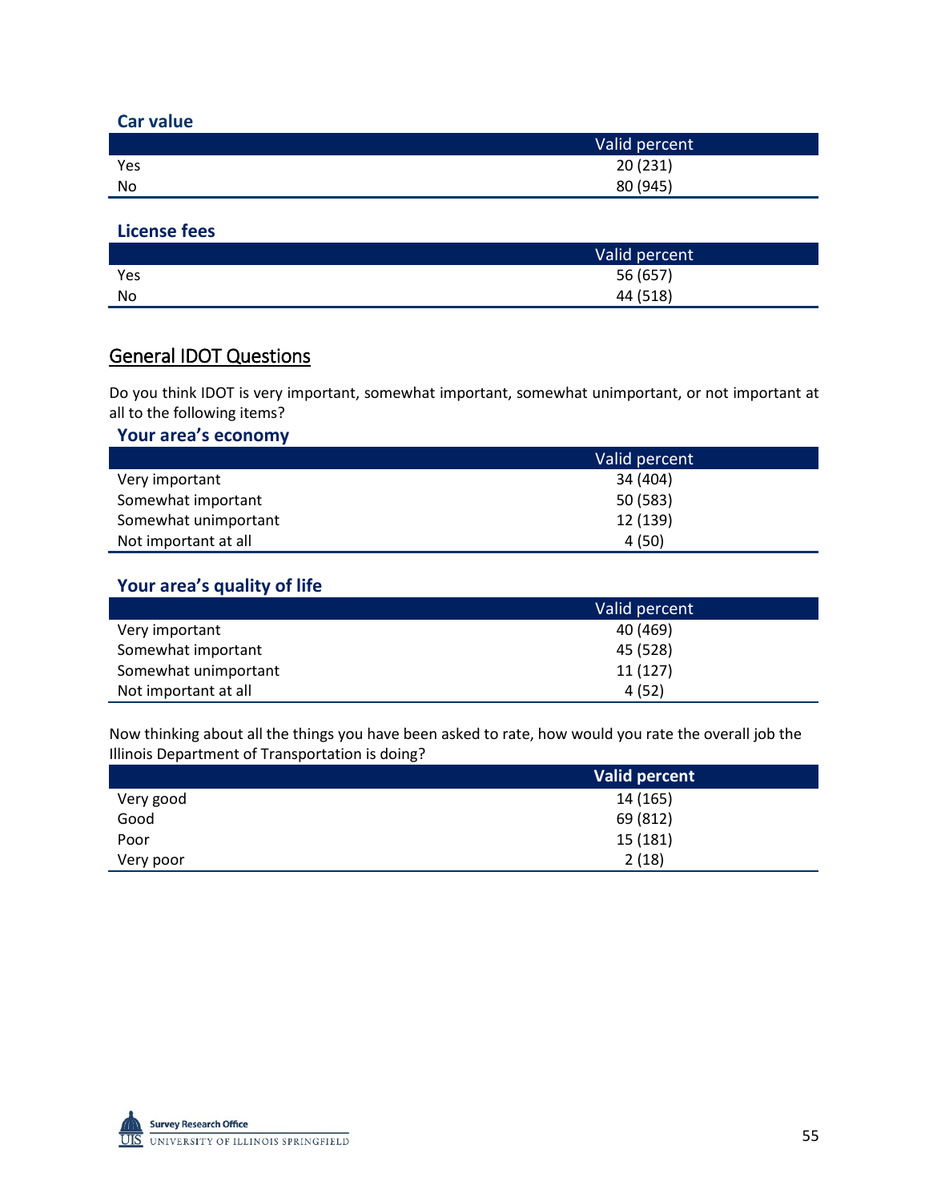### Car value

| | Valid percent |
|---|---|
| Yes | 20 (231) |
| No | 80 (945) |

### License fees

| | Valid percent |
|---|---|
| Yes | 56 (657) |
| No | 44 (518) |

## General IDOT Questions

Do you think IDOT is very important, somewhat important, somewhat unimportant, or not important at all to the following items?

### Your area's economy

| | Valid percent |
|---|---|
| Very important | 34 (404) |
| Somewhat important | 50 (583) |
| Somewhat unimportant | 12 (139) |
| Not important at all | 4 (50) |

### Your area's quality of life

| | Valid percent |
|---|---|
| Very important | 40 (469) |
| Somewhat important | 45 (528) |
| Somewhat unimportant | 11 (127) |
| Not important at all | 4 (52) |

Now thinking about all the things you have been asked to rate, how would you rate the overall job the Illinois Department of Transportation is doing?

| | **Valid percent** |
|---|---|
| Very good | 14 (165) |
| Good | 69 (812) |
| Poor | 15 (181) |
| Very poor | 2 (18) |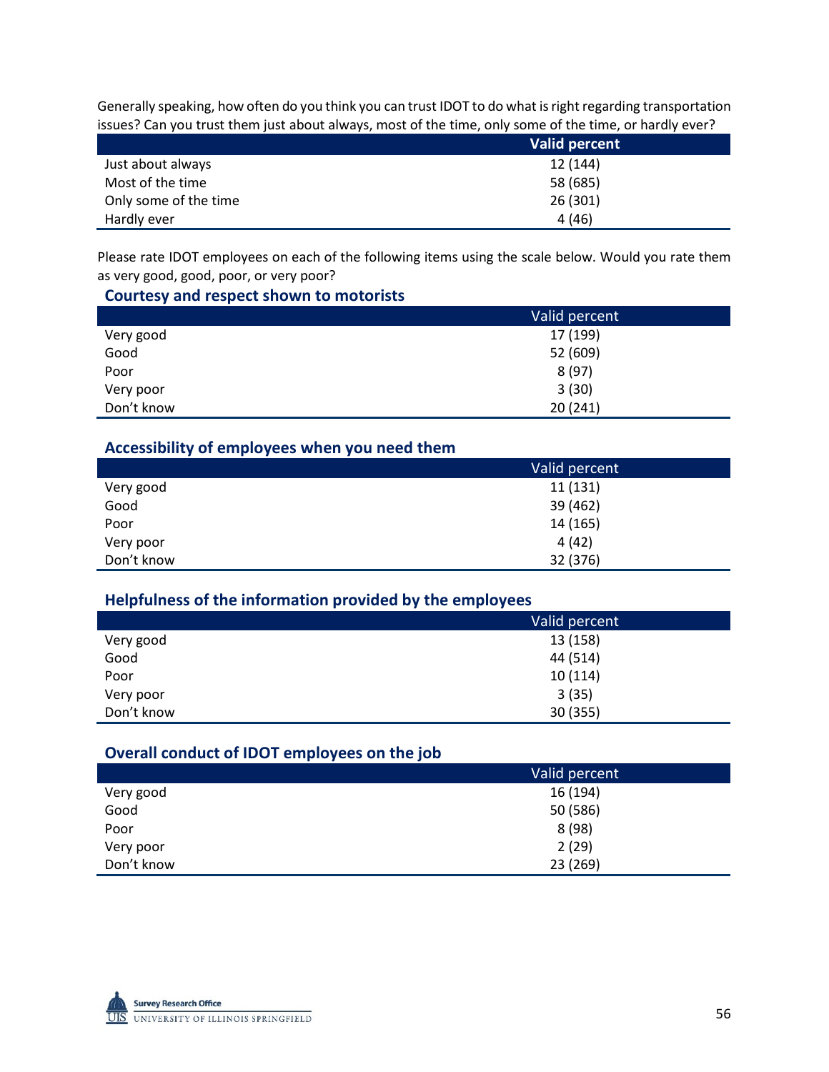Generally speaking, how often do you think you can trust IDOT to do what is right regarding transportation issues? Can you trust them just about always, most of the time, only some of the time, or hardly ever?

| | Valid percent |
|---|---|
| Just about always | 12 (144) |
| Most of the time | 58 (685) |
| Only some of the time | 26 (301) |
| Hardly ever | 4 (46) |

Please rate IDOT employees on each of the following items using the scale below. Would you rate them as very good, good, poor, or very poor?

### Courtesy and respect shown to motorists

| | Valid percent |
|---|---|
| Very good | 17 (199) |
| Good | 52 (609) |
| Poor | 8 (97) |
| Very poor | 3 (30) |
| Don't know | 20 (241) |

### Accessibility of employees when you need them

| | Valid percent |
|---|---|
| Very good | 11 (131) |
| Good | 39 (462) |
| Poor | 14 (165) |
| Very poor | 4 (42) |
| Don't know | 32 (376) |

### Helpfulness of the information provided by the employees

| | Valid percent |
|---|---|
| Very good | 13 (158) |
| Good | 44 (514) |
| Poor | 10 (114) |
| Very poor | 3 (35) |
| Don't know | 30 (355) |

### Overall conduct of IDOT employees on the job

| | Valid percent |
|---|---|
| Very good | 16 (194) |
| Good | 50 (586) |
| Poor | 8 (98) |
| Very poor | 2 (29) |
| Don't know | 23 (269) |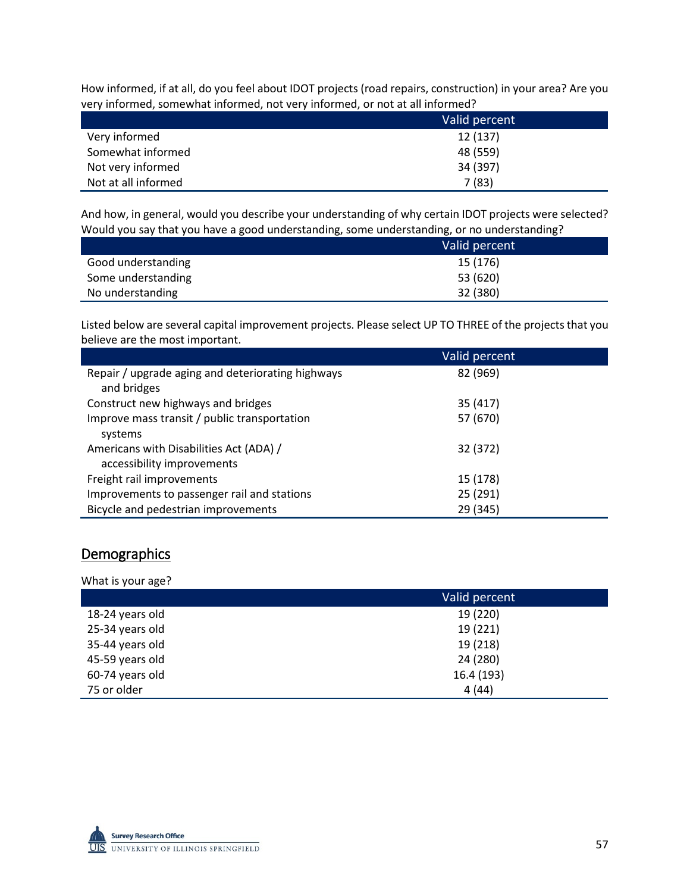How informed, if at all, do you feel about IDOT projects (road repairs, construction) in your area? Are you very informed, somewhat informed, not very informed, or not at all informed?

| | Valid percent |
|---|---|
| Very informed | 12 (137) |
| Somewhat informed | 48 (559) |
| Not very informed | 34 (397) |
| Not at all informed | 7 (83) |

And how, in general, would you describe your understanding of why certain IDOT projects were selected? Would you say that you have a good understanding, some understanding, or no understanding?

| | Valid percent |
|---|---|
| Good understanding | 15 (176) |
| Some understanding | 53 (620) |
| No understanding | 32 (380) |

Listed below are several capital improvement projects. Please select UP TO THREE of the projects that you believe are the most important.

| | Valid percent |
|---|---|
| Repair / upgrade aging and deteriorating highways and bridges | 82 (969) |
| Construct new highways and bridges | 35 (417) |
| Improve mass transit / public transportation systems | 57 (670) |
| Americans with Disabilities Act (ADA) / accessibility improvements | 32 (372) |
| Freight rail improvements | 15 (178) |
| Improvements to passenger rail and stations | 25 (291) |
| Bicycle and pedestrian improvements | 29 (345) |

## Demographics

What is your age?

| | Valid percent |
|---|---|
| 18-24 years old | 19 (220) |
| 25-34 years old | 19 (221) |
| 35-44 years old | 19 (218) |
| 45-59 years old | 24 (280) |
| 60-74 years old | 16.4 (193) |
| 75 or older | 4 (44) |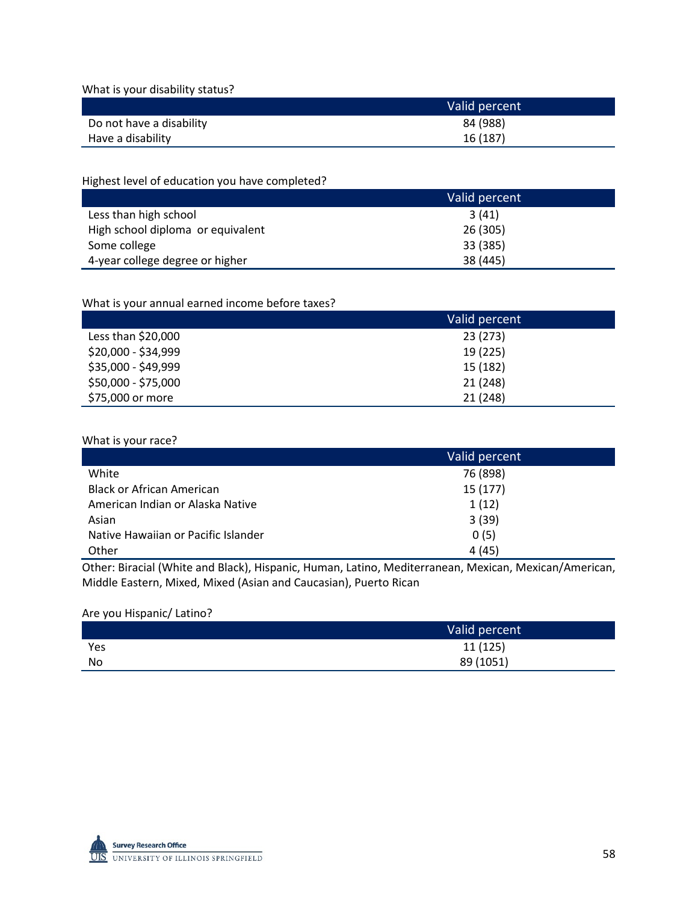What is your disability status?

| | Valid percent |
|---|---|
| Do not have a disability | 84 (988) |
| Have a disability | 16 (187) |

Highest level of education you have completed?

| | Valid percent |
|---|---|
| Less than high school | 3 (41) |
| High school diploma or equivalent | 26 (305) |
| Some college | 33 (385) |
| 4-year college degree or higher | 38 (445) |

What is your annual earned income before taxes?

| | Valid percent |
|---|---|
| Less than $20,000 | 23 (273) |
| $20,000 - $34,999 | 19 (225) |
| $35,000 - $49,999 | 15 (182) |
| $50,000 - $75,000 | 21 (248) |
| $75,000 or more | 21 (248) |

What is your race?

| | Valid percent |
|---|---|
| White | 76 (898) |
| Black or African American | 15 (177) |
| American Indian or Alaska Native | 1 (12) |
| Asian | 3 (39) |
| Native Hawaiian or Pacific Islander | 0 (5) |
| Other | 4 (45) |

Other: Biracial (White and Black), Hispanic, Human, Latino, Mediterranean, Mexican, Mexican/American, Middle Eastern, Mixed, Mixed (Asian and Caucasian), Puerto Rican

Are you Hispanic/ Latino?

| | Valid percent |
|---|---|
| Yes | 11 (125) |
| No | 89 (1051) |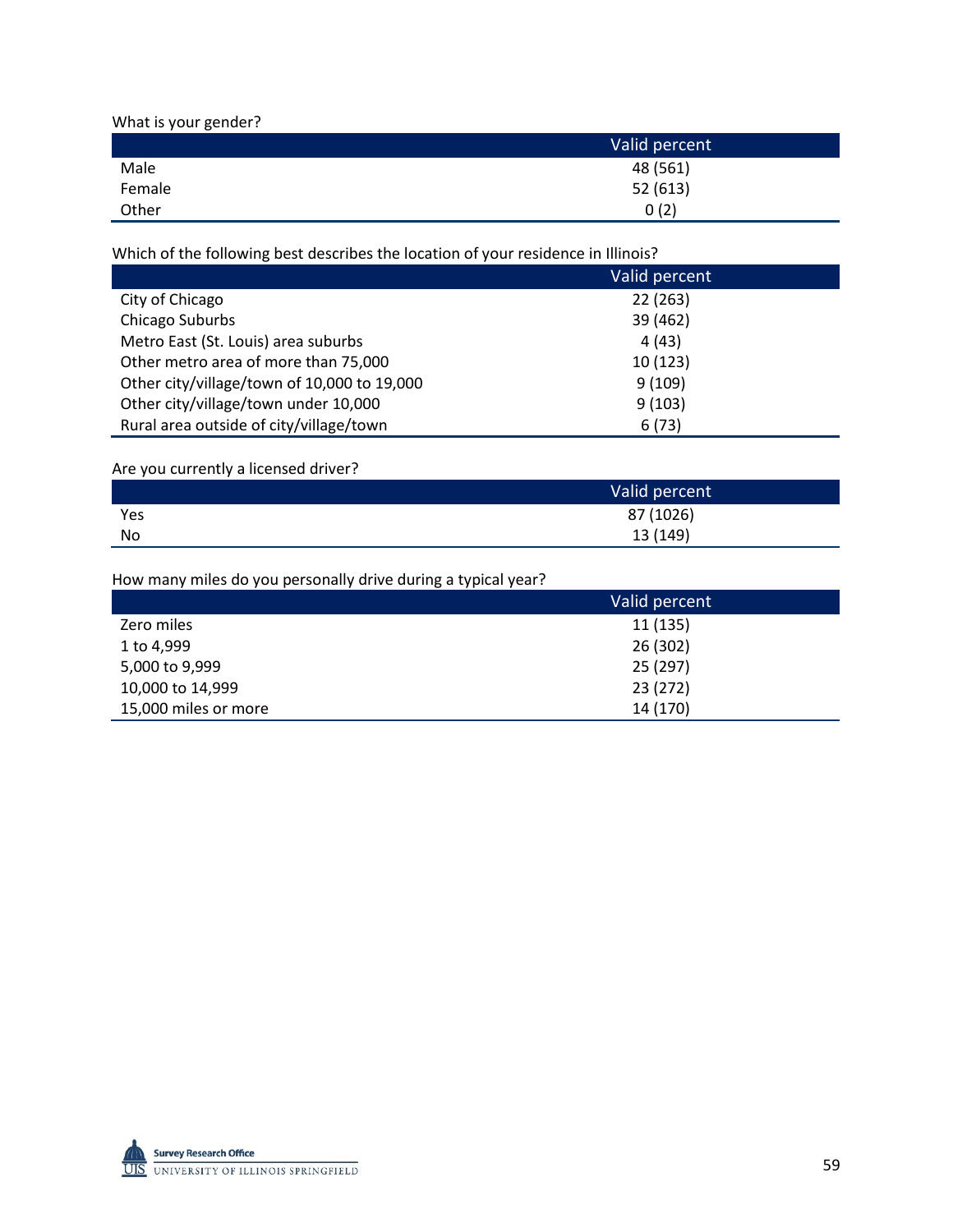What is your gender?

| | Valid percent |
|---|---|
| Male | 48 (561) |
| Female | 52 (613) |
| Other | 0 (2) |

Which of the following best describes the location of your residence in Illinois?

| | Valid percent |
|---|---|
| City of Chicago | 22 (263) |
| Chicago Suburbs | 39 (462) |
| Metro East (St. Louis) area suburbs | 4 (43) |
| Other metro area of more than 75,000 | 10 (123) |
| Other city/village/town of 10,000 to 19,000 | 9 (109) |
| Other city/village/town under 10,000 | 9 (103) |
| Rural area outside of city/village/town | 6 (73) |

Are you currently a licensed driver?

| | Valid percent |
|---|---|
| Yes | 87 (1026) |
| No | 13 (149) |

How many miles do you personally drive during a typical year?

| | Valid percent |
|---|---|
| Zero miles | 11 (135) |
| 1 to 4,999 | 26 (302) |
| 5,000 to 9,999 | 25 (297) |
| 10,000 to 14,999 | 23 (272) |
| 15,000 miles or more | 14 (170) |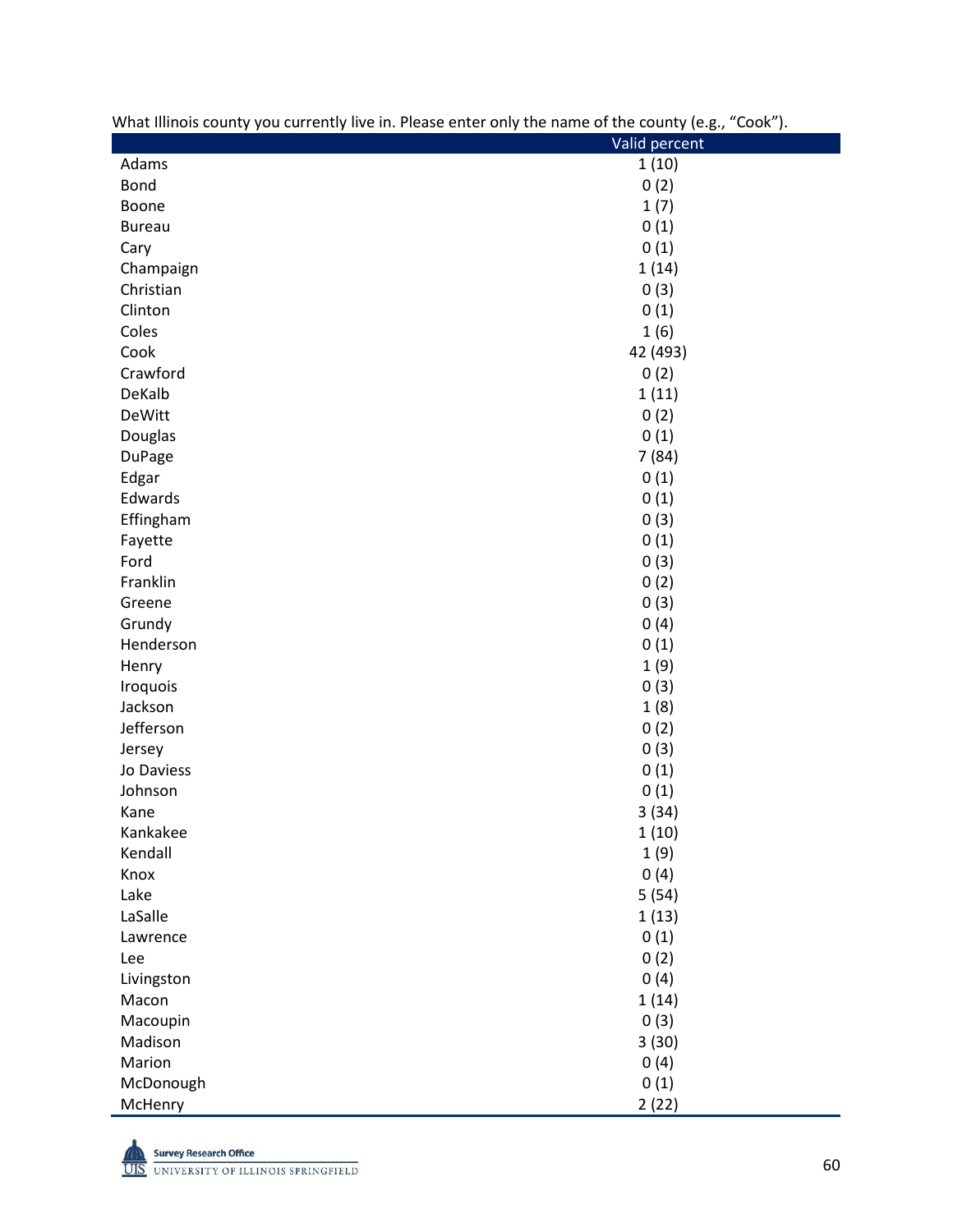What Illinois county you currently live in. Please enter only the name of the county (e.g., "Cook").

| | Valid percent |
|---|---|
| Adams | 1 (10) |
| Bond | 0 (2) |
| Boone | 1 (7) |
| Bureau | 0 (1) |
| Cary | 0 (1) |
| Champaign | 1 (14) |
| Christian | 0 (3) |
| Clinton | 0 (1) |
| Coles | 1 (6) |
| Cook | 42 (493) |
| Crawford | 0 (2) |
| DeKalb | 1 (11) |
| DeWitt | 0 (2) |
| Douglas | 0 (1) |
| DuPage | 7 (84) |
| Edgar | 0 (1) |
| Edwards | 0 (1) |
| Effingham | 0 (3) |
| Fayette | 0 (1) |
| Ford | 0 (3) |
| Franklin | 0 (2) |
| Greene | 0 (3) |
| Grundy | 0 (4) |
| Henderson | 0 (1) |
| Henry | 1 (9) |
| Iroquois | 0 (3) |
| Jackson | 1 (8) |
| Jefferson | 0 (2) |
| Jersey | 0 (3) |
| Jo Daviess | 0 (1) |
| Johnson | 0 (1) |
| Kane | 3 (34) |
| Kankakee | 1 (10) |
| Kendall | 1 (9) |
| Knox | 0 (4) |
| Lake | 5 (54) |
| LaSalle | 1 (13) |
| Lawrence | 0 (1) |
| Lee | 0 (2) |
| Livingston | 0 (4) |
| Macon | 1 (14) |
| Macoupin | 0 (3) |
| Madison | 3 (30) |
| Marion | 0 (4) |
| McDonough | 0 (1) |
| McHenry | 2 (22) |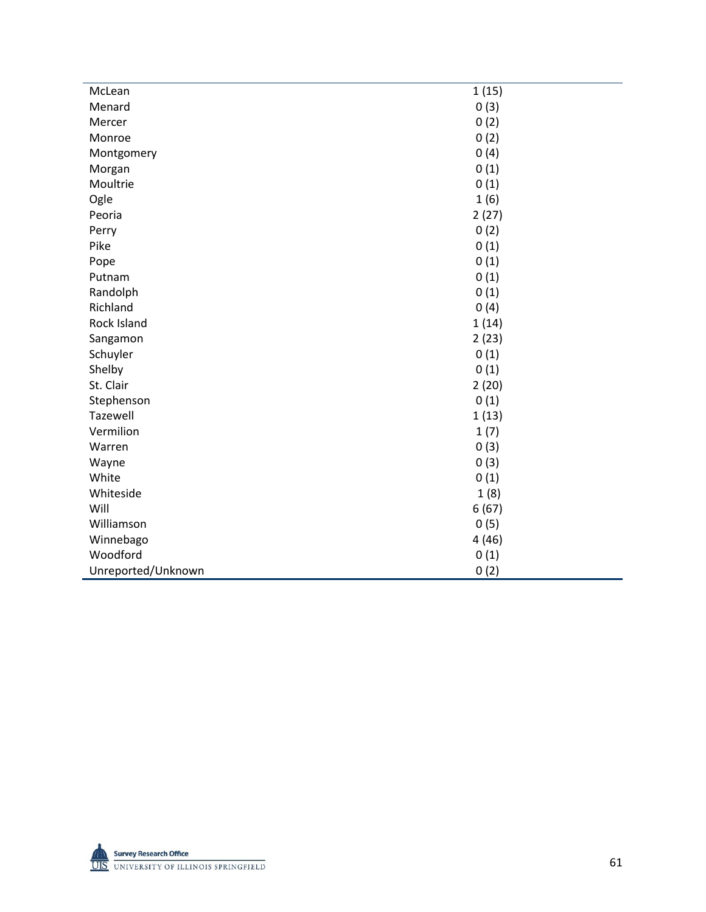| | |
|---|---|
| McLean | 1 (15) |
| Menard | 0 (3) |
| Mercer | 0 (2) |
| Monroe | 0 (2) |
| Montgomery | 0 (4) |
| Morgan | 0 (1) |
| Moultrie | 0 (1) |
| Ogle | 1 (6) |
| Peoria | 2 (27) |
| Perry | 0 (2) |
| Pike | 0 (1) |
| Pope | 0 (1) |
| Putnam | 0 (1) |
| Randolph | 0 (1) |
| Richland | 0 (4) |
| Rock Island | 1 (14) |
| Sangamon | 2 (23) |
| Schuyler | 0 (1) |
| Shelby | 0 (1) |
| St. Clair | 2 (20) |
| Stephenson | 0 (1) |
| Tazewell | 1 (13) |
| Vermilion | 1 (7) |
| Warren | 0 (3) |
| Wayne | 0 (3) |
| White | 0 (1) |
| Whiteside | 1 (8) |
| Will | 6 (67) |
| Williamson | 0 (5) |
| Winnebago | 4 (46) |
| Woodford | 0 (1) |
| Unreported/Unknown | 0 (2) |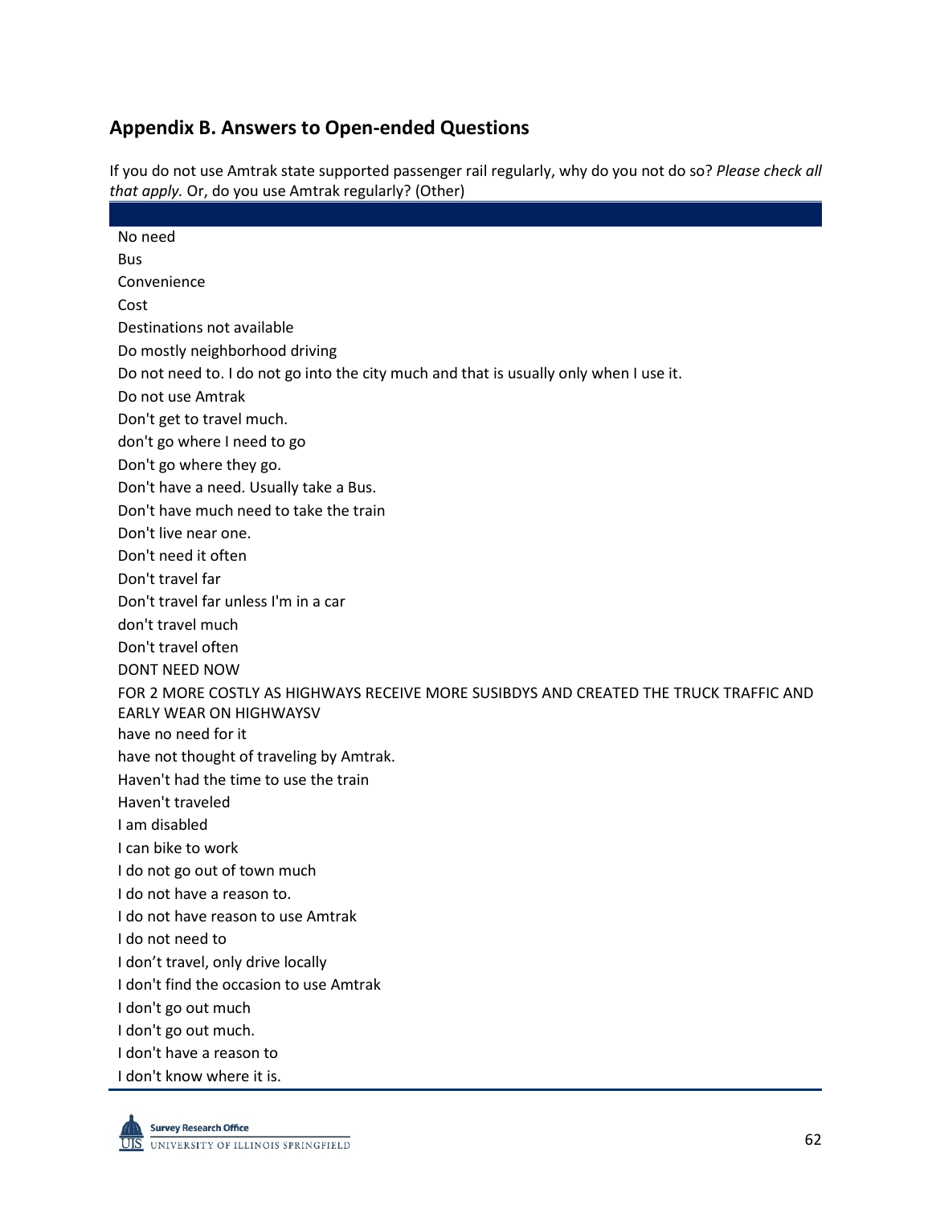## Appendix B. Answers to Open-ended Questions

If you do not use Amtrak state supported passenger rail regularly, why do you not do so? *Please check all that apply.* Or, do you use Amtrak regularly? (Other)

| |
|---|
| No need |
| Bus |
| Convenience |
| Cost |
| Destinations not available |
| Do mostly neighborhood driving |
| Do not need to. I do not go into the city much and that is usually only when I use it. |
| Do not use Amtrak |
| Don't get to travel much. |
| don't go where I need to go |
| Don't go where they go. |
| Don't have a need. Usually take a Bus. |
| Don't have much need to take the train |
| Don't live near one. |
| Don't need it often |
| Don't travel far |
| Don't travel far unless I'm in a car |
| don't travel much |
| Don't travel often |
| DONT NEED NOW |
| FOR 2 MORE COSTLY AS HIGHWAYS RECEIVE MORE SUSIBDYS AND CREATED THE TRUCK TRAFFIC AND EARLY WEAR ON HIGHWAYSV |
| have no need for it |
| have not thought of traveling by Amtrak. |
| Haven't had the time to use the train |
| Haven't traveled |
| I am disabled |
| I can bike to work |
| I do not go out of town much |
| I do not have a reason to. |
| I do not have reason to use Amtrak |
| I do not need to |
| I don’t travel, only drive locally |
| I don't find the occasion to use Amtrak |
| I don't go out much |
| I don't go out much. |
| I don't have a reason to |
| I don't know where it is. |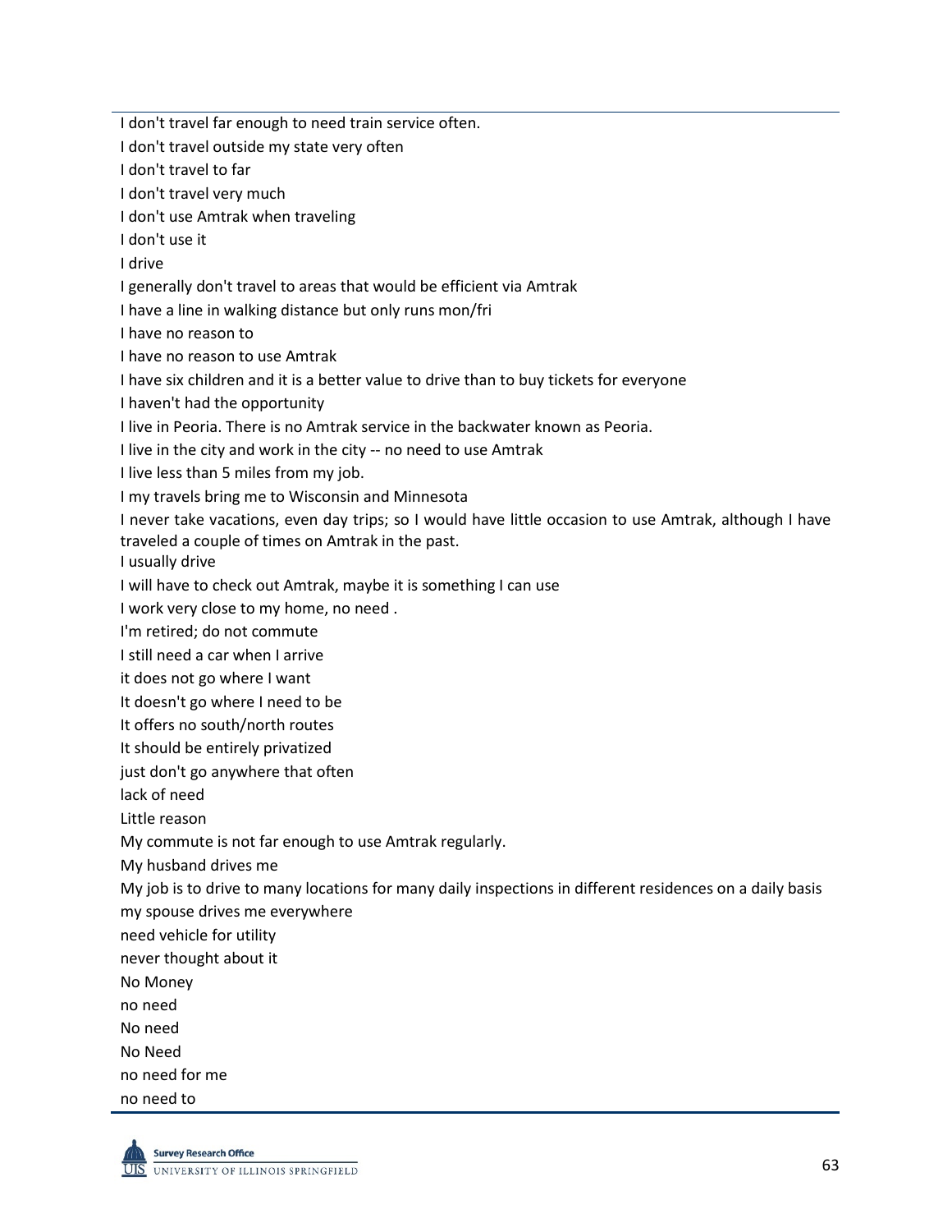I don't travel far enough to need train service often.

I don't travel outside my state very often

I don't travel to far

I don't travel very much

I don't use Amtrak when traveling

I don't use it

I drive

I generally don't travel to areas that would be efficient via Amtrak

I have a line in walking distance but only runs mon/fri

I have no reason to

I have no reason to use Amtrak

I have six children and it is a better value to drive than to buy tickets for everyone

I haven't had the opportunity

I live in Peoria. There is no Amtrak service in the backwater known as Peoria.

I live in the city and work in the city -- no need to use Amtrak

I live less than 5 miles from my job.

I my travels bring me to Wisconsin and Minnesota

I never take vacations, even day trips; so I would have little occasion to use Amtrak, although I have traveled a couple of times on Amtrak in the past.

I usually drive

I will have to check out Amtrak, maybe it is something I can use

I work very close to my home, no need .

I'm retired; do not commute

I still need a car when I arrive

it does not go where I want

It doesn't go where I need to be

It offers no south/north routes

It should be entirely privatized

just don't go anywhere that often

lack of need

Little reason

My commute is not far enough to use Amtrak regularly.

My husband drives me

My job is to drive to many locations for many daily inspections in different residences on a daily basis

my spouse drives me everywhere

need vehicle for utility

never thought about it

No Money

no need

No need

No Need

no need for me

no need to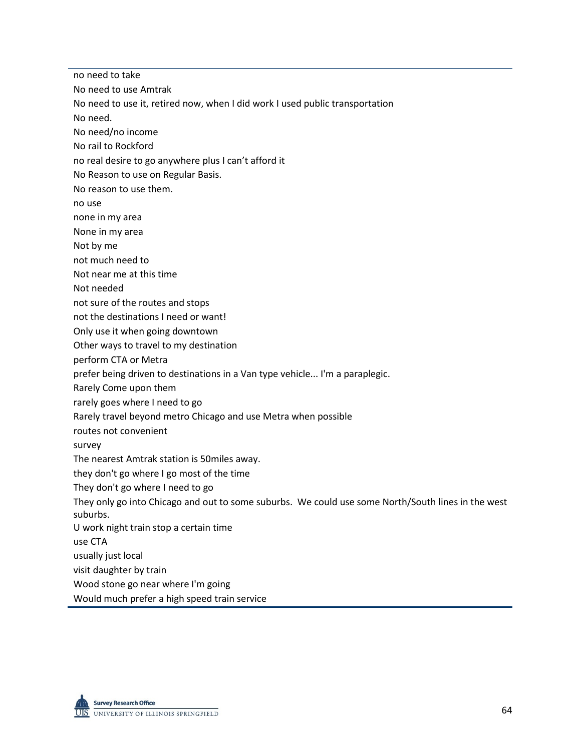no need to take

No need to use Amtrak

No need to use it, retired now, when I did work I used public transportation

No need.

No need/no income

No rail to Rockford

no real desire to go anywhere plus I can't afford it

No Reason to use on Regular Basis.

No reason to use them.

no use

none in my area

None in my area

Not by me

not much need to

Not near me at this time

Not needed

not sure of the routes and stops

not the destinations I need or want!

Only use it when going downtown

Other ways to travel to my destination

perform CTA or Metra

prefer being driven to destinations in a Van type vehicle... I'm a paraplegic.

Rarely Come upon them

rarely goes where I need to go

Rarely travel beyond metro Chicago and use Metra when possible

routes not convenient

survey

The nearest Amtrak station is 50miles away.

they don't go where I go most of the time

They don't go where I need to go

They only go into Chicago and out to some suburbs. We could use some North/South lines in the west suburbs.

U work night train stop a certain time

use CTA

usually just local

visit daughter by train

Wood stone go near where I'm going

Would much prefer a high speed train service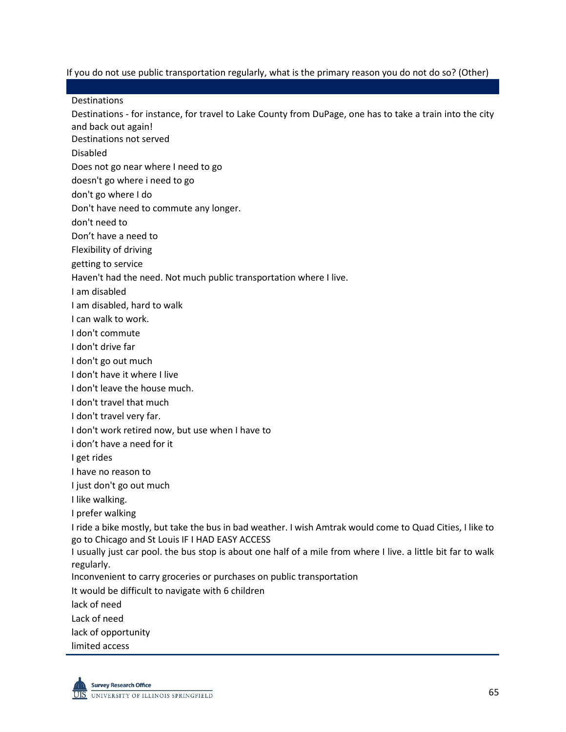If you do not use public transportation regularly, what is the primary reason you do not do so? (Other)

| |
|---|
| Destinations |
| Destinations - for instance, for travel to Lake County from DuPage, one has to take a train into the city and back out again! |
| Destinations not served |
| Disabled |
| Does not go near where I need to go |
| doesn't go where i need to go |
| don't go where I do |
| Don't have need to commute any longer. |
| don't need to |
| Don’t have a need to |
| Flexibility of driving |
| getting to service |
| Haven't had the need. Not much public transportation where I live. |
| I am disabled |
| I am disabled, hard to walk |
| I can walk to work. |
| I don't commute |
| I don't drive far |
| I don't go out much |
| I don't have it where I live |
| I don't leave the house much. |
| I don't travel that much |
| I don't travel very far. |
| I don't work retired now, but use when I have to |
| i don’t have a need for it |
| I get rides |
| I have no reason to |
| I just don't go out much |
| I like walking. |
| I prefer walking |
| I ride a bike mostly, but take the bus in bad weather. I wish Amtrak would come to Quad Cities, I like to go to Chicago and St Louis IF I HAD EASY ACCESS |
| I usually just car pool. the bus stop is about one half of a mile from where I live. a little bit far to walk regularly. |
| Inconvenient to carry groceries or purchases on public transportation |
| It would be difficult to navigate with 6 children |
| lack of need |
| Lack of need |
| lack of opportunity |
| limited access |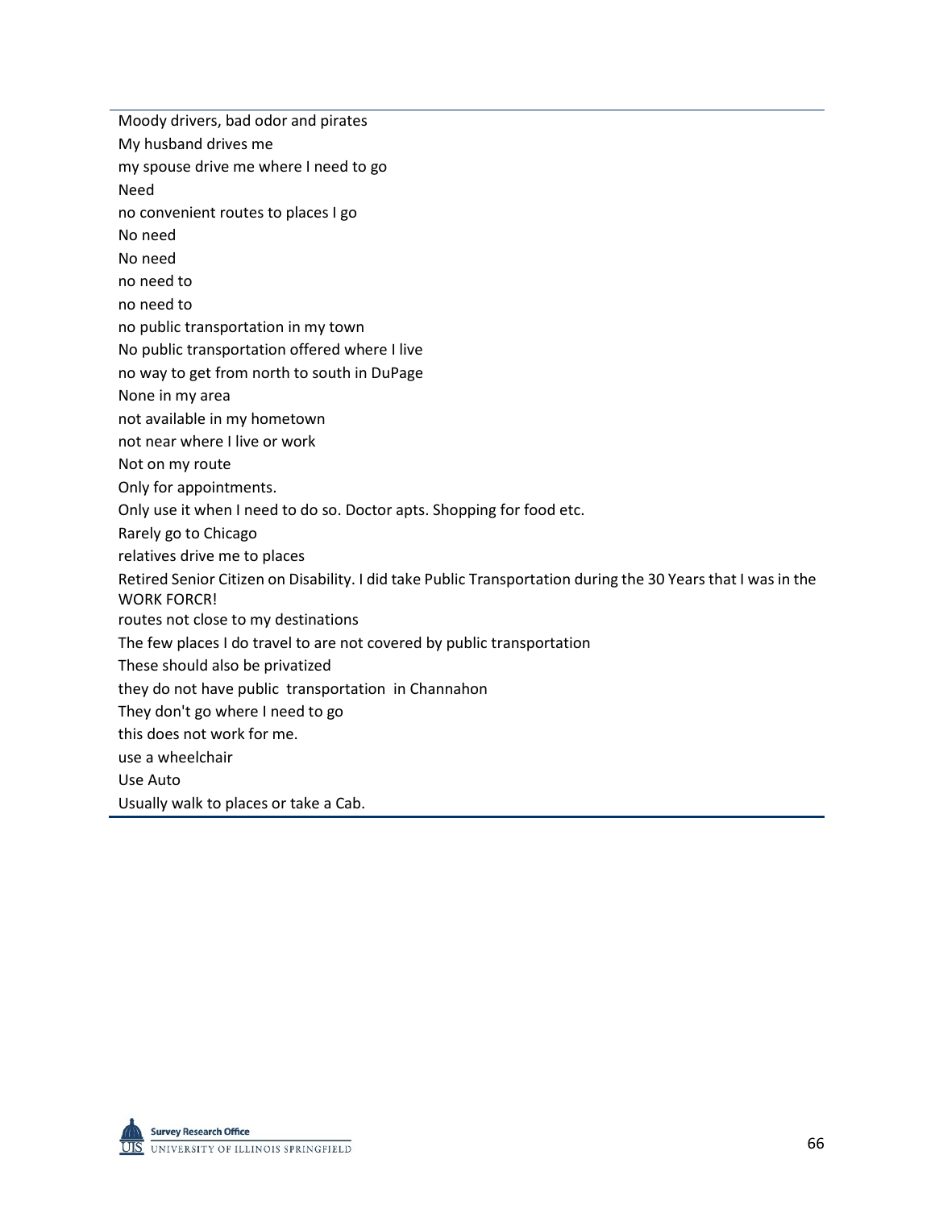| |
|---|
| Moody drivers, bad odor and pirates |
| My husband drives me |
| my spouse drive me where I need to go |
| Need |
| no convenient routes to places I go |
| No need |
| No need |
| no need to |
| no need to |
| no public transportation in my town |
| No public transportation offered where I live |
| no way to get from north to south in DuPage |
| None in my area |
| not available in my hometown |
| not near where I live or work |
| Not on my route |
| Only for appointments. |
| Only use it when I need to do so. Doctor apts. Shopping for food etc. |
| Rarely go to Chicago |
| relatives drive me to places |
| Retired Senior Citizen on Disability. I did take Public Transportation during the 30 Years that I was in the WORK FORCR! |
| routes not close to my destinations |
| The few places I do travel to are not covered by public transportation |
| These should also be privatized |
| they do not have public transportation in Channahon |
| They don't go where I need to go |
| this does not work for me. |
| use a wheelchair |
| Use Auto |
| Usually walk to places or take a Cab. |